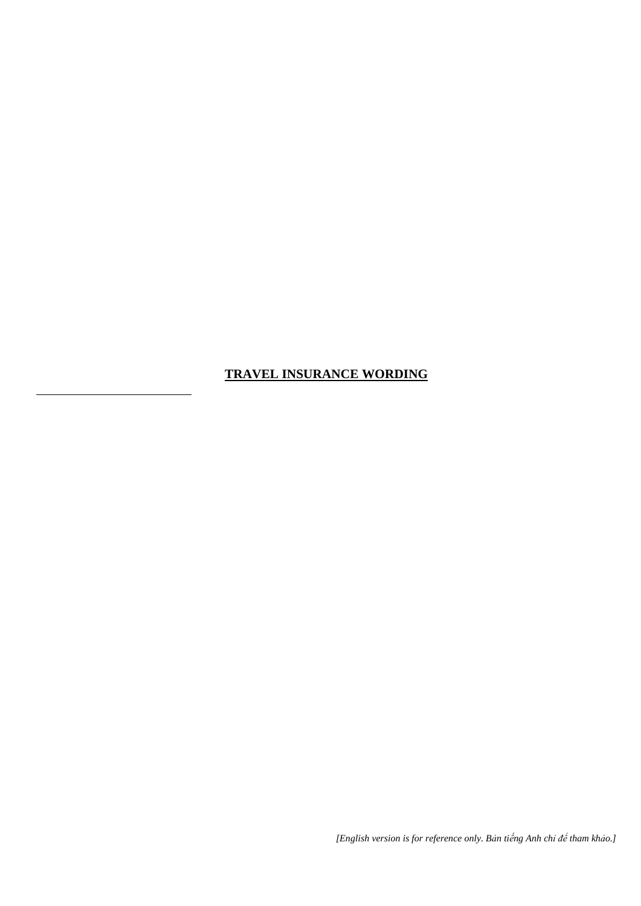# TRAVEL INSURANCE WORDING

*[English version is for reference only. Bản tiếng Anh chỉ để tham khảo.]*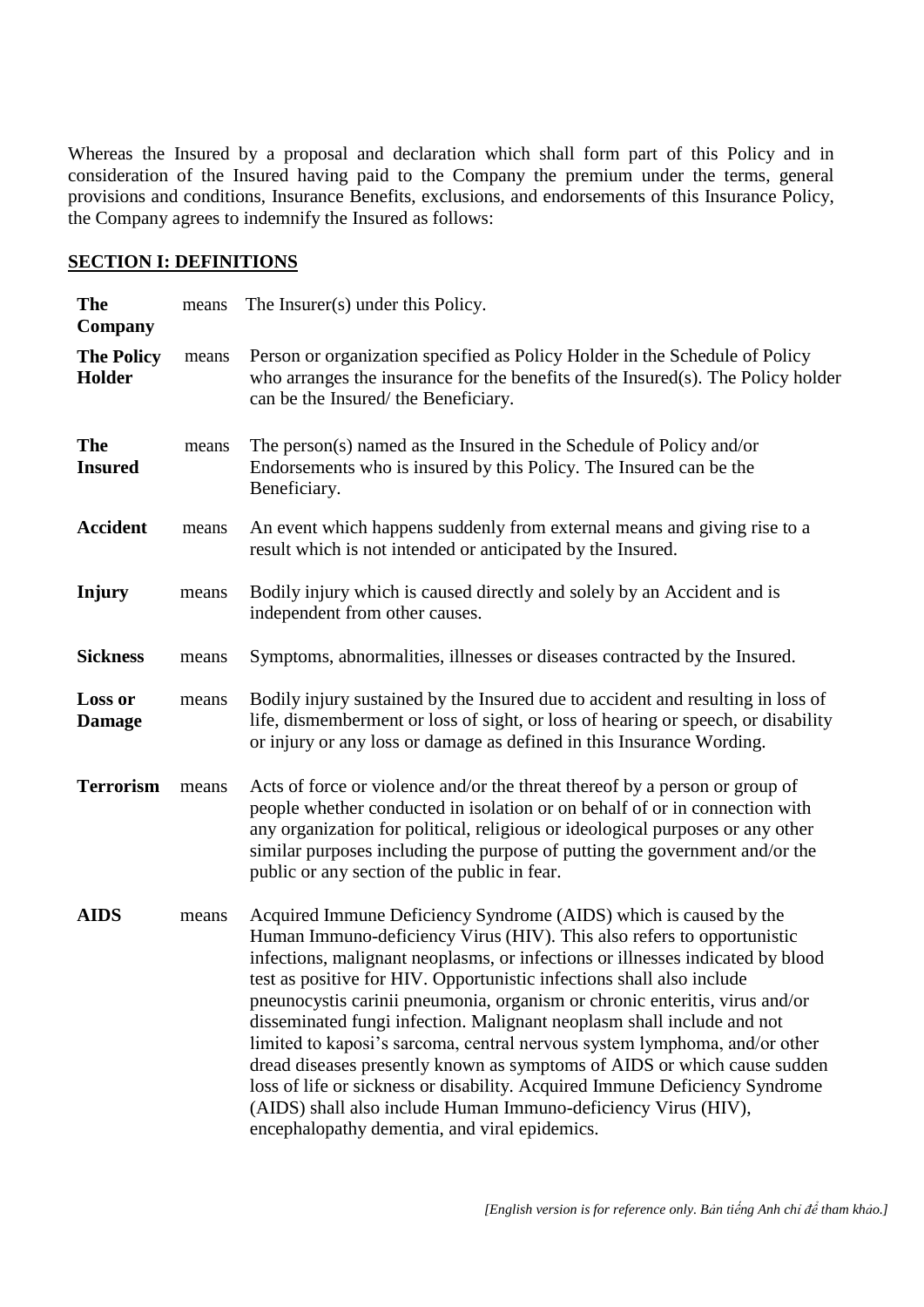Whereas the Insured by a proposal and declaration which shall form part of this Policy and in consideration of the Insured having paid to the Company the premium under the terms, general provisions and conditions, Insurance Benefits, exclusions, and endorsements of this Insurance Policy, the Company agrees to indemnify the Insured as follows:

## SECTION I: DEFINITIONS

| | | |
|---|---|---|
| **The Company** | means | The Insurer(s) under this Policy. |
| **The Policy Holder** | means | Person or organization specified as Policy Holder in the Schedule of Policy who arranges the insurance for the benefits of the Insured(s). The Policy holder can be the Insured/ the Beneficiary. |
| **The Insured** | means | The person(s) named as the Insured in the Schedule of Policy and/or Endorsements who is insured by this Policy. The Insured can be the Beneficiary. |
| **Accident** | means | An event which happens suddenly from external means and giving rise to a result which is not intended or anticipated by the Insured. |
| **Injury** | means | Bodily injury which is caused directly and solely by an Accident and is independent from other causes. |
| **Sickness** | means | Symptoms, abnormalities, illnesses or diseases contracted by the Insured. |
| **Loss or Damage** | means | Bodily injury sustained by the Insured due to accident and resulting in loss of life, dismemberment or loss of sight, or loss of hearing or speech, or disability or injury or any loss or damage as defined in this Insurance Wording. |
| **Terrorism** | means | Acts of force or violence and/or the threat thereof by a person or group of people whether conducted in isolation or on behalf of or in connection with any organization for political, religious or ideological purposes or any other similar purposes including the purpose of putting the government and/or the public or any section of the public in fear. |
| **AIDS** | means | Acquired Immune Deficiency Syndrome (AIDS) which is caused by the Human Immuno-deficiency Virus (HIV). This also refers to opportunistic infections, malignant neoplasms, or infections or illnesses indicated by blood test as positive for HIV. Opportunistic infections shall also include pneunocystis carinii pneumonia, organism or chronic enteritis, virus and/or disseminated fungi infection. Malignant neoplasm shall include and not limited to kaposi's sarcoma, central nervous system lymphoma, and/or other dread diseases presently known as symptoms of AIDS or which cause sudden loss of life or sickness or disability. Acquired Immune Deficiency Syndrome (AIDS) shall also include Human Immuno-deficiency Virus (HIV), encephalopathy dementia, and viral epidemics. |

*[English version is for reference only. Bản tiếng Anh chỉ để tham khảo.]*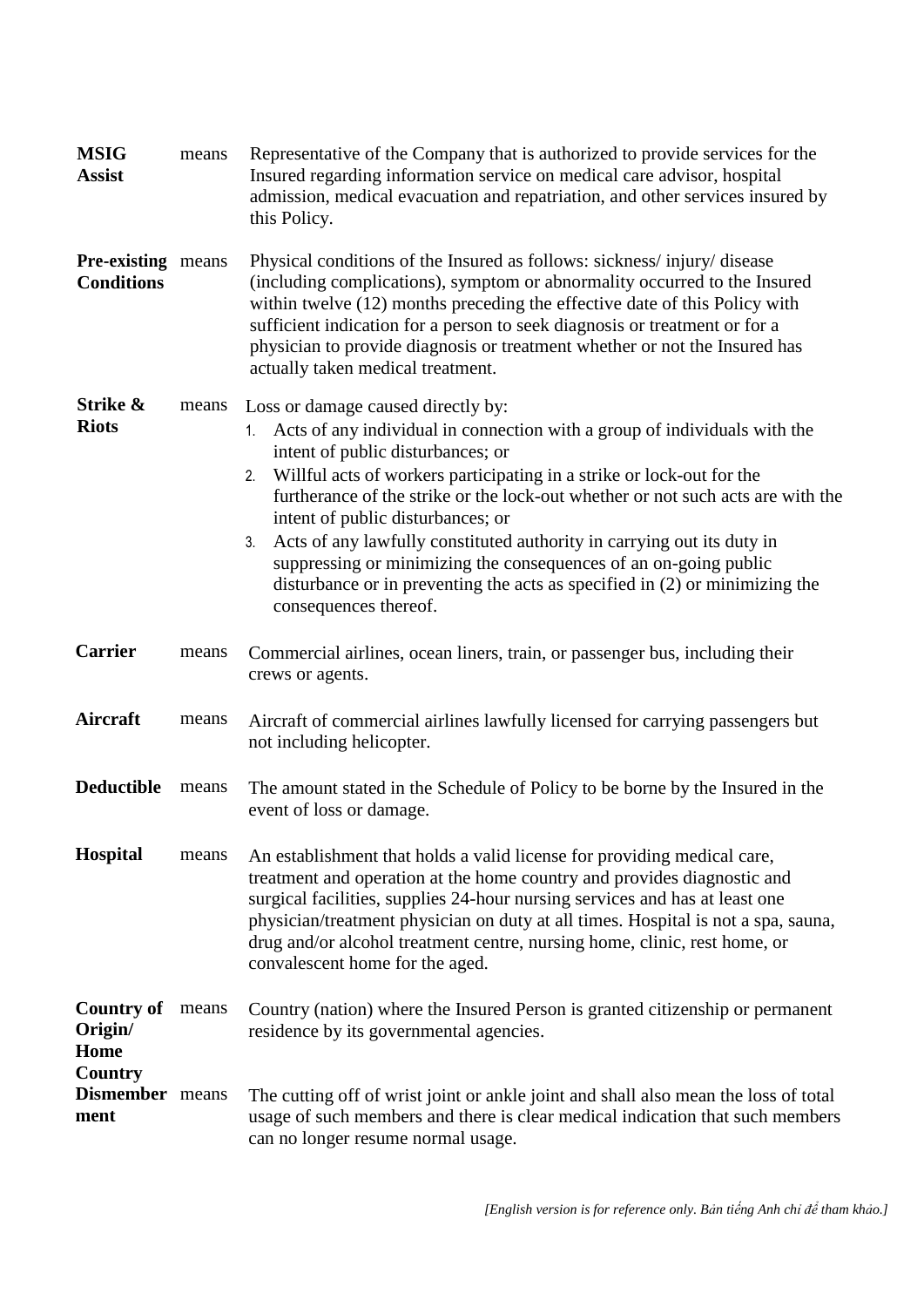**MSIG Assist** means Representative of the Company that is authorized to provide services for the Insured regarding information service on medical care advisor, hospital admission, medical evacuation and repatriation, and other services insured by this Policy.

**Pre-existing Conditions** means Physical conditions of the Insured as follows: sickness/ injury/ disease (including complications), symptom or abnormality occurred to the Insured within twelve (12) months preceding the effective date of this Policy with sufficient indication for a person to seek diagnosis or treatment or for a physician to provide diagnosis or treatment whether or not the Insured has actually taken medical treatment.

**Strike & Riots** means Loss or damage caused directly by:

1. Acts of any individual in connection with a group of individuals with the intent of public disturbances; or
2. Willful acts of workers participating in a strike or lock-out for the furtherance of the strike or the lock-out whether or not such acts are with the intent of public disturbances; or
3. Acts of any lawfully constituted authority in carrying out its duty in suppressing or minimizing the consequences of an on-going public disturbance or in preventing the acts as specified in (2) or minimizing the consequences thereof.

**Carrier** means Commercial airlines, ocean liners, train, or passenger bus, including their crews or agents.

**Aircraft** means Aircraft of commercial airlines lawfully licensed for carrying passengers but not including helicopter.

**Deductible** means The amount stated in the Schedule of Policy to be borne by the Insured in the event of loss or damage.

**Hospital** means An establishment that holds a valid license for providing medical care, treatment and operation at the home country and provides diagnostic and surgical facilities, supplies 24-hour nursing services and has at least one physician/treatment physician on duty at all times. Hospital is not a spa, sauna, drug and/or alcohol treatment centre, nursing home, clinic, rest home, or convalescent home for the aged.

**Country of Origin/ Home Country** means Country (nation) where the Insured Person is granted citizenship or permanent residence by its governmental agencies.

**Dismemberment** means The cutting off of wrist joint or ankle joint and shall also mean the loss of total usage of such members and there is clear medical indication that such members can no longer resume normal usage.

*[English version is for reference only. Bản tiếng Anh chỉ để tham khảo.]*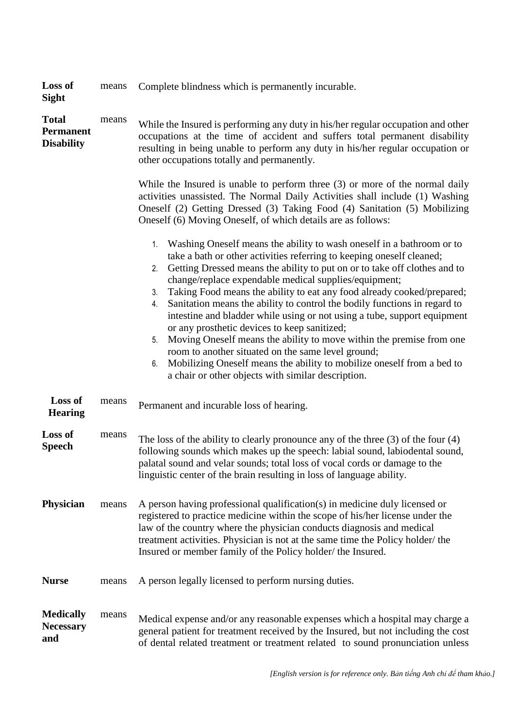**Loss of Sight** means Complete blindness which is permanently incurable.

**Total Permanent Disability** means While the Insured is performing any duty in his/her regular occupation and other occupations at the time of accident and suffers total permanent disability resulting in being unable to perform any duty in his/her regular occupation or other occupations totally and permanently.

While the Insured is unable to perform three (3) or more of the normal daily activities unassisted. The Normal Daily Activities shall include (1) Washing Oneself (2) Getting Dressed (3) Taking Food (4) Sanitation (5) Mobilizing Oneself (6) Moving Oneself, of which details are as follows:

1. Washing Oneself means the ability to wash oneself in a bathroom or to take a bath or other activities referring to keeping oneself cleaned;
2. Getting Dressed means the ability to put on or to take off clothes and to change/replace expendable medical supplies/equipment;
3. Taking Food means the ability to eat any food already cooked/prepared;
4. Sanitation means the ability to control the bodily functions in regard to intestine and bladder while using or not using a tube, support equipment or any prosthetic devices to keep sanitized;
5. Moving Oneself means the ability to move within the premise from one room to another situated on the same level ground;
6. Mobilizing Oneself means the ability to mobilize oneself from a bed to a chair or other objects with similar description.

**Loss of Hearing** means Permanent and incurable loss of hearing.

**Loss of Speech** means The loss of the ability to clearly pronounce any of the three (3) of the four (4) following sounds which makes up the speech: labial sound, labiodental sound, palatal sound and velar sounds; total loss of vocal cords or damage to the linguistic center of the brain resulting in loss of language ability.

**Physician** means A person having professional qualification(s) in medicine duly licensed or registered to practice medicine within the scope of his/her license under the law of the country where the physician conducts diagnosis and medical treatment activities. Physician is not at the same time the Policy holder/ the Insured or member family of the Policy holder/ the Insured.

**Nurse** means A person legally licensed to perform nursing duties.

**Medically Necessary and** means Medical expense and/or any reasonable expenses which a hospital may charge a general patient for treatment received by the Insured, but not including the cost of dental related treatment or treatment related to sound pronunciation unless

*[English version is for reference only. Bản tiếng Anh chỉ để tham khảo.]*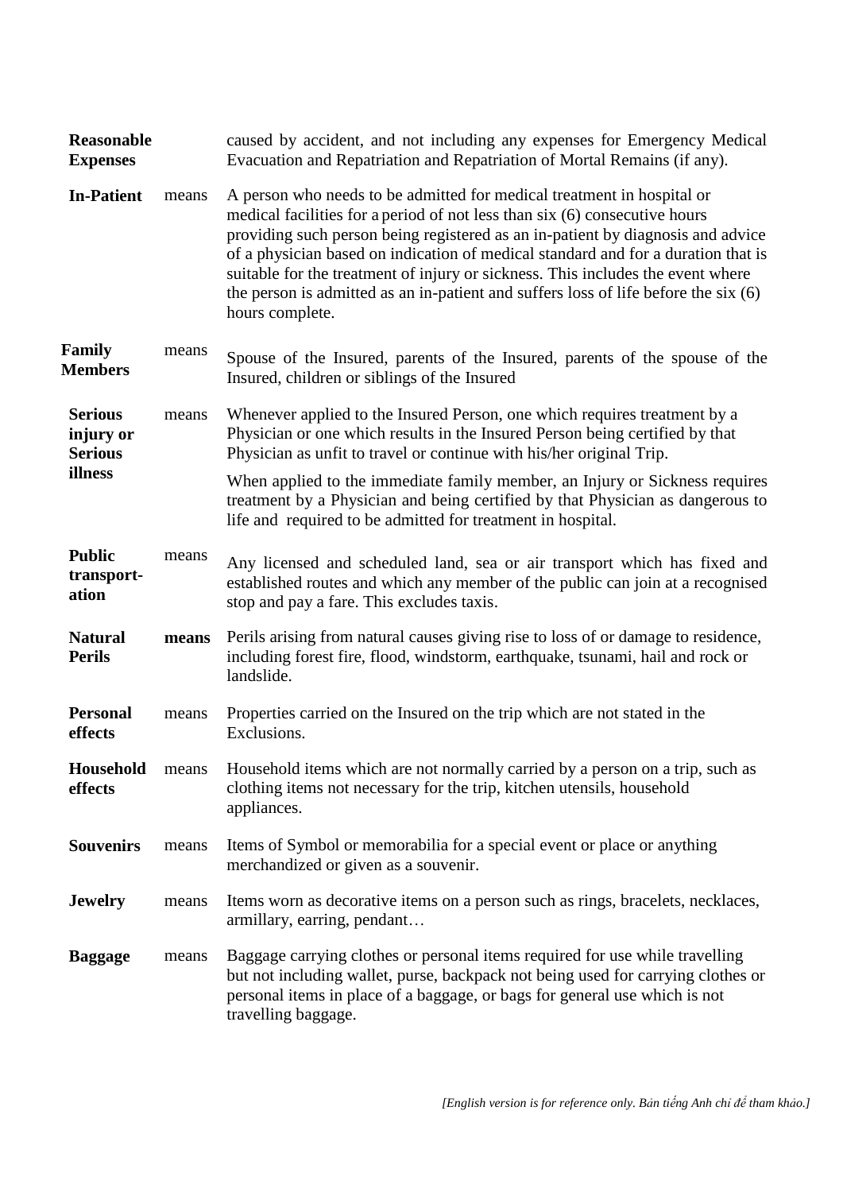| | | |
|---|---|---|
| **Reasonable Expenses** | | caused by accident, and not including any expenses for Emergency Medical Evacuation and Repatriation and Repatriation of Mortal Remains (if any). |
| **In-Patient** | means | A person who needs to be admitted for medical treatment in hospital or medical facilities for a period of not less than six (6) consecutive hours providing such person being registered as an in-patient by diagnosis and advice of a physician based on indication of medical standard and for a duration that is suitable for the treatment of injury or sickness. This includes the event where the person is admitted as an in-patient and suffers loss of life before the six (6) hours complete. |
| **Family Members** | means | Spouse of the Insured, parents of the Insured, parents of the spouse of the Insured, children or siblings of the Insured |
| **Serious injury or Serious illness** | means | Whenever applied to the Insured Person, one which requires treatment by a Physician or one which results in the Insured Person being certified by that Physician as unfit to travel or continue with his/her original Trip.<br><br>When applied to the immediate family member, an Injury or Sickness requires treatment by a Physician and being certified by that Physician as dangerous to life and required to be admitted for treatment in hospital. |
| **Public transport-ation** | means | Any licensed and scheduled land, sea or air transport which has fixed and established routes and which any member of the public can join at a recognised stop and pay a fare. This excludes taxis. |
| **Natural Perils** | **means** | Perils arising from natural causes giving rise to loss of or damage to residence, including forest fire, flood, windstorm, earthquake, tsunami, hail and rock or landslide. |
| **Personal effects** | means | Properties carried on the Insured on the trip which are not stated in the Exclusions. |
| **Household effects** | means | Household items which are not normally carried by a person on a trip, such as clothing items not necessary for the trip, kitchen utensils, household appliances. |
| **Souvenirs** | means | Items of Symbol or memorabilia for a special event or place or anything merchandized or given as a souvenir. |
| **Jewelry** | means | Items worn as decorative items on a person such as rings, bracelets, necklaces, armillary, earring, pendant… |
| **Baggage** | means | Baggage carrying clothes or personal items required for use while travelling but not including wallet, purse, backpack not being used for carrying clothes or personal items in place of a baggage, or bags for general use which is not travelling baggage. |

*[English version is for reference only. Bản tiếng Anh chỉ để tham khảo.]*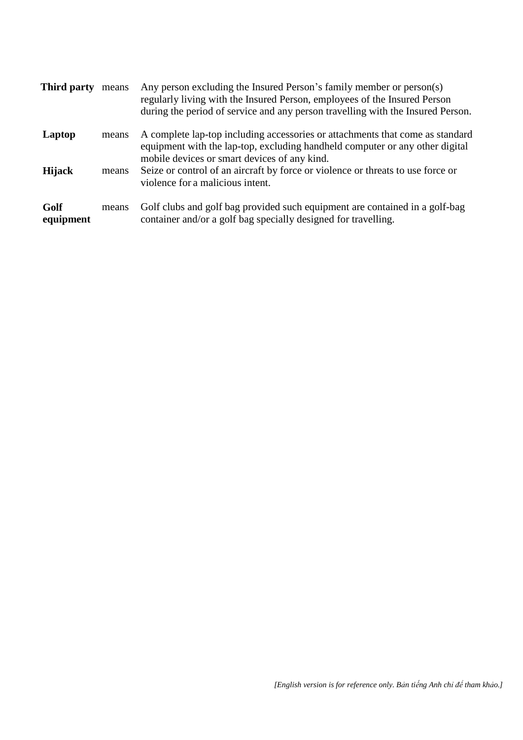| | | |
|---|---|---|
| **Third party** | means | Any person excluding the Insured Person's family member or person(s) regularly living with the Insured Person, employees of the Insured Person during the period of service and any person travelling with the Insured Person. |
| **Laptop** | means | A complete lap-top including accessories or attachments that come as standard equipment with the lap-top, excluding handheld computer or any other digital mobile devices or smart devices of any kind. |
| **Hijack** | means | Seize or control of an aircraft by force or violence or threats to use force or violence for a malicious intent. |
| **Golf equipment** | means | Golf clubs and golf bag provided such equipment are contained in a golf-bag container and/or a golf bag specially designed for travelling. |

*[English version is for reference only. Bản tiếng Anh chỉ để tham khảo.]*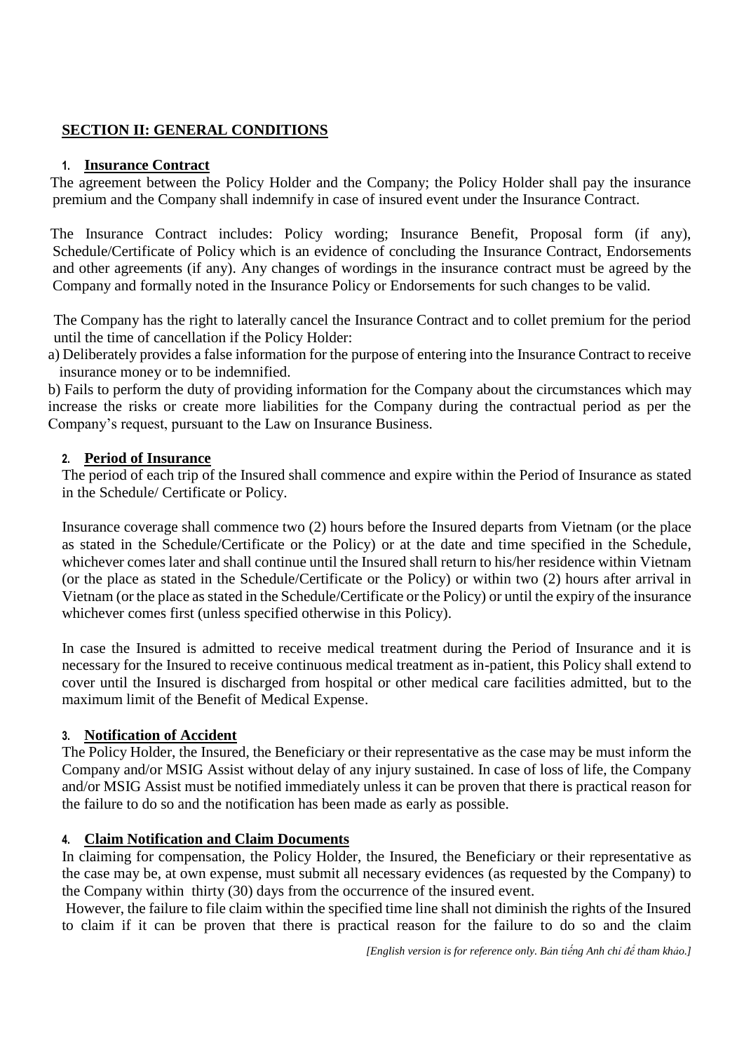## SECTION II: GENERAL CONDITIONS

### 1. Insurance Contract

The agreement between the Policy Holder and the Company; the Policy Holder shall pay the insurance premium and the Company shall indemnify in case of insured event under the Insurance Contract.

The Insurance Contract includes: Policy wording; Insurance Benefit, Proposal form (if any), Schedule/Certificate of Policy which is an evidence of concluding the Insurance Contract, Endorsements and other agreements (if any). Any changes of wordings in the insurance contract must be agreed by the Company and formally noted in the Insurance Policy or Endorsements for such changes to be valid.

The Company has the right to laterally cancel the Insurance Contract and to collet premium for the period until the time of cancellation if the Policy Holder:

a) Deliberately provides a false information for the purpose of entering into the Insurance Contract to receive insurance money or to be indemnified.

b) Fails to perform the duty of providing information for the Company about the circumstances which may increase the risks or create more liabilities for the Company during the contractual period as per the Company's request, pursuant to the Law on Insurance Business.

### 2. Period of Insurance

The period of each trip of the Insured shall commence and expire within the Period of Insurance as stated in the Schedule/ Certificate or Policy.

Insurance coverage shall commence two (2) hours before the Insured departs from Vietnam (or the place as stated in the Schedule/Certificate or the Policy) or at the date and time specified in the Schedule, whichever comes later and shall continue until the Insured shall return to his/her residence within Vietnam (or the place as stated in the Schedule/Certificate or the Policy) or within two (2) hours after arrival in Vietnam (or the place as stated in the Schedule/Certificate or the Policy) or until the expiry of the insurance whichever comes first (unless specified otherwise in this Policy).

In case the Insured is admitted to receive medical treatment during the Period of Insurance and it is necessary for the Insured to receive continuous medical treatment as in-patient, this Policy shall extend to cover until the Insured is discharged from hospital or other medical care facilities admitted, but to the maximum limit of the Benefit of Medical Expense.

### 3. Notification of Accident

The Policy Holder, the Insured, the Beneficiary or their representative as the case may be must inform the Company and/or MSIG Assist without delay of any injury sustained. In case of loss of life, the Company and/or MSIG Assist must be notified immediately unless it can be proven that there is practical reason for the failure to do so and the notification has been made as early as possible.

### 4. Claim Notification and Claim Documents

In claiming for compensation, the Policy Holder, the Insured, the Beneficiary or their representative as the case may be, at own expense, must submit all necessary evidences (as requested by the Company) to the Company within thirty (30) days from the occurrence of the insured event.

However, the failure to file claim within the specified time line shall not diminish the rights of the Insured to claim if it can be proven that there is practical reason for the failure to do so and the claim

*[English version is for reference only. Bản tiếng Anh chỉ để tham khảo.]*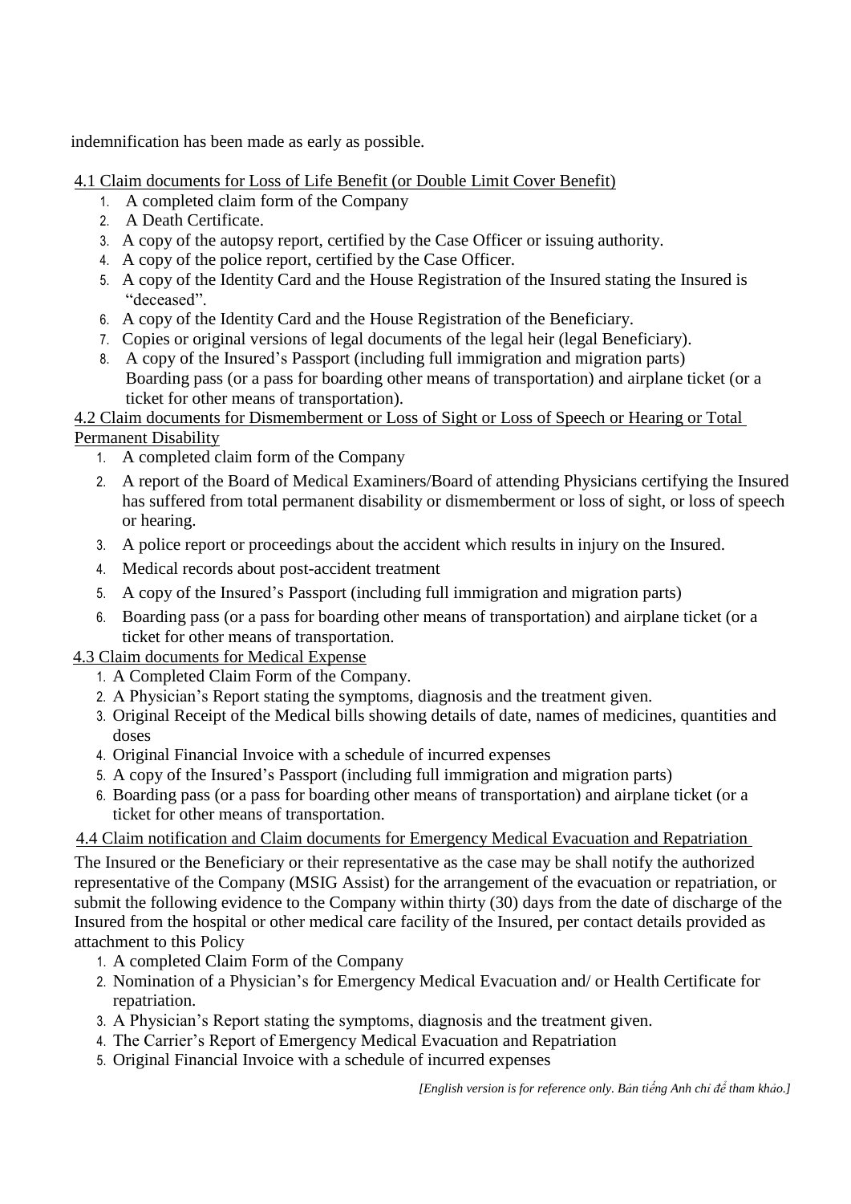indemnification has been made as early as possible.

4.1 Claim documents for Loss of Life Benefit (or Double Limit Cover Benefit)

1. A completed claim form of the Company
2. A Death Certificate.
3. A copy of the autopsy report, certified by the Case Officer or issuing authority.
4. A copy of the police report, certified by the Case Officer.
5. A copy of the Identity Card and the House Registration of the Insured stating the Insured is "deceased".
6. A copy of the Identity Card and the House Registration of the Beneficiary.
7. Copies or original versions of legal documents of the legal heir (legal Beneficiary).
8. A copy of the Insured's Passport (including full immigration and migration parts) Boarding pass (or a pass for boarding other means of transportation) and airplane ticket (or a ticket for other means of transportation).

4.2 Claim documents for Dismemberment or Loss of Sight or Loss of Speech or Hearing or Total Permanent Disability

1. A completed claim form of the Company
2. A report of the Board of Medical Examiners/Board of attending Physicians certifying the Insured has suffered from total permanent disability or dismemberment or loss of sight, or loss of speech or hearing.
3. A police report or proceedings about the accident which results in injury on the Insured.
4. Medical records about post-accident treatment
5. A copy of the Insured's Passport (including full immigration and migration parts)
6. Boarding pass (or a pass for boarding other means of transportation) and airplane ticket (or a ticket for other means of transportation.

4.3 Claim documents for Medical Expense

1. A Completed Claim Form of the Company.
2. A Physician's Report stating the symptoms, diagnosis and the treatment given.
3. Original Receipt of the Medical bills showing details of date, names of medicines, quantities and doses
4. Original Financial Invoice with a schedule of incurred expenses
5. A copy of the Insured's Passport (including full immigration and migration parts)
6. Boarding pass (or a pass for boarding other means of transportation) and airplane ticket (or a ticket for other means of transportation.

4.4 Claim notification and Claim documents for Emergency Medical Evacuation and Repatriation

The Insured or the Beneficiary or their representative as the case may be shall notify the authorized representative of the Company (MSIG Assist) for the arrangement of the evacuation or repatriation, or submit the following evidence to the Company within thirty (30) days from the date of discharge of the Insured from the hospital or other medical care facility of the Insured, per contact details provided as attachment to this Policy

1. A completed Claim Form of the Company
2. Nomination of a Physician's for Emergency Medical Evacuation and/ or Health Certificate for repatriation.
3. A Physician's Report stating the symptoms, diagnosis and the treatment given.
4. The Carrier's Report of Emergency Medical Evacuation and Repatriation
5. Original Financial Invoice with a schedule of incurred expenses

*[English version is for reference only. Bản tiếng Anh chỉ để tham khảo.]*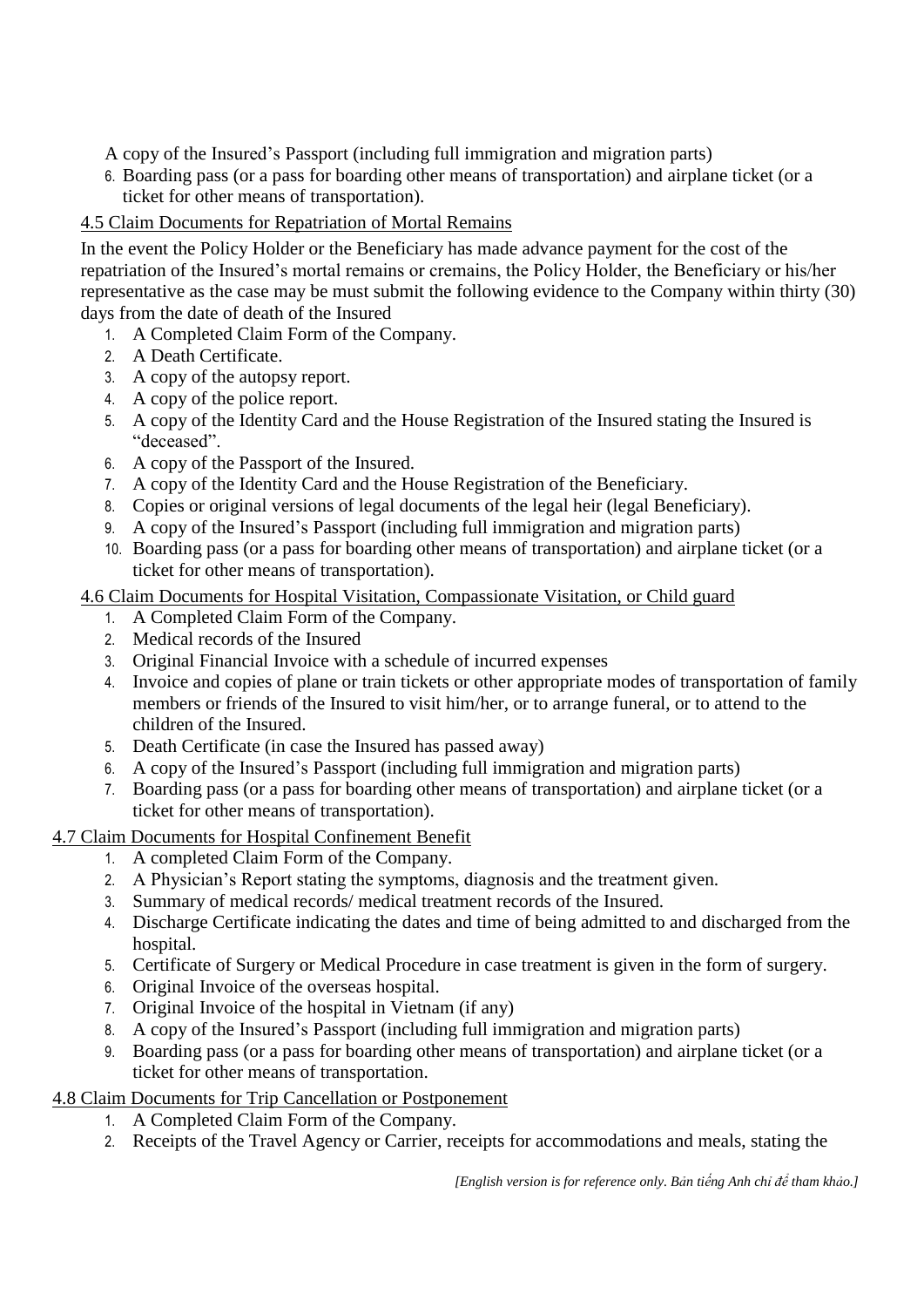A copy of the Insured's Passport (including full immigration and migration parts)

6. Boarding pass (or a pass for boarding other means of transportation) and airplane ticket (or a ticket for other means of transportation).

4.5 Claim Documents for Repatriation of Mortal Remains

In the event the Policy Holder or the Beneficiary has made advance payment for the cost of the repatriation of the Insured's mortal remains or cremains, the Policy Holder, the Beneficiary or his/her representative as the case may be must submit the following evidence to the Company within thirty (30) days from the date of death of the Insured

1. A Completed Claim Form of the Company.
2. A Death Certificate.
3. A copy of the autopsy report.
4. A copy of the police report.
5. A copy of the Identity Card and the House Registration of the Insured stating the Insured is "deceased".
6. A copy of the Passport of the Insured.
7. A copy of the Identity Card and the House Registration of the Beneficiary.
8. Copies or original versions of legal documents of the legal heir (legal Beneficiary).
9. A copy of the Insured's Passport (including full immigration and migration parts)
10. Boarding pass (or a pass for boarding other means of transportation) and airplane ticket (or a ticket for other means of transportation).

4.6 Claim Documents for Hospital Visitation, Compassionate Visitation, or Child guard

1. A Completed Claim Form of the Company.
2. Medical records of the Insured
3. Original Financial Invoice with a schedule of incurred expenses
4. Invoice and copies of plane or train tickets or other appropriate modes of transportation of family members or friends of the Insured to visit him/her, or to arrange funeral, or to attend to the children of the Insured.
5. Death Certificate (in case the Insured has passed away)
6. A copy of the Insured's Passport (including full immigration and migration parts)
7. Boarding pass (or a pass for boarding other means of transportation) and airplane ticket (or a ticket for other means of transportation).

4.7 Claim Documents for Hospital Confinement Benefit

1. A completed Claim Form of the Company.
2. A Physician's Report stating the symptoms, diagnosis and the treatment given.
3. Summary of medical records/ medical treatment records of the Insured.
4. Discharge Certificate indicating the dates and time of being admitted to and discharged from the hospital.
5. Certificate of Surgery or Medical Procedure in case treatment is given in the form of surgery.
6. Original Invoice of the overseas hospital.
7. Original Invoice of the hospital in Vietnam (if any)
8. A copy of the Insured's Passport (including full immigration and migration parts)
9. Boarding pass (or a pass for boarding other means of transportation) and airplane ticket (or a ticket for other means of transportation.

4.8 Claim Documents for Trip Cancellation or Postponement

1. A Completed Claim Form of the Company.
2. Receipts of the Travel Agency or Carrier, receipts for accommodations and meals, stating the

*[English version is for reference only. Bản tiếng Anh chỉ để tham khảo.]*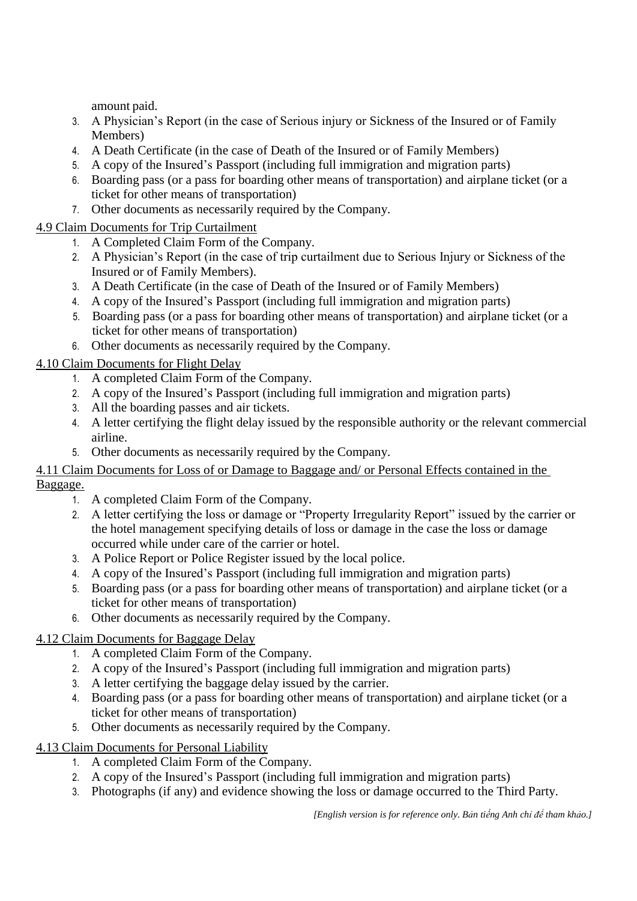amount paid.

3. A Physician's Report (in the case of Serious injury or Sickness of the Insured or of Family Members)
4. A Death Certificate (in the case of Death of the Insured or of Family Members)
5. A copy of the Insured's Passport (including full immigration and migration parts)
6. Boarding pass (or a pass for boarding other means of transportation) and airplane ticket (or a ticket for other means of transportation)
7. Other documents as necessarily required by the Company.

<u>4.9 Claim Documents for Trip Curtailment</u>

1. A Completed Claim Form of the Company.
2. A Physician's Report (in the case of trip curtailment due to Serious Injury or Sickness of the Insured or of Family Members).
3. A Death Certificate (in the case of Death of the Insured or of Family Members)
4. A copy of the Insured's Passport (including full immigration and migration parts)
5. Boarding pass (or a pass for boarding other means of transportation) and airplane ticket (or a ticket for other means of transportation)
6. Other documents as necessarily required by the Company.

<u>4.10 Claim Documents for Flight Delay</u>

1. A completed Claim Form of the Company.
2. A copy of the Insured's Passport (including full immigration and migration parts)
3. All the boarding passes and air tickets.
4. A letter certifying the flight delay issued by the responsible authority or the relevant commercial airline.
5. Other documents as necessarily required by the Company.

<u>4.11 Claim Documents for Loss of or Damage to Baggage and/ or Personal Effects contained in the Baggage.</u>

1. A completed Claim Form of the Company.
2. A letter certifying the loss or damage or "Property Irregularity Report" issued by the carrier or the hotel management specifying details of loss or damage in the case the loss or damage occurred while under care of the carrier or hotel.
3. A Police Report or Police Register issued by the local police.
4. A copy of the Insured's Passport (including full immigration and migration parts)
5. Boarding pass (or a pass for boarding other means of transportation) and airplane ticket (or a ticket for other means of transportation)
6. Other documents as necessarily required by the Company.

<u>4.12 Claim Documents for Baggage Delay</u>

1. A completed Claim Form of the Company.
2. A copy of the Insured's Passport (including full immigration and migration parts)
3. A letter certifying the baggage delay issued by the carrier.
4. Boarding pass (or a pass for boarding other means of transportation) and airplane ticket (or a ticket for other means of transportation)
5. Other documents as necessarily required by the Company.

<u>4.13 Claim Documents for Personal Liability</u>

1. A completed Claim Form of the Company.
2. A copy of the Insured's Passport (including full immigration and migration parts)
3. Photographs (if any) and evidence showing the loss or damage occurred to the Third Party.

*[English version is for reference only. Bản tiếng Anh chỉ để tham khảo.]*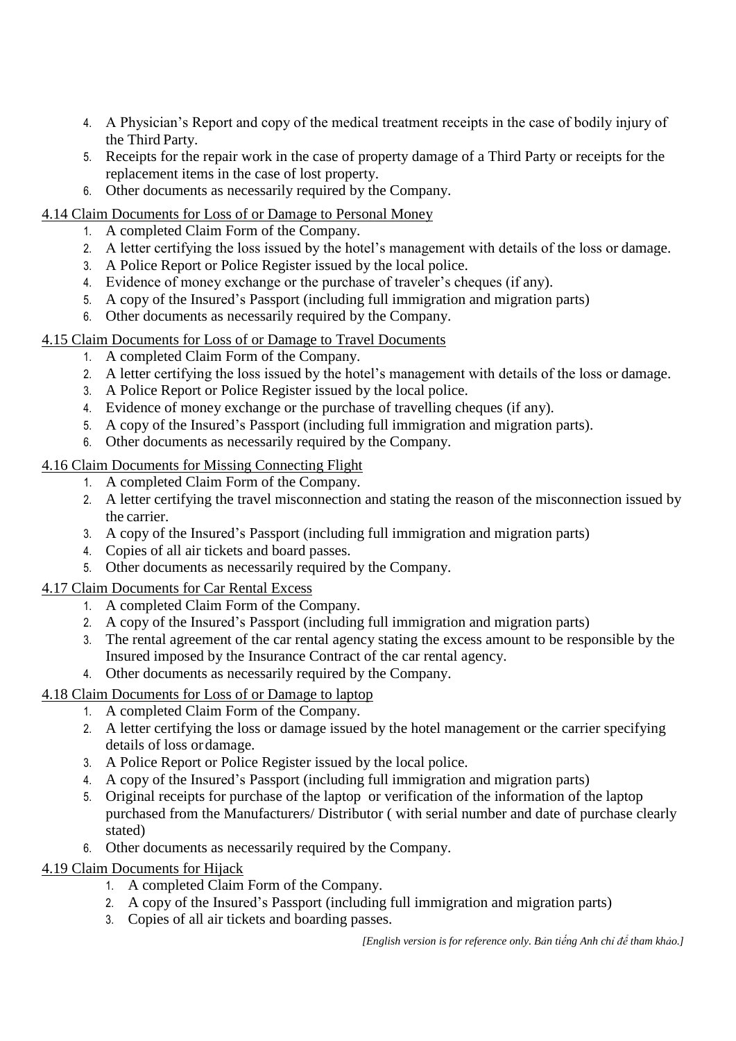4. A Physician's Report and copy of the medical treatment receipts in the case of bodily injury of the Third Party.
5. Receipts for the repair work in the case of property damage of a Third Party or receipts for the replacement items in the case of lost property.
6. Other documents as necessarily required by the Company.

4.14 Claim Documents for Loss of or Damage to Personal Money

1. A completed Claim Form of the Company.
2. A letter certifying the loss issued by the hotel's management with details of the loss or damage.
3. A Police Report or Police Register issued by the local police.
4. Evidence of money exchange or the purchase of traveler's cheques (if any).
5. A copy of the Insured's Passport (including full immigration and migration parts)
6. Other documents as necessarily required by the Company.

4.15 Claim Documents for Loss of or Damage to Travel Documents

1. A completed Claim Form of the Company.
2. A letter certifying the loss issued by the hotel's management with details of the loss or damage.
3. A Police Report or Police Register issued by the local police.
4. Evidence of money exchange or the purchase of travelling cheques (if any).
5. A copy of the Insured's Passport (including full immigration and migration parts).
6. Other documents as necessarily required by the Company.

4.16 Claim Documents for Missing Connecting Flight

1. A completed Claim Form of the Company.
2. A letter certifying the travel misconnection and stating the reason of the misconnection issued by the carrier.
3. A copy of the Insured's Passport (including full immigration and migration parts)
4. Copies of all air tickets and board passes.
5. Other documents as necessarily required by the Company.

4.17 Claim Documents for Car Rental Excess

1. A completed Claim Form of the Company.
2. A copy of the Insured's Passport (including full immigration and migration parts)
3. The rental agreement of the car rental agency stating the excess amount to be responsible by the Insured imposed by the Insurance Contract of the car rental agency.
4. Other documents as necessarily required by the Company.

4.18 Claim Documents for Loss of or Damage to laptop

1. A completed Claim Form of the Company.
2. A letter certifying the loss or damage issued by the hotel management or the carrier specifying details of loss or damage.
3. A Police Report or Police Register issued by the local police.
4. A copy of the Insured's Passport (including full immigration and migration parts)
5. Original receipts for purchase of the laptop or verification of the information of the laptop purchased from the Manufacturers/ Distributor ( with serial number and date of purchase clearly stated)
6. Other documents as necessarily required by the Company.

4.19 Claim Documents for Hijack

1. A completed Claim Form of the Company.
2. A copy of the Insured's Passport (including full immigration and migration parts)
3. Copies of all air tickets and boarding passes.

*[English version is for reference only. Bản tiếng Anh chỉ để tham khảo.]*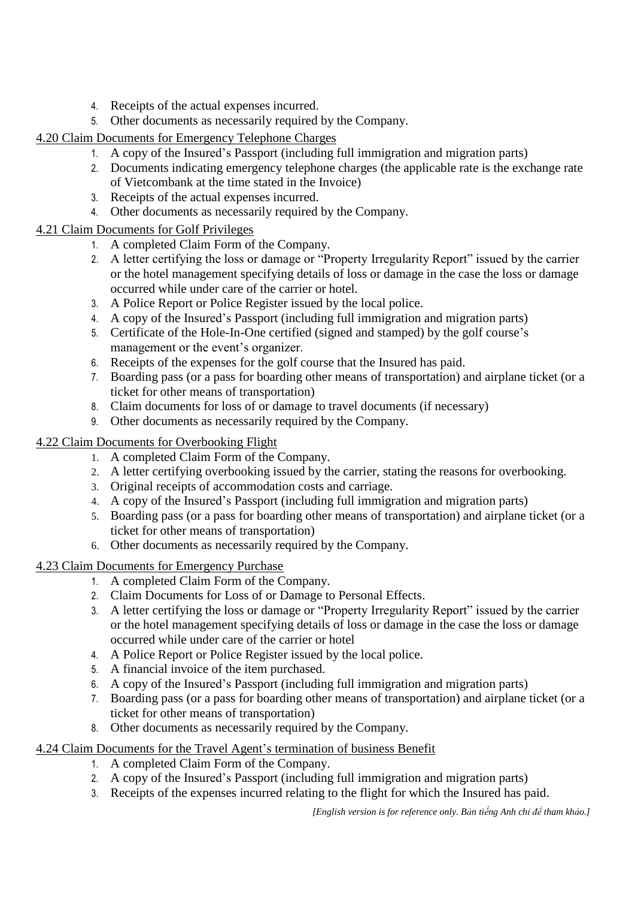4. Receipts of the actual expenses incurred.
5. Other documents as necessarily required by the Company.

4.20 Claim Documents for Emergency Telephone Charges

1. A copy of the Insured's Passport (including full immigration and migration parts)
2. Documents indicating emergency telephone charges (the applicable rate is the exchange rate of Vietcombank at the time stated in the Invoice)
3. Receipts of the actual expenses incurred.
4. Other documents as necessarily required by the Company.

4.21 Claim Documents for Golf Privileges

1. A completed Claim Form of the Company.
2. A letter certifying the loss or damage or "Property Irregularity Report" issued by the carrier or the hotel management specifying details of loss or damage in the case the loss or damage occurred while under care of the carrier or hotel.
3. A Police Report or Police Register issued by the local police.
4. A copy of the Insured's Passport (including full immigration and migration parts)
5. Certificate of the Hole-In-One certified (signed and stamped) by the golf course's management or the event's organizer.
6. Receipts of the expenses for the golf course that the Insured has paid.
7. Boarding pass (or a pass for boarding other means of transportation) and airplane ticket (or a ticket for other means of transportation)
8. Claim documents for loss of or damage to travel documents (if necessary)
9. Other documents as necessarily required by the Company.

4.22 Claim Documents for Overbooking Flight

1. A completed Claim Form of the Company.
2. A letter certifying overbooking issued by the carrier, stating the reasons for overbooking.
3. Original receipts of accommodation costs and carriage.
4. A copy of the Insured's Passport (including full immigration and migration parts)
5. Boarding pass (or a pass for boarding other means of transportation) and airplane ticket (or a ticket for other means of transportation)
6. Other documents as necessarily required by the Company.

4.23 Claim Documents for Emergency Purchase

1. A completed Claim Form of the Company.
2. Claim Documents for Loss of or Damage to Personal Effects.
3. A letter certifying the loss or damage or "Property Irregularity Report" issued by the carrier or the hotel management specifying details of loss or damage in the case the loss or damage occurred while under care of the carrier or hotel
4. A Police Report or Police Register issued by the local police.
5. A financial invoice of the item purchased.
6. A copy of the Insured's Passport (including full immigration and migration parts)
7. Boarding pass (or a pass for boarding other means of transportation) and airplane ticket (or a ticket for other means of transportation)
8. Other documents as necessarily required by the Company.

4.24 Claim Documents for the Travel Agent's termination of business Benefit

1. A completed Claim Form of the Company.
2. A copy of the Insured's Passport (including full immigration and migration parts)
3. Receipts of the expenses incurred relating to the flight for which the Insured has paid.

*[English version is for reference only. Bản tiếng Anh chỉ để tham khảo.]*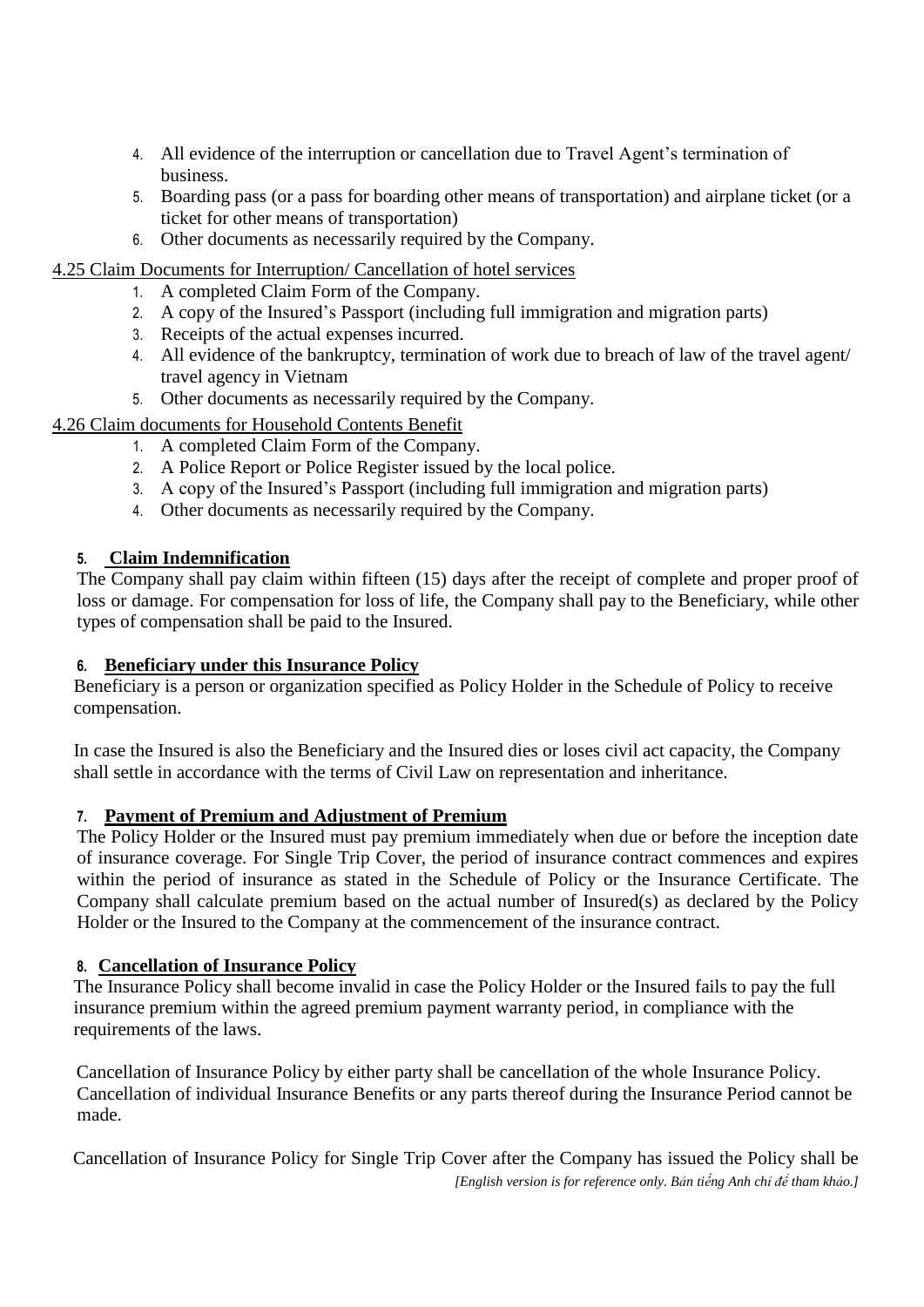4. All evidence of the interruption or cancellation due to Travel Agent's termination of business.
5. Boarding pass (or a pass for boarding other means of transportation) and airplane ticket (or a ticket for other means of transportation)
6. Other documents as necessarily required by the Company.

4.25 Claim Documents for Interruption/ Cancellation of hotel services

1. A completed Claim Form of the Company.
2. A copy of the Insured's Passport (including full immigration and migration parts)
3. Receipts of the actual expenses incurred.
4. All evidence of the bankruptcy, termination of work due to breach of law of the travel agent/ travel agency in Vietnam
5. Other documents as necessarily required by the Company.

4.26 Claim documents for Household Contents Benefit

1. A completed Claim Form of the Company.
2. A Police Report or Police Register issued by the local police.
3. A copy of the Insured's Passport (including full immigration and migration parts)
4. Other documents as necessarily required by the Company.

## 5. Claim Indemnification

The Company shall pay claim within fifteen (15) days after the receipt of complete and proper proof of loss or damage. For compensation for loss of life, the Company shall pay to the Beneficiary, while other types of compensation shall be paid to the Insured.

## 6. Beneficiary under this Insurance Policy

Beneficiary is a person or organization specified as Policy Holder in the Schedule of Policy to receive compensation.

In case the Insured is also the Beneficiary and the Insured dies or loses civil act capacity, the Company shall settle in accordance with the terms of Civil Law on representation and inheritance.

## 7. Payment of Premium and Adjustment of Premium

The Policy Holder or the Insured must pay premium immediately when due or before the inception date of insurance coverage. For Single Trip Cover, the period of insurance contract commences and expires within the period of insurance as stated in the Schedule of Policy or the Insurance Certificate. The Company shall calculate premium based on the actual number of Insured(s) as declared by the Policy Holder or the Insured to the Company at the commencement of the insurance contract.

## 8. Cancellation of Insurance Policy

The Insurance Policy shall become invalid in case the Policy Holder or the Insured fails to pay the full insurance premium within the agreed premium payment warranty period, in compliance with the requirements of the laws.

Cancellation of Insurance Policy by either party shall be cancellation of the whole Insurance Policy. Cancellation of individual Insurance Benefits or any parts thereof during the Insurance Period cannot be made.

Cancellation of Insurance Policy for Single Trip Cover after the Company has issued the Policy shall be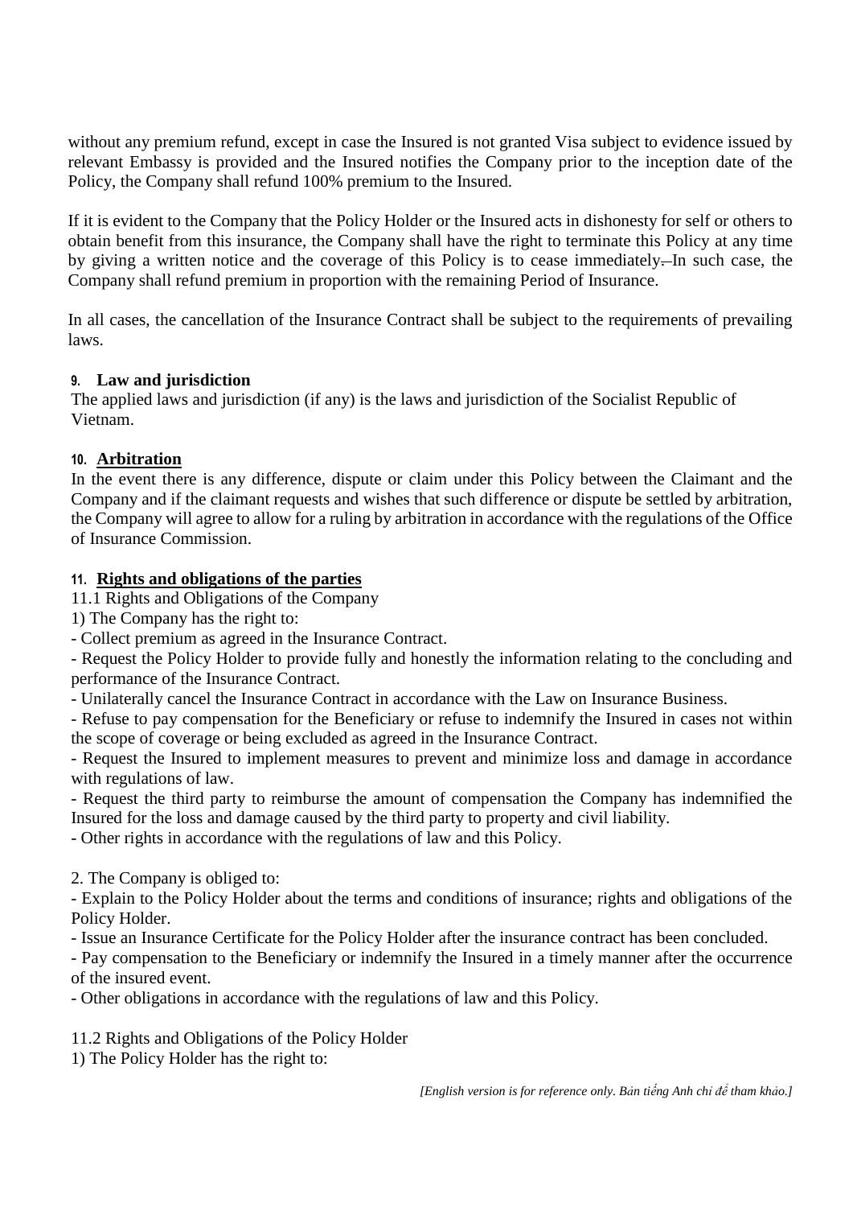without any premium refund, except in case the Insured is not granted Visa subject to evidence issued by relevant Embassy is provided and the Insured notifies the Company prior to the inception date of the Policy, the Company shall refund 100% premium to the Insured.

If it is evident to the Company that the Policy Holder or the Insured acts in dishonesty for self or others to obtain benefit from this insurance, the Company shall have the right to terminate this Policy at any time by giving a written notice and the coverage of this Policy is to cease immediately. In such case, the Company shall refund premium in proportion with the remaining Period of Insurance.

In all cases, the cancellation of the Insurance Contract shall be subject to the requirements of prevailing laws.

### 9. Law and jurisdiction

The applied laws and jurisdiction (if any) is the laws and jurisdiction of the Socialist Republic of Vietnam.

### 10. Arbitration

In the event there is any difference, dispute or claim under this Policy between the Claimant and the Company and if the claimant requests and wishes that such difference or dispute be settled by arbitration, the Company will agree to allow for a ruling by arbitration in accordance with the regulations of the Office of Insurance Commission.

### 11. Rights and obligations of the parties

11.1 Rights and Obligations of the Company

1) The Company has the right to:

- Collect premium as agreed in the Insurance Contract.
- Request the Policy Holder to provide fully and honestly the information relating to the concluding and performance of the Insurance Contract.
- Unilaterally cancel the Insurance Contract in accordance with the Law on Insurance Business.
- Refuse to pay compensation for the Beneficiary or refuse to indemnify the Insured in cases not within the scope of coverage or being excluded as agreed in the Insurance Contract.
- Request the Insured to implement measures to prevent and minimize loss and damage in accordance with regulations of law.
- Request the third party to reimburse the amount of compensation the Company has indemnified the Insured for the loss and damage caused by the third party to property and civil liability.
- Other rights in accordance with the regulations of law and this Policy.

2. The Company is obliged to:

- Explain to the Policy Holder about the terms and conditions of insurance; rights and obligations of the Policy Holder.
- Issue an Insurance Certificate for the Policy Holder after the insurance contract has been concluded.
- Pay compensation to the Beneficiary or indemnify the Insured in a timely manner after the occurrence of the insured event.
- Other obligations in accordance with the regulations of law and this Policy.

11.2 Rights and Obligations of the Policy Holder

1) The Policy Holder has the right to:

*[English version is for reference only. Bản tiếng Anh chỉ để tham khảo.]*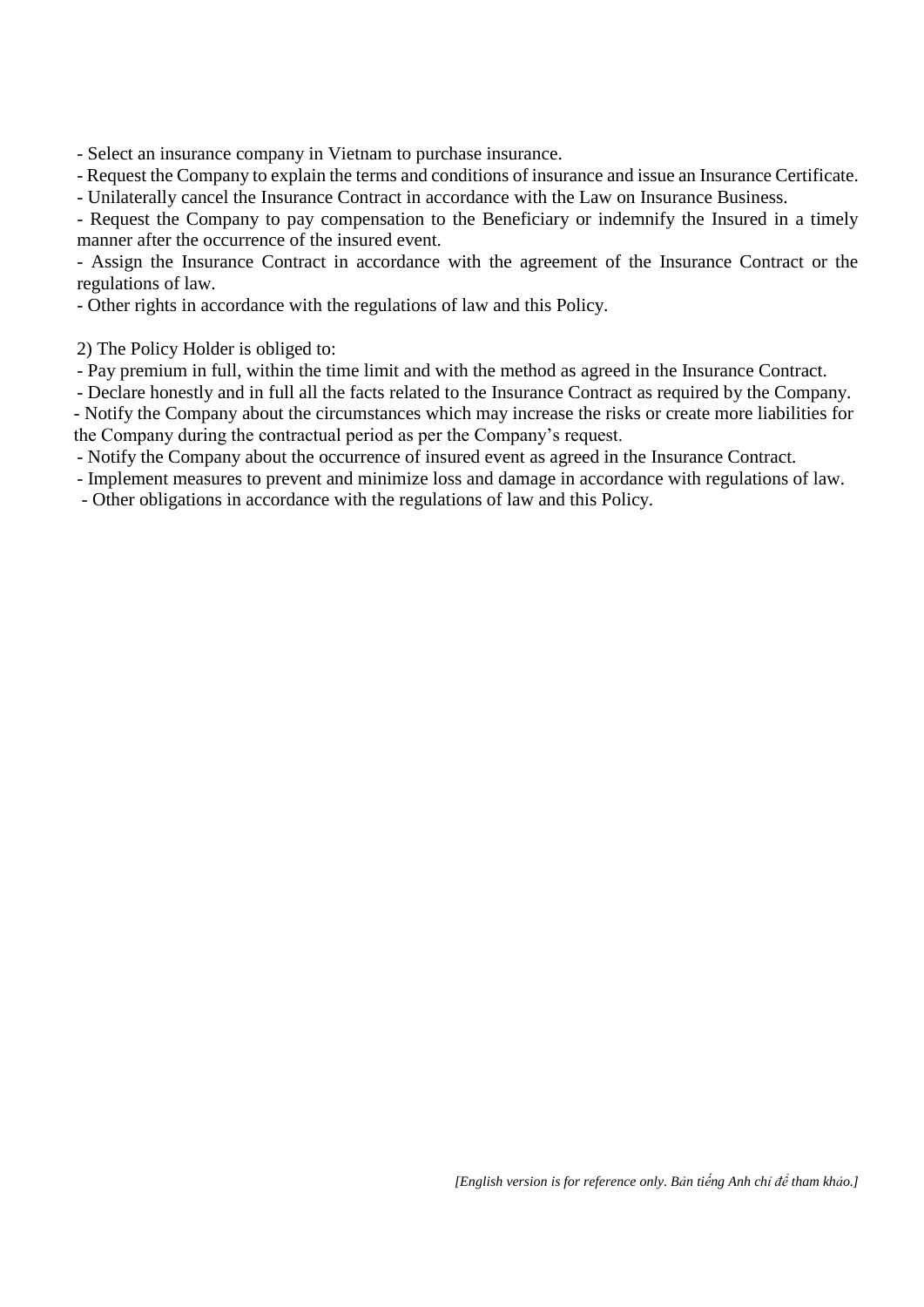- Select an insurance company in Vietnam to purchase insurance.
- Request the Company to explain the terms and conditions of insurance and issue an Insurance Certificate.
- Unilaterally cancel the Insurance Contract in accordance with the Law on Insurance Business.
- Request the Company to pay compensation to the Beneficiary or indemnify the Insured in a timely manner after the occurrence of the insured event.
- Assign the Insurance Contract in accordance with the agreement of the Insurance Contract or the regulations of law.
- Other rights in accordance with the regulations of law and this Policy.

2) The Policy Holder is obliged to:

- Pay premium in full, within the time limit and with the method as agreed in the Insurance Contract.
- Declare honestly and in full all the facts related to the Insurance Contract as required by the Company.
- Notify the Company about the circumstances which may increase the risks or create more liabilities for the Company during the contractual period as per the Company's request.
- Notify the Company about the occurrence of insured event as agreed in the Insurance Contract.
- Implement measures to prevent and minimize loss and damage in accordance with regulations of law.
- Other obligations in accordance with the regulations of law and this Policy.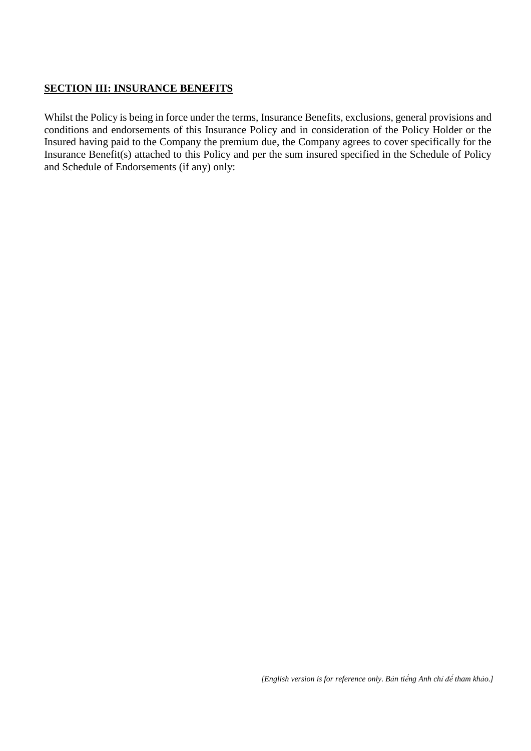## **SECTION III: INSURANCE BENEFITS**

Whilst the Policy is being in force under the terms, Insurance Benefits, exclusions, general provisions and conditions and endorsements of this Insurance Policy and in consideration of the Policy Holder or the Insured having paid to the Company the premium due, the Company agrees to cover specifically for the Insurance Benefit(s) attached to this Policy and per the sum insured specified in the Schedule of Policy and Schedule of Endorsements (if any) only:

*[English version is for reference only. Bản tiếng Anh chỉ để tham khảo.]*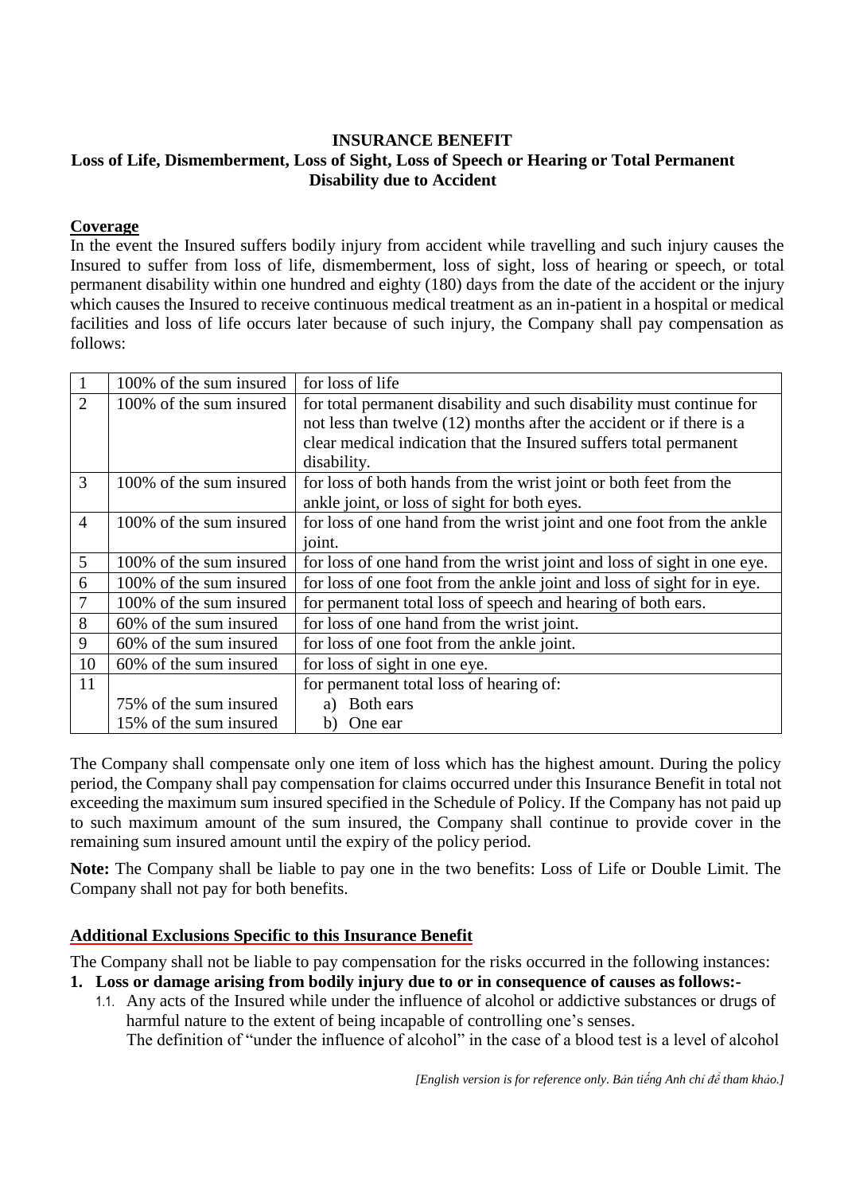**INSURANCE BENEFIT**

**Loss of Life, Dismemberment, Loss of Sight, Loss of Speech or Hearing or Total Permanent Disability due to Accident**

**Coverage**

In the event the Insured suffers bodily injury from accident while travelling and such injury causes the Insured to suffer from loss of life, dismemberment, loss of sight, loss of hearing or speech, or total permanent disability within one hundred and eighty (180) days from the date of the accident or the injury which causes the Insured to receive continuous medical treatment as an in-patient in a hospital or medical facilities and loss of life occurs later because of such injury, the Company shall pay compensation as follows:

| | | |
|---|---|---|
| 1 | 100% of the sum insured | for loss of life |
| 2 | 100% of the sum insured | for total permanent disability and such disability must continue for not less than twelve (12) months after the accident or if there is a clear medical indication that the Insured suffers total permanent disability. |
| 3 | 100% of the sum insured | for loss of both hands from the wrist joint or both feet from the ankle joint, or loss of sight for both eyes. |
| 4 | 100% of the sum insured | for loss of one hand from the wrist joint and one foot from the ankle joint. |
| 5 | 100% of the sum insured | for loss of one hand from the wrist joint and loss of sight in one eye. |
| 6 | 100% of the sum insured | for loss of one foot from the ankle joint and loss of sight for in eye. |
| 7 | 100% of the sum insured | for permanent total loss of speech and hearing of both ears. |
| 8 | 60% of the sum insured | for loss of one hand from the wrist joint. |
| 9 | 60% of the sum insured | for loss of one foot from the ankle joint. |
| 10 | 60% of the sum insured | for loss of sight in one eye. |
| 11 | | for permanent total loss of hearing of: |
| | 75% of the sum insured | a) Both ears |
| | 15% of the sum insured | b) One ear |

The Company shall compensate only one item of loss which has the highest amount. During the policy period, the Company shall pay compensation for claims occurred under this Insurance Benefit in total not exceeding the maximum sum insured specified in the Schedule of Policy. If the Company has not paid up to such maximum amount of the sum insured, the Company shall continue to provide cover in the remaining sum insured amount until the expiry of the policy period.

**Note:** The Company shall be liable to pay one in the two benefits: Loss of Life or Double Limit. The Company shall not pay for both benefits.

**Additional Exclusions Specific to this Insurance Benefit**

The Company shall not be liable to pay compensation for the risks occurred in the following instances:

1. **Loss or damage arising from bodily injury due to or in consequence of causes as follows:-**
   1.1. Any acts of the Insured while under the influence of alcohol or addictive substances or drugs of harmful nature to the extent of being incapable of controlling one's senses.
   The definition of "under the influence of alcohol" in the case of a blood test is a level of alcohol

*[English version is for reference only. Bản tiếng Anh chỉ để tham khảo.]*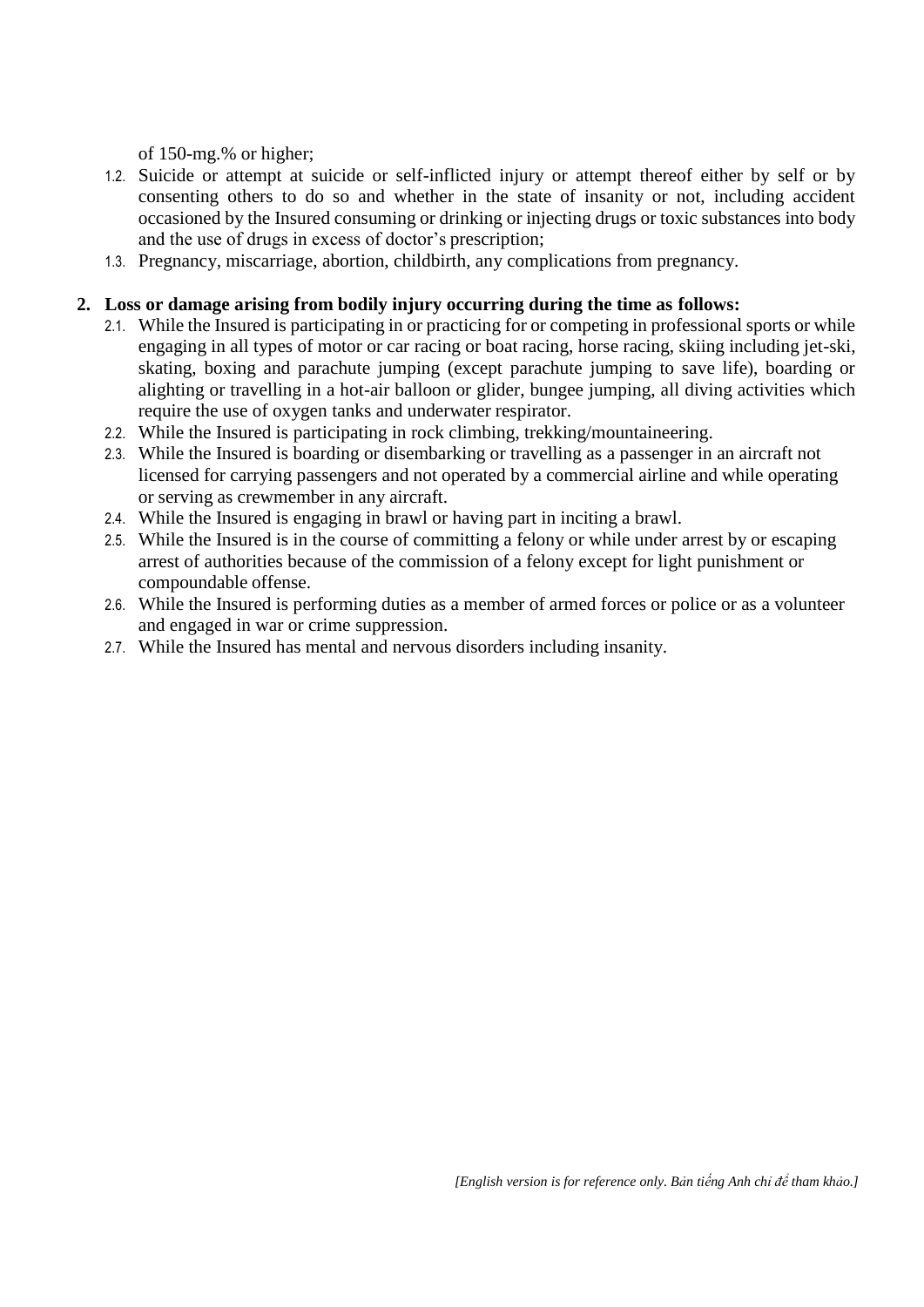of 150-mg.% or higher;

1.2. Suicide or attempt at suicide or self-inflicted injury or attempt thereof either by self or by consenting others to do so and whether in the state of insanity or not, including accident occasioned by the Insured consuming or drinking or injecting drugs or toxic substances into body and the use of drugs in excess of doctor's prescription;

1.3. Pregnancy, miscarriage, abortion, childbirth, any complications from pregnancy.

**2. Loss or damage arising from bodily injury occurring during the time as follows:**

2.1. While the Insured is participating in or practicing for or competing in professional sports or while engaging in all types of motor or car racing or boat racing, horse racing, skiing including jet-ski, skating, boxing and parachute jumping (except parachute jumping to save life), boarding or alighting or travelling in a hot-air balloon or glider, bungee jumping, all diving activities which require the use of oxygen tanks and underwater respirator.

2.2. While the Insured is participating in rock climbing, trekking/mountaineering.

2.3. While the Insured is boarding or disembarking or travelling as a passenger in an aircraft not licensed for carrying passengers and not operated by a commercial airline and while operating or serving as crewmember in any aircraft.

2.4. While the Insured is engaging in brawl or having part in inciting a brawl.

2.5. While the Insured is in the course of committing a felony or while under arrest by or escaping arrest of authorities because of the commission of a felony except for light punishment or compoundable offense.

2.6. While the Insured is performing duties as a member of armed forces or police or as a volunteer and engaged in war or crime suppression.

2.7. While the Insured has mental and nervous disorders including insanity.

*[English version is for reference only. Bản tiếng Anh chỉ để tham khảo.]*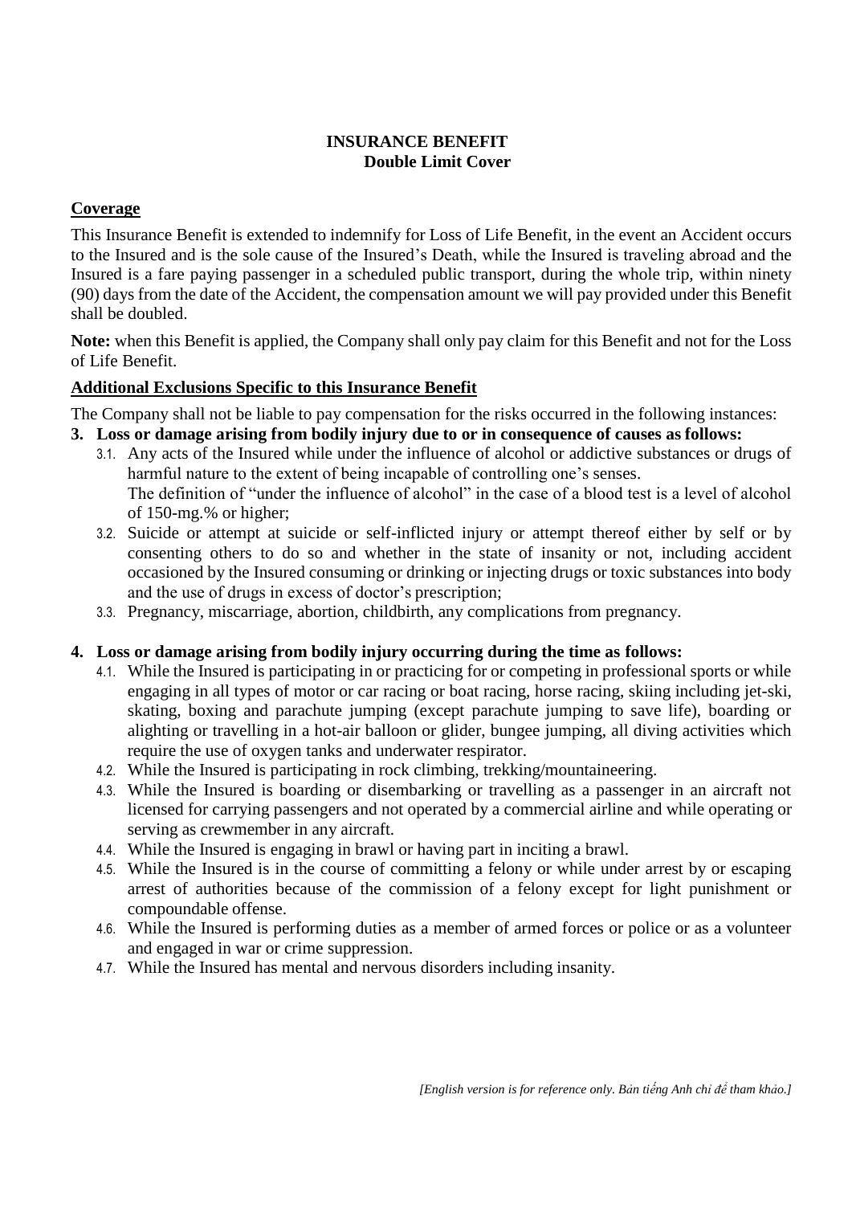## INSURANCE BENEFIT
### Double Limit Cover

**Coverage**

This Insurance Benefit is extended to indemnify for Loss of Life Benefit, in the event an Accident occurs to the Insured and is the sole cause of the Insured's Death, while the Insured is traveling abroad and the Insured is a fare paying passenger in a scheduled public transport, during the whole trip, within ninety (90) days from the date of the Accident, the compensation amount we will pay provided under this Benefit shall be doubled.

**Note:** when this Benefit is applied, the Company shall only pay claim for this Benefit and not for the Loss of Life Benefit.

**Additional Exclusions Specific to this Insurance Benefit**

The Company shall not be liable to pay compensation for the risks occurred in the following instances:

**3. Loss or damage arising from bodily injury due to or in consequence of causes as follows:**

3.1. Any acts of the Insured while under the influence of alcohol or addictive substances or drugs of harmful nature to the extent of being incapable of controlling one's senses.
The definition of "under the influence of alcohol" in the case of a blood test is a level of alcohol of 150-mg.% or higher;

3.2. Suicide or attempt at suicide or self-inflicted injury or attempt thereof either by self or by consenting others to do so and whether in the state of insanity or not, including accident occasioned by the Insured consuming or drinking or injecting drugs or toxic substances into body and the use of drugs in excess of doctor's prescription;

3.3. Pregnancy, miscarriage, abortion, childbirth, any complications from pregnancy.

**4. Loss or damage arising from bodily injury occurring during the time as follows:**

4.1. While the Insured is participating in or practicing for or competing in professional sports or while engaging in all types of motor or car racing or boat racing, horse racing, skiing including jet-ski, skating, boxing and parachute jumping (except parachute jumping to save life), boarding or alighting or travelling in a hot-air balloon or glider, bungee jumping, all diving activities which require the use of oxygen tanks and underwater respirator.

4.2. While the Insured is participating in rock climbing, trekking/mountaineering.

4.3. While the Insured is boarding or disembarking or travelling as a passenger in an aircraft not licensed for carrying passengers and not operated by a commercial airline and while operating or serving as crewmember in any aircraft.

4.4. While the Insured is engaging in brawl or having part in inciting a brawl.

4.5. While the Insured is in the course of committing a felony or while under arrest by or escaping arrest of authorities because of the commission of a felony except for light punishment or compoundable offense.

4.6. While the Insured is performing duties as a member of armed forces or police or as a volunteer and engaged in war or crime suppression.

4.7. While the Insured has mental and nervous disorders including insanity.

*[English version is for reference only. Bản tiếng Anh chỉ để tham khảo.]*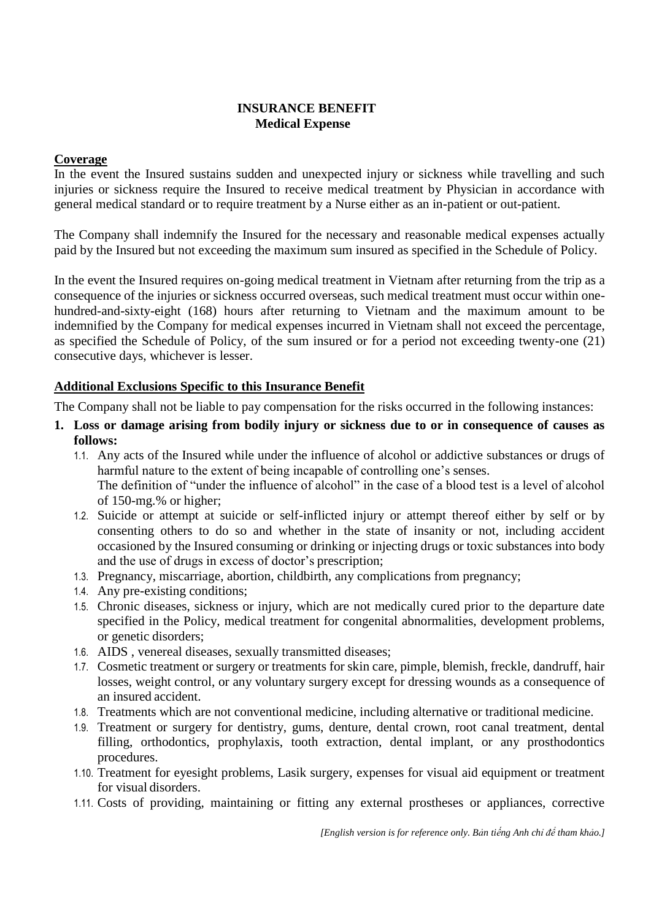**INSURANCE BENEFIT**
**Medical Expense**

**Coverage**

In the event the Insured sustains sudden and unexpected injury or sickness while travelling and such injuries or sickness require the Insured to receive medical treatment by Physician in accordance with general medical standard or to require treatment by a Nurse either as an in-patient or out-patient.

The Company shall indemnify the Insured for the necessary and reasonable medical expenses actually paid by the Insured but not exceeding the maximum sum insured as specified in the Schedule of Policy.

In the event the Insured requires on-going medical treatment in Vietnam after returning from the trip as a consequence of the injuries or sickness occurred overseas, such medical treatment must occur within one-hundred-and-sixty-eight (168) hours after returning to Vietnam and the maximum amount to be indemnified by the Company for medical expenses incurred in Vietnam shall not exceed the percentage, as specified the Schedule of Policy, of the sum insured or for a period not exceeding twenty-one (21) consecutive days, whichever is lesser.

**Additional Exclusions Specific to this Insurance Benefit**

The Company shall not be liable to pay compensation for the risks occurred in the following instances:

1. **Loss or damage arising from bodily injury or sickness due to or in consequence of causes as follows:**
   - 1.1. Any acts of the Insured while under the influence of alcohol or addictive substances or drugs of harmful nature to the extent of being incapable of controlling one's senses.
     The definition of "under the influence of alcohol" in the case of a blood test is a level of alcohol of 150-mg.% or higher;
   - 1.2. Suicide or attempt at suicide or self-inflicted injury or attempt thereof either by self or by consenting others to do so and whether in the state of insanity or not, including accident occasioned by the Insured consuming or drinking or injecting drugs or toxic substances into body and the use of drugs in excess of doctor's prescription;
   - 1.3. Pregnancy, miscarriage, abortion, childbirth, any complications from pregnancy;
   - 1.4. Any pre-existing conditions;
   - 1.5. Chronic diseases, sickness or injury, which are not medically cured prior to the departure date specified in the Policy, medical treatment for congenital abnormalities, development problems, or genetic disorders;
   - 1.6. AIDS , venereal diseases, sexually transmitted diseases;
   - 1.7. Cosmetic treatment or surgery or treatments for skin care, pimple, blemish, freckle, dandruff, hair losses, weight control, or any voluntary surgery except for dressing wounds as a consequence of an insured accident.
   - 1.8. Treatments which are not conventional medicine, including alternative or traditional medicine.
   - 1.9. Treatment or surgery for dentistry, gums, denture, dental crown, root canal treatment, dental filling, orthodontics, prophylaxis, tooth extraction, dental implant, or any prosthodontics procedures.
   - 1.10. Treatment for eyesight problems, Lasik surgery, expenses for visual aid equipment or treatment for visual disorders.
   - 1.11. Costs of providing, maintaining or fitting any external prostheses or appliances, corrective

*[English version is for reference only. Bản tiếng Anh chỉ để tham khảo.]*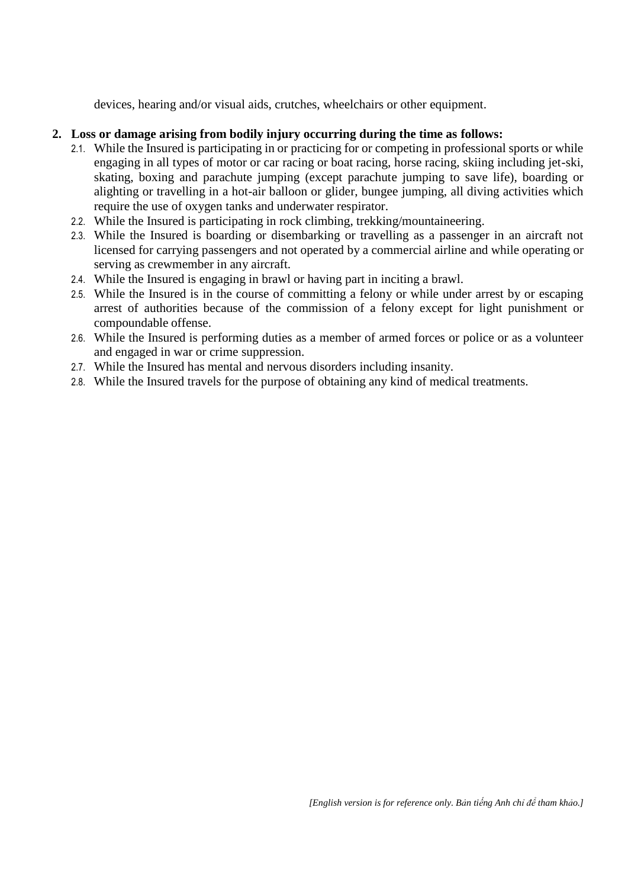devices, hearing and/or visual aids, crutches, wheelchairs or other equipment.

2. **Loss or damage arising from bodily injury occurring during the time as follows:**
   - 2.1. While the Insured is participating in or practicing for or competing in professional sports or while engaging in all types of motor or car racing or boat racing, horse racing, skiing including jet-ski, skating, boxing and parachute jumping (except parachute jumping to save life), boarding or alighting or travelling in a hot-air balloon or glider, bungee jumping, all diving activities which require the use of oxygen tanks and underwater respirator.
   - 2.2. While the Insured is participating in rock climbing, trekking/mountaineering.
   - 2.3. While the Insured is boarding or disembarking or travelling as a passenger in an aircraft not licensed for carrying passengers and not operated by a commercial airline and while operating or serving as crewmember in any aircraft.
   - 2.4. While the Insured is engaging in brawl or having part in inciting a brawl.
   - 2.5. While the Insured is in the course of committing a felony or while under arrest by or escaping arrest of authorities because of the commission of a felony except for light punishment or compoundable offense.
   - 2.6. While the Insured is performing duties as a member of armed forces or police or as a volunteer and engaged in war or crime suppression.
   - 2.7. While the Insured has mental and nervous disorders including insanity.
   - 2.8. While the Insured travels for the purpose of obtaining any kind of medical treatments.

*[English version is for reference only. Bản tiếng Anh chỉ để tham khảo.]*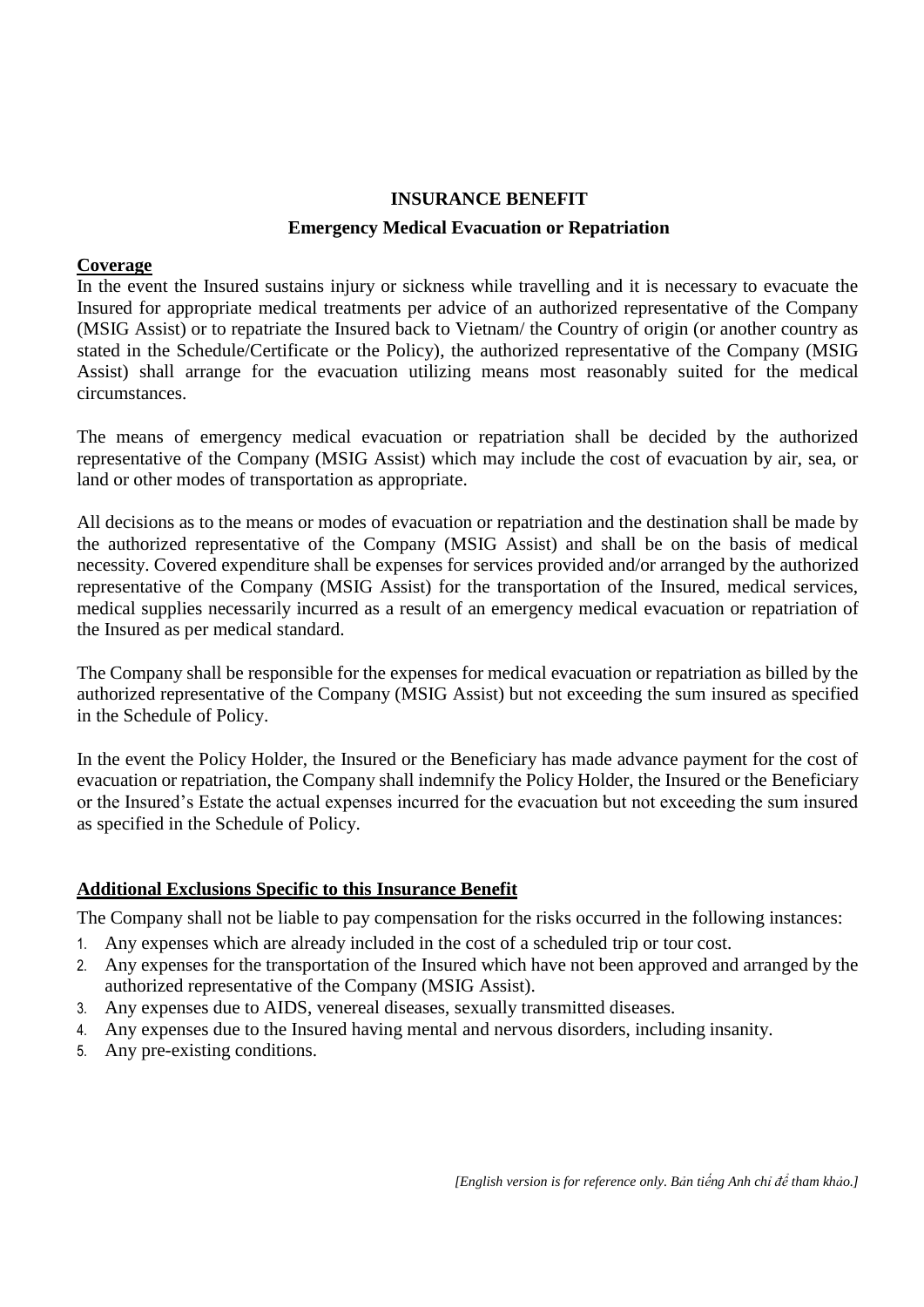# INSURANCE BENEFIT

## Emergency Medical Evacuation or Repatriation

**Coverage**

In the event the Insured sustains injury or sickness while travelling and it is necessary to evacuate the Insured for appropriate medical treatments per advice of an authorized representative of the Company (MSIG Assist) or to repatriate the Insured back to Vietnam/ the Country of origin (or another country as stated in the Schedule/Certificate or the Policy), the authorized representative of the Company (MSIG Assist) shall arrange for the evacuation utilizing means most reasonably suited for the medical circumstances.

The means of emergency medical evacuation or repatriation shall be decided by the authorized representative of the Company (MSIG Assist) which may include the cost of evacuation by air, sea, or land or other modes of transportation as appropriate.

All decisions as to the means or modes of evacuation or repatriation and the destination shall be made by the authorized representative of the Company (MSIG Assist) and shall be on the basis of medical necessity. Covered expenditure shall be expenses for services provided and/or arranged by the authorized representative of the Company (MSIG Assist) for the transportation of the Insured, medical services, medical supplies necessarily incurred as a result of an emergency medical evacuation or repatriation of the Insured as per medical standard.

The Company shall be responsible for the expenses for medical evacuation or repatriation as billed by the authorized representative of the Company (MSIG Assist) but not exceeding the sum insured as specified in the Schedule of Policy.

In the event the Policy Holder, the Insured or the Beneficiary has made advance payment for the cost of evacuation or repatriation, the Company shall indemnify the Policy Holder, the Insured or the Beneficiary or the Insured's Estate the actual expenses incurred for the evacuation but not exceeding the sum insured as specified in the Schedule of Policy.

**Additional Exclusions Specific to this Insurance Benefit**

The Company shall not be liable to pay compensation for the risks occurred in the following instances:

1. Any expenses which are already included in the cost of a scheduled trip or tour cost.
2. Any expenses for the transportation of the Insured which have not been approved and arranged by the authorized representative of the Company (MSIG Assist).
3. Any expenses due to AIDS, venereal diseases, sexually transmitted diseases.
4. Any expenses due to the Insured having mental and nervous disorders, including insanity.
5. Any pre-existing conditions.

*[English version is for reference only. Bản tiếng Anh chỉ để tham khảo.]*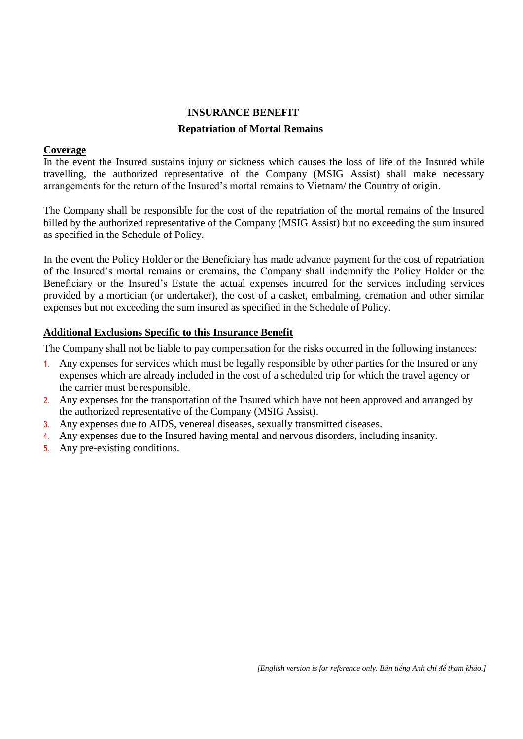# INSURANCE BENEFIT

## Repatriation of Mortal Remains

**Coverage**

In the event the Insured sustains injury or sickness which causes the loss of life of the Insured while travelling, the authorized representative of the Company (MSIG Assist) shall make necessary arrangements for the return of the Insured's mortal remains to Vietnam/ the Country of origin.

The Company shall be responsible for the cost of the repatriation of the mortal remains of the Insured billed by the authorized representative of the Company (MSIG Assist) but no exceeding the sum insured as specified in the Schedule of Policy.

In the event the Policy Holder or the Beneficiary has made advance payment for the cost of repatriation of the Insured's mortal remains or cremains, the Company shall indemnify the Policy Holder or the Beneficiary or the Insured's Estate the actual expenses incurred for the services including services provided by a mortician (or undertaker), the cost of a casket, embalming, cremation and other similar expenses but not exceeding the sum insured as specified in the Schedule of Policy.

**Additional Exclusions Specific to this Insurance Benefit**

The Company shall not be liable to pay compensation for the risks occurred in the following instances:

1. Any expenses for services which must be legally responsible by other parties for the Insured or any expenses which are already included in the cost of a scheduled trip for which the travel agency or the carrier must be responsible.
2. Any expenses for the transportation of the Insured which have not been approved and arranged by the authorized representative of the Company (MSIG Assist).
3. Any expenses due to AIDS, venereal diseases, sexually transmitted diseases.
4. Any expenses due to the Insured having mental and nervous disorders, including insanity.
5. Any pre-existing conditions.

*[English version is for reference only. Bản tiếng Anh chỉ để tham khảo.]*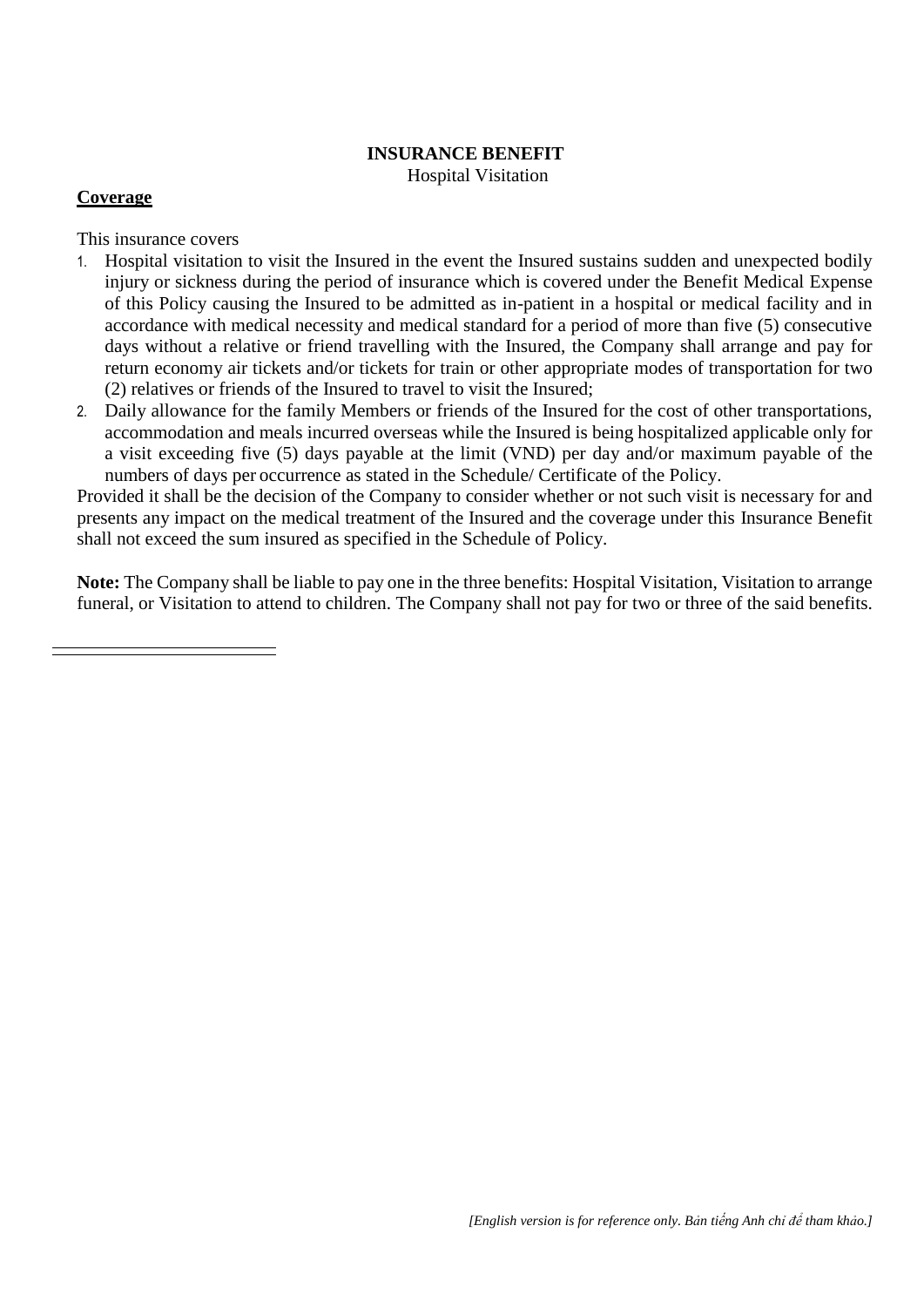# INSURANCE BENEFIT

Hospital Visitation

**Coverage**

This insurance covers

1. Hospital visitation to visit the Insured in the event the Insured sustains sudden and unexpected bodily injury or sickness during the period of insurance which is covered under the Benefit Medical Expense of this Policy causing the Insured to be admitted as in-patient in a hospital or medical facility and in accordance with medical necessity and medical standard for a period of more than five (5) consecutive days without a relative or friend travelling with the Insured, the Company shall arrange and pay for return economy air tickets and/or tickets for train or other appropriate modes of transportation for two (2) relatives or friends of the Insured to travel to visit the Insured;
2. Daily allowance for the family Members or friends of the Insured for the cost of other transportations, accommodation and meals incurred overseas while the Insured is being hospitalized applicable only for a visit exceeding five (5) days payable at the limit (VND) per day and/or maximum payable of the numbers of days per occurrence as stated in the Schedule/ Certificate of the Policy.

Provided it shall be the decision of the Company to consider whether or not such visit is necessary for and presents any impact on the medical treatment of the Insured and the coverage under this Insurance Benefit shall not exceed the sum insured as specified in the Schedule of Policy.

**Note:** The Company shall be liable to pay one in the three benefits: Hospital Visitation, Visitation to arrange funeral, or Visitation to attend to children. The Company shall not pay for two or three of the said benefits.

*[English version is for reference only. Bản tiếng Anh chỉ để tham khảo.]*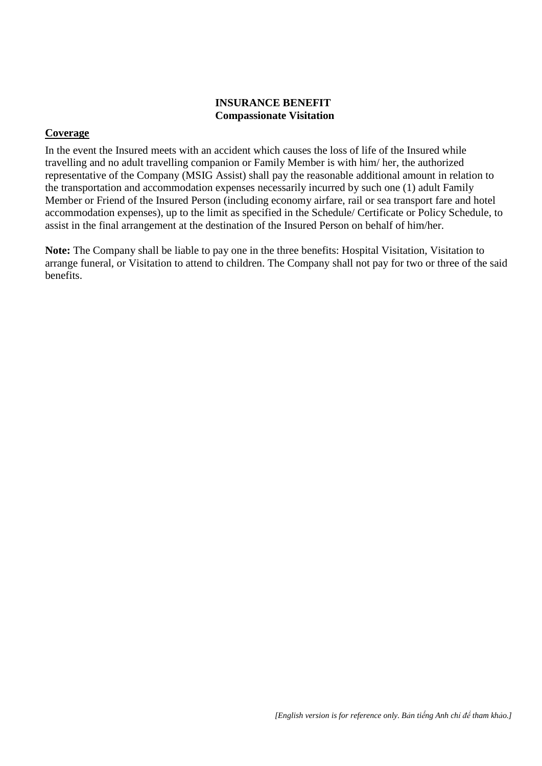**INSURANCE BENEFIT**
**Compassionate Visitation**

**Coverage**

In the event the Insured meets with an accident which causes the loss of life of the Insured while travelling and no adult travelling companion or Family Member is with him/ her, the authorized representative of the Company (MSIG Assist) shall pay the reasonable additional amount in relation to the transportation and accommodation expenses necessarily incurred by such one (1) adult Family Member or Friend of the Insured Person (including economy airfare, rail or sea transport fare and hotel accommodation expenses), up to the limit as specified in the Schedule/ Certificate or Policy Schedule, to assist in the final arrangement at the destination of the Insured Person on behalf of him/her.

**Note:** The Company shall be liable to pay one in the three benefits: Hospital Visitation, Visitation to arrange funeral, or Visitation to attend to children. The Company shall not pay for two or three of the said benefits.

*[English version is for reference only. Bản tiếng Anh chỉ để tham khảo.]*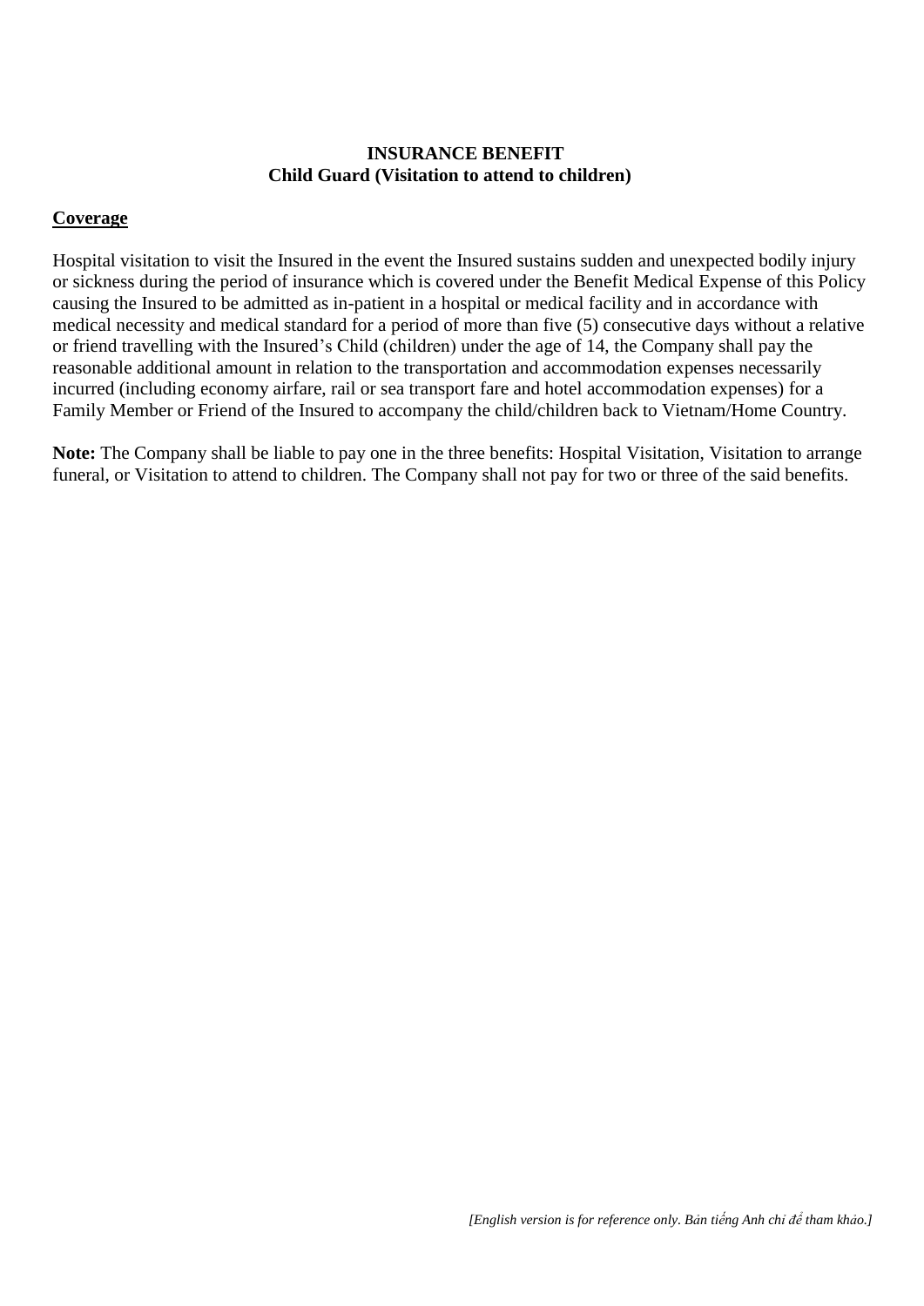**INSURANCE BENEFIT**
**Child Guard (Visitation to attend to children)**

**Coverage**

Hospital visitation to visit the Insured in the event the Insured sustains sudden and unexpected bodily injury or sickness during the period of insurance which is covered under the Benefit Medical Expense of this Policy causing the Insured to be admitted as in-patient in a hospital or medical facility and in accordance with medical necessity and medical standard for a period of more than five (5) consecutive days without a relative or friend travelling with the Insured's Child (children) under the age of 14, the Company shall pay the reasonable additional amount in relation to the transportation and accommodation expenses necessarily incurred (including economy airfare, rail or sea transport fare and hotel accommodation expenses) for a Family Member or Friend of the Insured to accompany the child/children back to Vietnam/Home Country.

**Note:** The Company shall be liable to pay one in the three benefits: Hospital Visitation, Visitation to arrange funeral, or Visitation to attend to children. The Company shall not pay for two or three of the said benefits.

*[English version is for reference only. Bản tiếng Anh chỉ để tham khảo.]*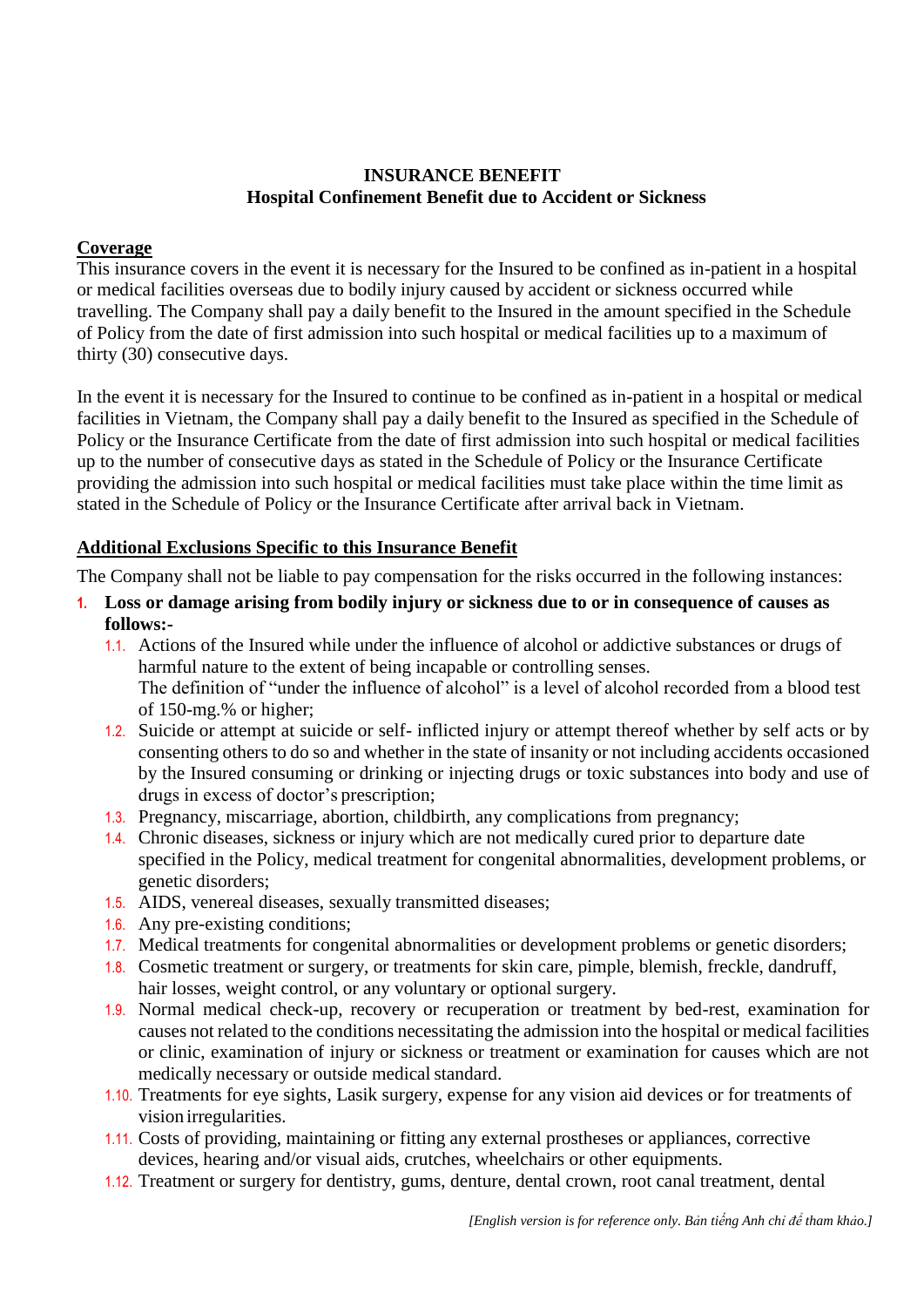**INSURANCE BENEFIT**
**Hospital Confinement Benefit due to Accident or Sickness**

**Coverage**

This insurance covers in the event it is necessary for the Insured to be confined as in-patient in a hospital or medical facilities overseas due to bodily injury caused by accident or sickness occurred while travelling. The Company shall pay a daily benefit to the Insured in the amount specified in the Schedule of Policy from the date of first admission into such hospital or medical facilities up to a maximum of thirty (30) consecutive days.

In the event it is necessary for the Insured to continue to be confined as in-patient in a hospital or medical facilities in Vietnam, the Company shall pay a daily benefit to the Insured as specified in the Schedule of Policy or the Insurance Certificate from the date of first admission into such hospital or medical facilities up to the number of consecutive days as stated in the Schedule of Policy or the Insurance Certificate providing the admission into such hospital or medical facilities must take place within the time limit as stated in the Schedule of Policy or the Insurance Certificate after arrival back in Vietnam.

**Additional Exclusions Specific to this Insurance Benefit**

The Company shall not be liable to pay compensation for the risks occurred in the following instances:

1. **Loss or damage arising from bodily injury or sickness due to or in consequence of causes as follows:-**
   - 1.1. Actions of the Insured while under the influence of alcohol or addictive substances or drugs of harmful nature to the extent of being incapable or controlling senses.
     The definition of "under the influence of alcohol" is a level of alcohol recorded from a blood test of 150-mg.% or higher;
   - 1.2. Suicide or attempt at suicide or self- inflicted injury or attempt thereof whether by self acts or by consenting others to do so and whether in the state of insanity or not including accidents occasioned by the Insured consuming or drinking or injecting drugs or toxic substances into body and use of drugs in excess of doctor's prescription;
   - 1.3. Pregnancy, miscarriage, abortion, childbirth, any complications from pregnancy;
   - 1.4. Chronic diseases, sickness or injury which are not medically cured prior to departure date specified in the Policy, medical treatment for congenital abnormalities, development problems, or genetic disorders;
   - 1.5. AIDS, venereal diseases, sexually transmitted diseases;
   - 1.6. Any pre-existing conditions;
   - 1.7. Medical treatments for congenital abnormalities or development problems or genetic disorders;
   - 1.8. Cosmetic treatment or surgery, or treatments for skin care, pimple, blemish, freckle, dandruff, hair losses, weight control, or any voluntary or optional surgery.
   - 1.9. Normal medical check-up, recovery or recuperation or treatment by bed-rest, examination for causes not related to the conditions necessitating the admission into the hospital or medical facilities or clinic, examination of injury or sickness or treatment or examination for causes which are not medically necessary or outside medical standard.
   - 1.10. Treatments for eye sights, Lasik surgery, expense for any vision aid devices or for treatments of vision irregularities.
   - 1.11. Costs of providing, maintaining or fitting any external prostheses or appliances, corrective devices, hearing and/or visual aids, crutches, wheelchairs or other equipments.
   - 1.12. Treatment or surgery for dentistry, gums, denture, dental crown, root canal treatment, dental

*[English version is for reference only. Bản tiếng Anh chỉ để tham khảo.]*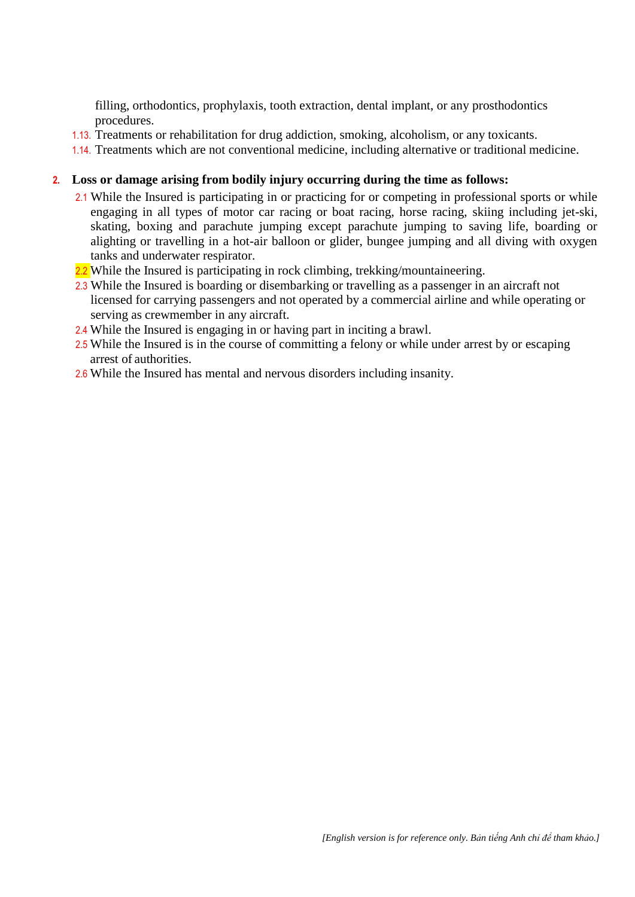filling, orthodontics, prophylaxis, tooth extraction, dental implant, or any prosthodontics procedures.

1.13. Treatments or rehabilitation for drug addiction, smoking, alcoholism, or any toxicants.

1.14. Treatments which are not conventional medicine, including alternative or traditional medicine.

**2. Loss or damage arising from bodily injury occurring during the time as follows:**

2.1 While the Insured is participating in or practicing for or competing in professional sports or while engaging in all types of motor car racing or boat racing, horse racing, skiing including jet-ski, skating, boxing and parachute jumping except parachute jumping to saving life, boarding or alighting or travelling in a hot-air balloon or glider, bungee jumping and all diving with oxygen tanks and underwater respirator.

2.2 While the Insured is participating in rock climbing, trekking/mountaineering.

2.3 While the Insured is boarding or disembarking or travelling as a passenger in an aircraft not licensed for carrying passengers and not operated by a commercial airline and while operating or serving as crewmember in any aircraft.

2.4 While the Insured is engaging in or having part in inciting a brawl.

2.5 While the Insured is in the course of committing a felony or while under arrest by or escaping arrest of authorities.

2.6 While the Insured has mental and nervous disorders including insanity.

*[English version is for reference only. Bản tiếng Anh chỉ để tham khảo.]*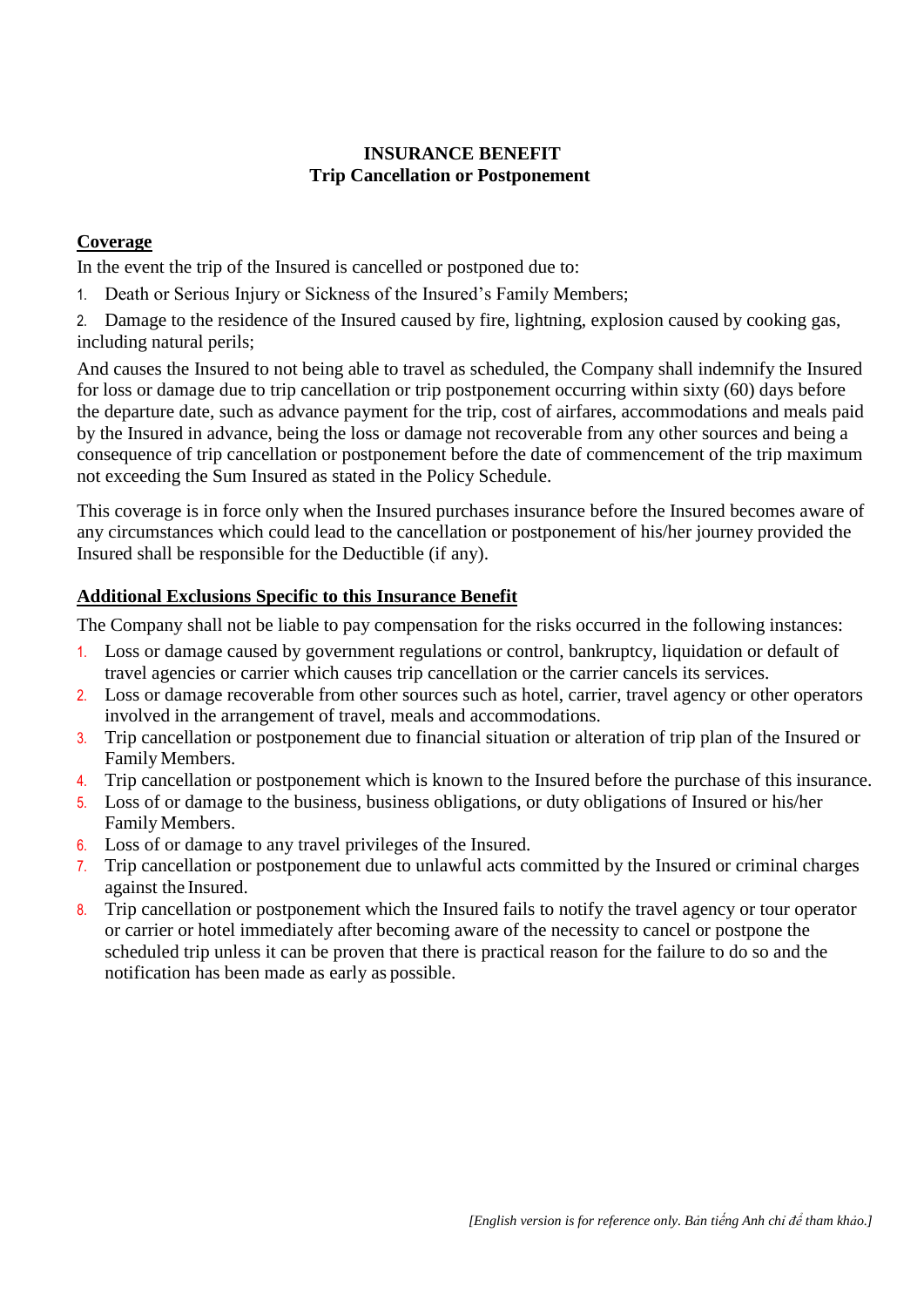**INSURANCE BENEFIT**
**Trip Cancellation or Postponement**

**Coverage**

In the event the trip of the Insured is cancelled or postponed due to:

1. Death or Serious Injury or Sickness of the Insured's Family Members;
2. Damage to the residence of the Insured caused by fire, lightning, explosion caused by cooking gas, including natural perils;

And causes the Insured to not being able to travel as scheduled, the Company shall indemnify the Insured for loss or damage due to trip cancellation or trip postponement occurring within sixty (60) days before the departure date, such as advance payment for the trip, cost of airfares, accommodations and meals paid by the Insured in advance, being the loss or damage not recoverable from any other sources and being a consequence of trip cancellation or postponement before the date of commencement of the trip maximum not exceeding the Sum Insured as stated in the Policy Schedule.

This coverage is in force only when the Insured purchases insurance before the Insured becomes aware of any circumstances which could lead to the cancellation or postponement of his/her journey provided the Insured shall be responsible for the Deductible (if any).

**Additional Exclusions Specific to this Insurance Benefit**

The Company shall not be liable to pay compensation for the risks occurred in the following instances:

1. Loss or damage caused by government regulations or control, bankruptcy, liquidation or default of travel agencies or carrier which causes trip cancellation or the carrier cancels its services.
2. Loss or damage recoverable from other sources such as hotel, carrier, travel agency or other operators involved in the arrangement of travel, meals and accommodations.
3. Trip cancellation or postponement due to financial situation or alteration of trip plan of the Insured or Family Members.
4. Trip cancellation or postponement which is known to the Insured before the purchase of this insurance.
5. Loss of or damage to the business, business obligations, or duty obligations of Insured or his/her Family Members.
6. Loss of or damage to any travel privileges of the Insured.
7. Trip cancellation or postponement due to unlawful acts committed by the Insured or criminal charges against the Insured.
8. Trip cancellation or postponement which the Insured fails to notify the travel agency or tour operator or carrier or hotel immediately after becoming aware of the necessity to cancel or postpone the scheduled trip unless it can be proven that there is practical reason for the failure to do so and the notification has been made as early as possible.

*[English version is for reference only. Bản tiếng Anh chỉ để tham khảo.]*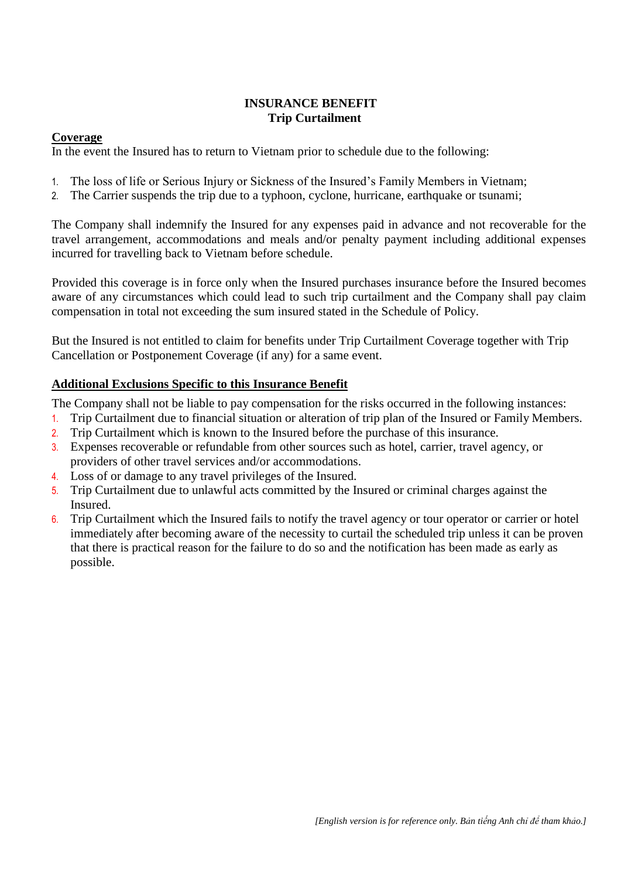**INSURANCE BENEFIT**
**Trip Curtailment**

**Coverage**

In the event the Insured has to return to Vietnam prior to schedule due to the following:

1. The loss of life or Serious Injury or Sickness of the Insured's Family Members in Vietnam;
2. The Carrier suspends the trip due to a typhoon, cyclone, hurricane, earthquake or tsunami;

The Company shall indemnify the Insured for any expenses paid in advance and not recoverable for the travel arrangement, accommodations and meals and/or penalty payment including additional expenses incurred for travelling back to Vietnam before schedule.

Provided this coverage is in force only when the Insured purchases insurance before the Insured becomes aware of any circumstances which could lead to such trip curtailment and the Company shall pay claim compensation in total not exceeding the sum insured stated in the Schedule of Policy.

But the Insured is not entitled to claim for benefits under Trip Curtailment Coverage together with Trip Cancellation or Postponement Coverage (if any) for a same event.

**Additional Exclusions Specific to this Insurance Benefit**

The Company shall not be liable to pay compensation for the risks occurred in the following instances:

1. Trip Curtailment due to financial situation or alteration of trip plan of the Insured or Family Members.
2. Trip Curtailment which is known to the Insured before the purchase of this insurance.
3. Expenses recoverable or refundable from other sources such as hotel, carrier, travel agency, or providers of other travel services and/or accommodations.
4. Loss of or damage to any travel privileges of the Insured.
5. Trip Curtailment due to unlawful acts committed by the Insured or criminal charges against the Insured.
6. Trip Curtailment which the Insured fails to notify the travel agency or tour operator or carrier or hotel immediately after becoming aware of the necessity to curtail the scheduled trip unless it can be proven that there is practical reason for the failure to do so and the notification has been made as early as possible.

*[English version is for reference only. Bản tiếng Anh chỉ để tham khảo.]*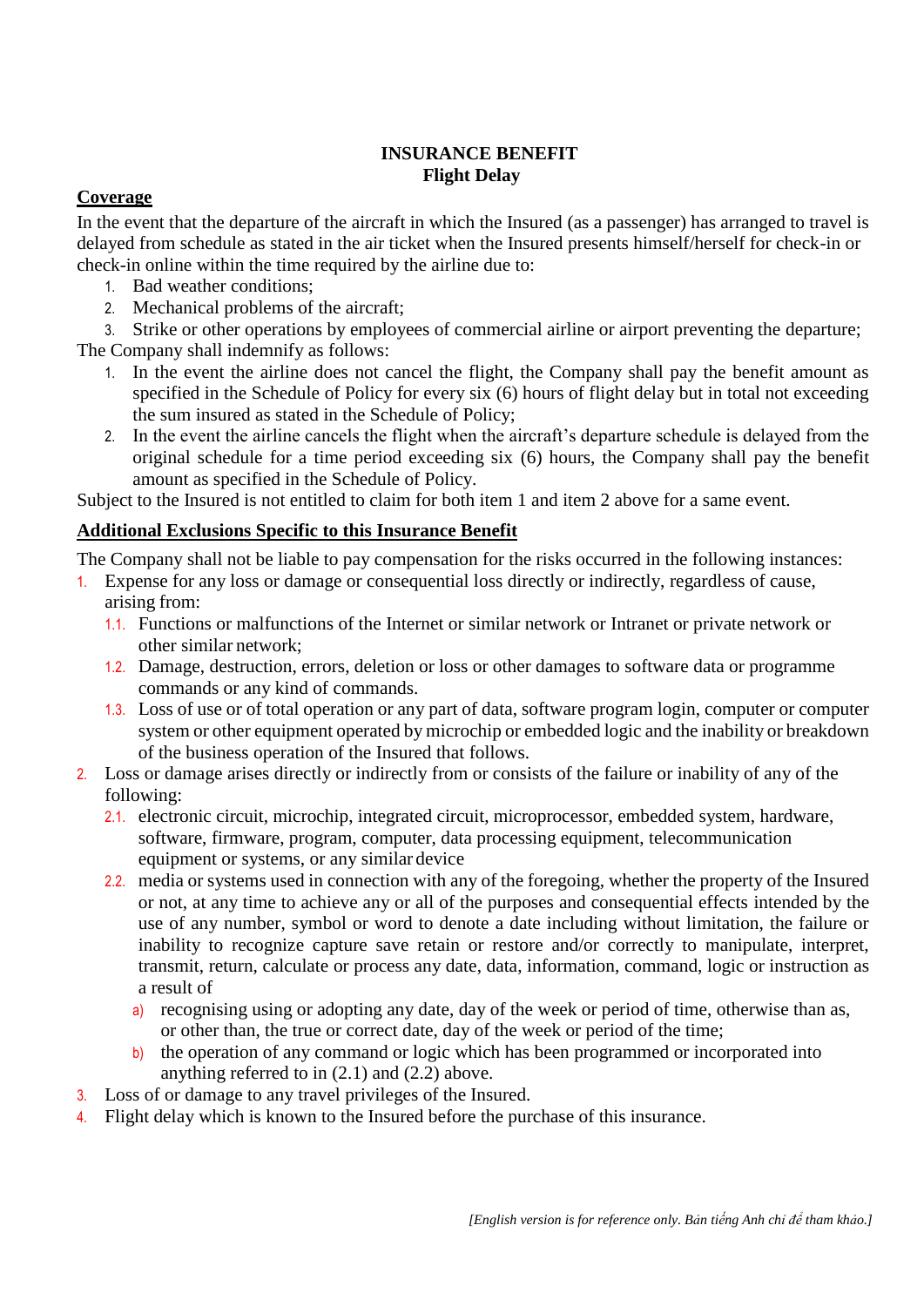**INSURANCE BENEFIT**
**Flight Delay**

**Coverage**

In the event that the departure of the aircraft in which the Insured (as a passenger) has arranged to travel is delayed from schedule as stated in the air ticket when the Insured presents himself/herself for check-in or check-in online within the time required by the airline due to:

1. Bad weather conditions;
2. Mechanical problems of the aircraft;
3. Strike or other operations by employees of commercial airline or airport preventing the departure;

The Company shall indemnify as follows:

1. In the event the airline does not cancel the flight, the Company shall pay the benefit amount as specified in the Schedule of Policy for every six (6) hours of flight delay but in total not exceeding the sum insured as stated in the Schedule of Policy;
2. In the event the airline cancels the flight when the aircraft's departure schedule is delayed from the original schedule for a time period exceeding six (6) hours, the Company shall pay the benefit amount as specified in the Schedule of Policy.

Subject to the Insured is not entitled to claim for both item 1 and item 2 above for a same event.

**Additional Exclusions Specific to this Insurance Benefit**

The Company shall not be liable to pay compensation for the risks occurred in the following instances:

1. Expense for any loss or damage or consequential loss directly or indirectly, regardless of cause, arising from:
   - 1.1. Functions or malfunctions of the Internet or similar network or Intranet or private network or other similar network;
   - 1.2. Damage, destruction, errors, deletion or loss or other damages to software data or programme commands or any kind of commands.
   - 1.3. Loss of use or of total operation or any part of data, software program login, computer or computer system or other equipment operated by microchip or embedded logic and the inability or breakdown of the business operation of the Insured that follows.
2. Loss or damage arises directly or indirectly from or consists of the failure or inability of any of the following:
   - 2.1. electronic circuit, microchip, integrated circuit, microprocessor, embedded system, hardware, software, firmware, program, computer, data processing equipment, telecommunication equipment or systems, or any similar device
   - 2.2. media or systems used in connection with any of the foregoing, whether the property of the Insured or not, at any time to achieve any or all of the purposes and consequential effects intended by the use of any number, symbol or word to denote a date including without limitation, the failure or inability to recognize capture save retain or restore and/or correctly to manipulate, interpret, transmit, return, calculate or process any date, data, information, command, logic or instruction as a result of
     - a) recognising using or adopting any date, day of the week or period of time, otherwise than as, or other than, the true or correct date, day of the week or period of the time;
     - b) the operation of any command or logic which has been programmed or incorporated into anything referred to in (2.1) and (2.2) above.
3. Loss of or damage to any travel privileges of the Insured.
4. Flight delay which is known to the Insured before the purchase of this insurance.

*[English version is for reference only. Bản tiếng Anh chỉ để tham khảo.]*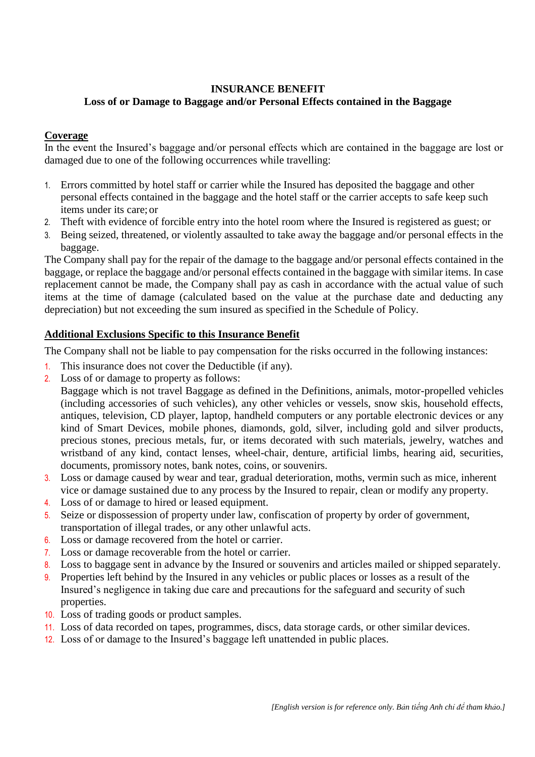**INSURANCE BENEFIT**
**Loss of or Damage to Baggage and/or Personal Effects contained in the Baggage**

**Coverage**

In the event the Insured's baggage and/or personal effects which are contained in the baggage are lost or damaged due to one of the following occurrences while travelling:

1. Errors committed by hotel staff or carrier while the Insured has deposited the baggage and other personal effects contained in the baggage and the hotel staff or the carrier accepts to safe keep such items under its care; or
2. Theft with evidence of forcible entry into the hotel room where the Insured is registered as guest; or
3. Being seized, threatened, or violently assaulted to take away the baggage and/or personal effects in the baggage.

The Company shall pay for the repair of the damage to the baggage and/or personal effects contained in the baggage, or replace the baggage and/or personal effects contained in the baggage with similar items. In case replacement cannot be made, the Company shall pay as cash in accordance with the actual value of such items at the time of damage (calculated based on the value at the purchase date and deducting any depreciation) but not exceeding the sum insured as specified in the Schedule of Policy.

**Additional Exclusions Specific to this Insurance Benefit**

The Company shall not be liable to pay compensation for the risks occurred in the following instances:

1. This insurance does not cover the Deductible (if any).
2. Loss of or damage to property as follows:
   Baggage which is not travel Baggage as defined in the Definitions, animals, motor-propelled vehicles (including accessories of such vehicles), any other vehicles or vessels, snow skis, household effects, antiques, television, CD player, laptop, handheld computers or any portable electronic devices or any kind of Smart Devices, mobile phones, diamonds, gold, silver, including gold and silver products, precious stones, precious metals, fur, or items decorated with such materials, jewelry, watches and wristband of any kind, contact lenses, wheel-chair, denture, artificial limbs, hearing aid, securities, documents, promissory notes, bank notes, coins, or souvenirs.
3. Loss or damage caused by wear and tear, gradual deterioration, moths, vermin such as mice, inherent vice or damage sustained due to any process by the Insured to repair, clean or modify any property.
4. Loss of or damage to hired or leased equipment.
5. Seize or dispossession of property under law, confiscation of property by order of government, transportation of illegal trades, or any other unlawful acts.
6. Loss or damage recovered from the hotel or carrier.
7. Loss or damage recoverable from the hotel or carrier.
8. Loss to baggage sent in advance by the Insured or souvenirs and articles mailed or shipped separately.
9. Properties left behind by the Insured in any vehicles or public places or losses as a result of the Insured's negligence in taking due care and precautions for the safeguard and security of such properties.
10. Loss of trading goods or product samples.
11. Loss of data recorded on tapes, programmes, discs, data storage cards, or other similar devices.
12. Loss of or damage to the Insured's baggage left unattended in public places.

*[English version is for reference only. Bản tiếng Anh chỉ để tham khảo.]*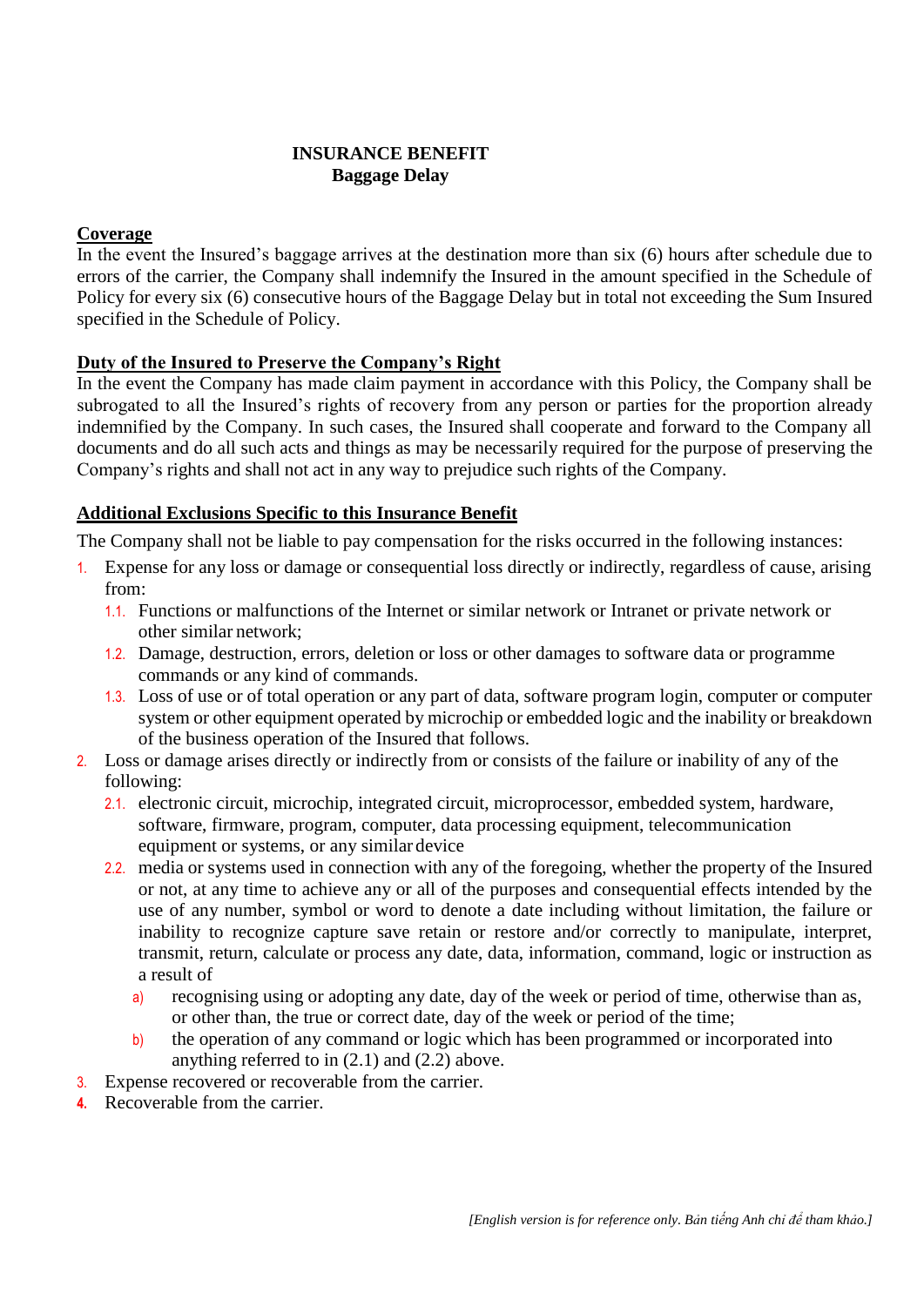# INSURANCE BENEFIT
## Baggage Delay

**Coverage**

In the event the Insured's baggage arrives at the destination more than six (6) hours after schedule due to errors of the carrier, the Company shall indemnify the Insured in the amount specified in the Schedule of Policy for every six (6) consecutive hours of the Baggage Delay but in total not exceeding the Sum Insured specified in the Schedule of Policy.

**Duty of the Insured to Preserve the Company's Right**

In the event the Company has made claim payment in accordance with this Policy, the Company shall be subrogated to all the Insured's rights of recovery from any person or parties for the proportion already indemnified by the Company. In such cases, the Insured shall cooperate and forward to the Company all documents and do all such acts and things as may be necessarily required for the purpose of preserving the Company's rights and shall not act in any way to prejudice such rights of the Company.

**Additional Exclusions Specific to this Insurance Benefit**

The Company shall not be liable to pay compensation for the risks occurred in the following instances:

1. Expense for any loss or damage or consequential loss directly or indirectly, regardless of cause, arising from:
   - 1.1. Functions or malfunctions of the Internet or similar network or Intranet or private network or other similar network;
   - 1.2. Damage, destruction, errors, deletion or loss or other damages to software data or programme commands or any kind of commands.
   - 1.3. Loss of use or of total operation or any part of data, software program login, computer or computer system or other equipment operated by microchip or embedded logic and the inability or breakdown of the business operation of the Insured that follows.
2. Loss or damage arises directly or indirectly from or consists of the failure or inability of any of the following:
   - 2.1. electronic circuit, microchip, integrated circuit, microprocessor, embedded system, hardware, software, firmware, program, computer, data processing equipment, telecommunication equipment or systems, or any similar device
   - 2.2. media or systems used in connection with any of the foregoing, whether the property of the Insured or not, at any time to achieve any or all of the purposes and consequential effects intended by the use of any number, symbol or word to denote a date including without limitation, the failure or inability to recognize capture save retain or restore and/or correctly to manipulate, interpret, transmit, return, calculate or process any date, data, information, command, logic or instruction as a result of
     - a) recognising using or adopting any date, day of the week or period of time, otherwise than as, or other than, the true or correct date, day of the week or period of the time;
     - b) the operation of any command or logic which has been programmed or incorporated into anything referred to in (2.1) and (2.2) above.
3. Expense recovered or recoverable from the carrier.
4. Recoverable from the carrier.

*[English version is for reference only. Bản tiếng Anh chỉ để tham khảo.]*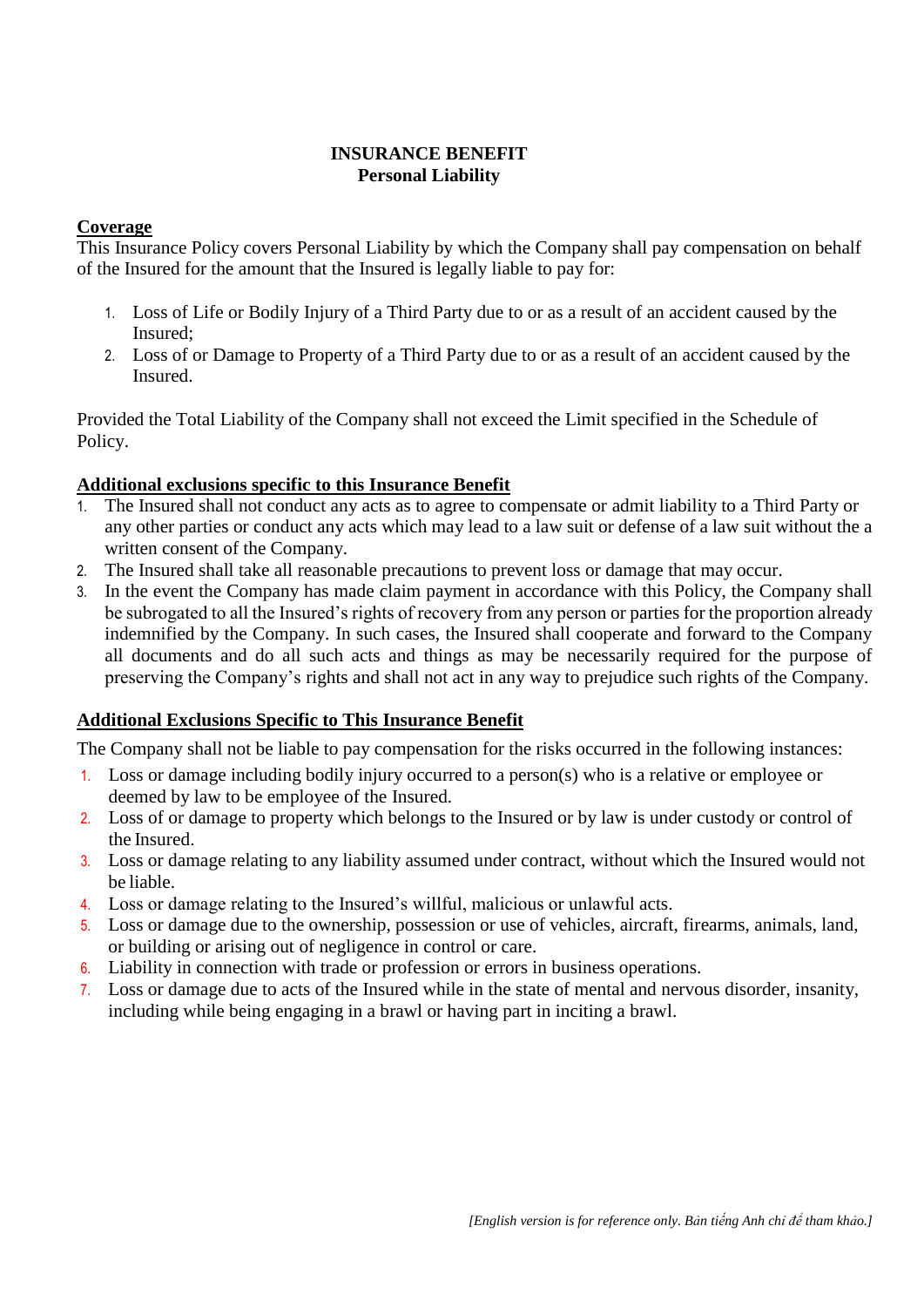**INSURANCE BENEFIT**
**Personal Liability**

**Coverage**

This Insurance Policy covers Personal Liability by which the Company shall pay compensation on behalf of the Insured for the amount that the Insured is legally liable to pay for:

1. Loss of Life or Bodily Injury of a Third Party due to or as a result of an accident caused by the Insured;
2. Loss of or Damage to Property of a Third Party due to or as a result of an accident caused by the Insured.

Provided the Total Liability of the Company shall not exceed the Limit specified in the Schedule of Policy.

**Additional exclusions specific to this Insurance Benefit**

1. The Insured shall not conduct any acts as to agree to compensate or admit liability to a Third Party or any other parties or conduct any acts which may lead to a law suit or defense of a law suit without the a written consent of the Company.
2. The Insured shall take all reasonable precautions to prevent loss or damage that may occur.
3. In the event the Company has made claim payment in accordance with this Policy, the Company shall be subrogated to all the Insured's rights of recovery from any person or parties for the proportion already indemnified by the Company. In such cases, the Insured shall cooperate and forward to the Company all documents and do all such acts and things as may be necessarily required for the purpose of preserving the Company's rights and shall not act in any way to prejudice such rights of the Company.

**Additional Exclusions Specific to This Insurance Benefit**

The Company shall not be liable to pay compensation for the risks occurred in the following instances:

1. Loss or damage including bodily injury occurred to a person(s) who is a relative or employee or deemed by law to be employee of the Insured.
2. Loss of or damage to property which belongs to the Insured or by law is under custody or control of the Insured.
3. Loss or damage relating to any liability assumed under contract, without which the Insured would not be liable.
4. Loss or damage relating to the Insured's willful, malicious or unlawful acts.
5. Loss or damage due to the ownership, possession or use of vehicles, aircraft, firearms, animals, land, or building or arising out of negligence in control or care.
6. Liability in connection with trade or profession or errors in business operations.
7. Loss or damage due to acts of the Insured while in the state of mental and nervous disorder, insanity, including while being engaging in a brawl or having part in inciting a brawl.

*[English version is for reference only. Bản tiếng Anh chỉ để tham khảo.]*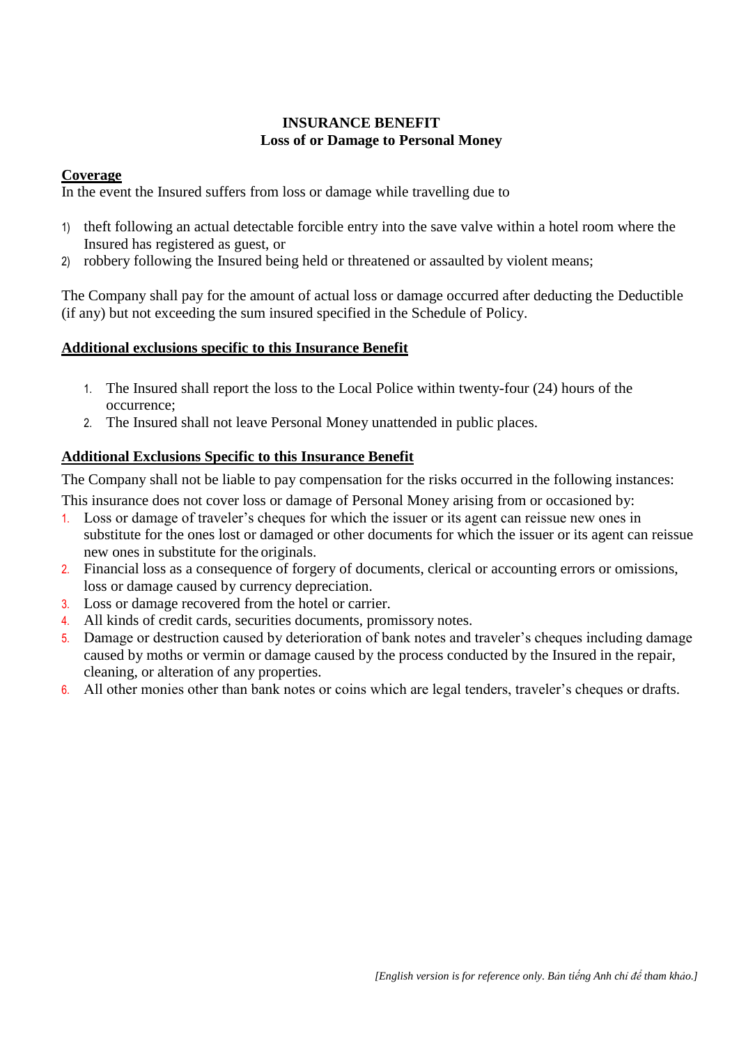**INSURANCE BENEFIT**
**Loss of or Damage to Personal Money**

**Coverage**

In the event the Insured suffers from loss or damage while travelling due to

1) theft following an actual detectable forcible entry into the save valve within a hotel room where the Insured has registered as guest, or
2) robbery following the Insured being held or threatened or assaulted by violent means;

The Company shall pay for the amount of actual loss or damage occurred after deducting the Deductible (if any) but not exceeding the sum insured specified in the Schedule of Policy.

**Additional exclusions specific to this Insurance Benefit**

1. The Insured shall report the loss to the Local Police within twenty-four (24) hours of the occurrence;
2. The Insured shall not leave Personal Money unattended in public places.

**Additional Exclusions Specific to this Insurance Benefit**

The Company shall not be liable to pay compensation for the risks occurred in the following instances:

This insurance does not cover loss or damage of Personal Money arising from or occasioned by:

1. Loss or damage of traveler's cheques for which the issuer or its agent can reissue new ones in substitute for the ones lost or damaged or other documents for which the issuer or its agent can reissue new ones in substitute for the originals.
2. Financial loss as a consequence of forgery of documents, clerical or accounting errors or omissions, loss or damage caused by currency depreciation.
3. Loss or damage recovered from the hotel or carrier.
4. All kinds of credit cards, securities documents, promissory notes.
5. Damage or destruction caused by deterioration of bank notes and traveler's cheques including damage caused by moths or vermin or damage caused by the process conducted by the Insured in the repair, cleaning, or alteration of any properties.
6. All other monies other than bank notes or coins which are legal tenders, traveler's cheques or drafts.

*[English version is for reference only. Bản tiếng Anh chỉ để tham khảo.]*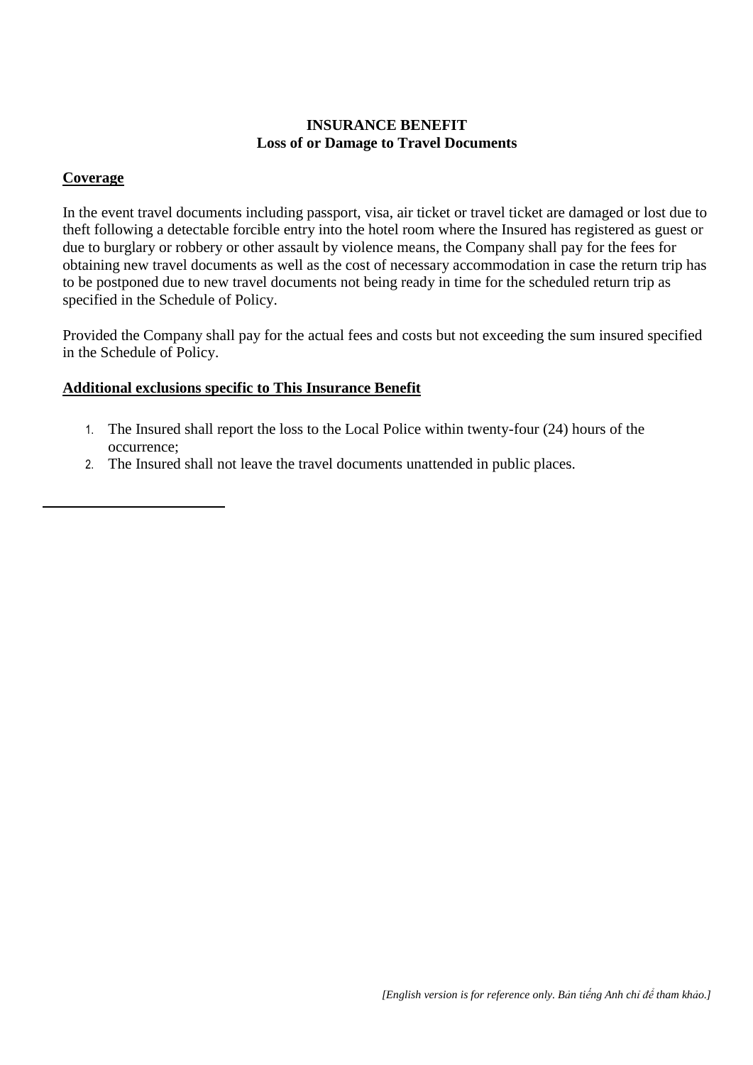**INSURANCE BENEFIT**
**Loss of or Damage to Travel Documents**

**Coverage**

In the event travel documents including passport, visa, air ticket or travel ticket are damaged or lost due to theft following a detectable forcible entry into the hotel room where the Insured has registered as guest or due to burglary or robbery or other assault by violence means, the Company shall pay for the fees for obtaining new travel documents as well as the cost of necessary accommodation in case the return trip has to be postponed due to new travel documents not being ready in time for the scheduled return trip as specified in the Schedule of Policy.

Provided the Company shall pay for the actual fees and costs but not exceeding the sum insured specified in the Schedule of Policy.

**Additional exclusions specific to This Insurance Benefit**

1. The Insured shall report the loss to the Local Police within twenty-four (24) hours of the occurrence;
2. The Insured shall not leave the travel documents unattended in public places.

---

*[English version is for reference only. Bản tiếng Anh chỉ để tham khảo.]*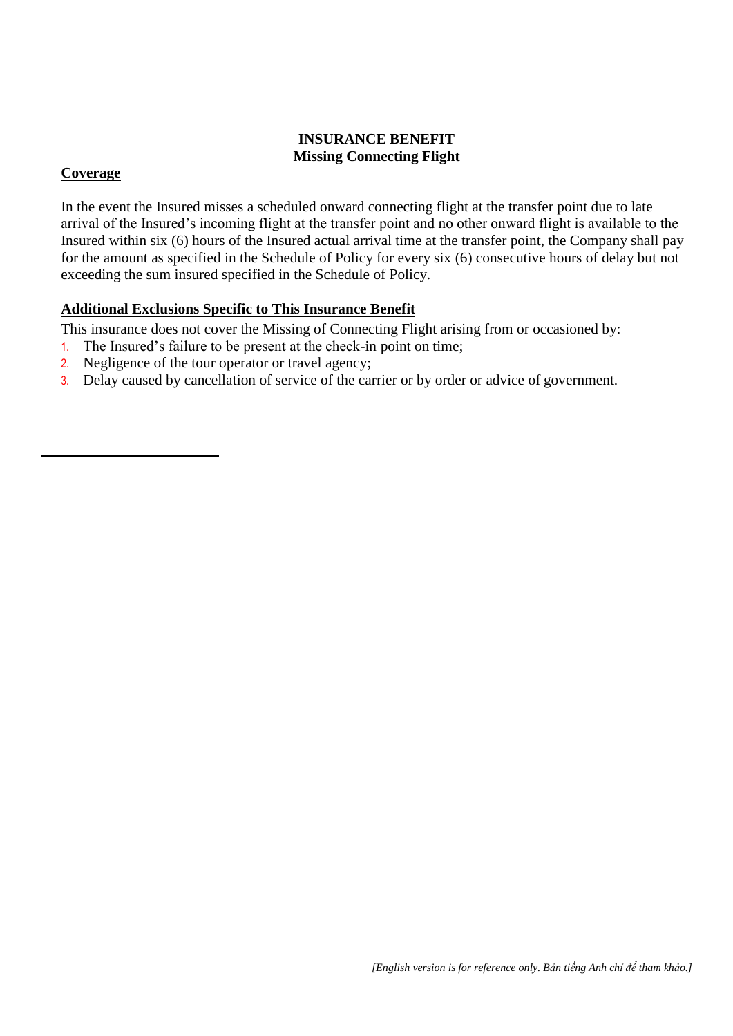**INSURANCE BENEFIT**
**Missing Connecting Flight**

**Coverage**

In the event the Insured misses a scheduled onward connecting flight at the transfer point due to late arrival of the Insured's incoming flight at the transfer point and no other onward flight is available to the Insured within six (6) hours of the Insured actual arrival time at the transfer point, the Company shall pay for the amount as specified in the Schedule of Policy for every six (6) consecutive hours of delay but not exceeding the sum insured specified in the Schedule of Policy.

**Additional Exclusions Specific to This Insurance Benefit**

This insurance does not cover the Missing of Connecting Flight arising from or occasioned by:

1. The Insured's failure to be present at the check-in point on time;
2. Negligence of the tour operator or travel agency;
3. Delay caused by cancellation of service of the carrier or by order or advice of government.

*[English version is for reference only. Bản tiếng Anh chỉ để tham khảo.]*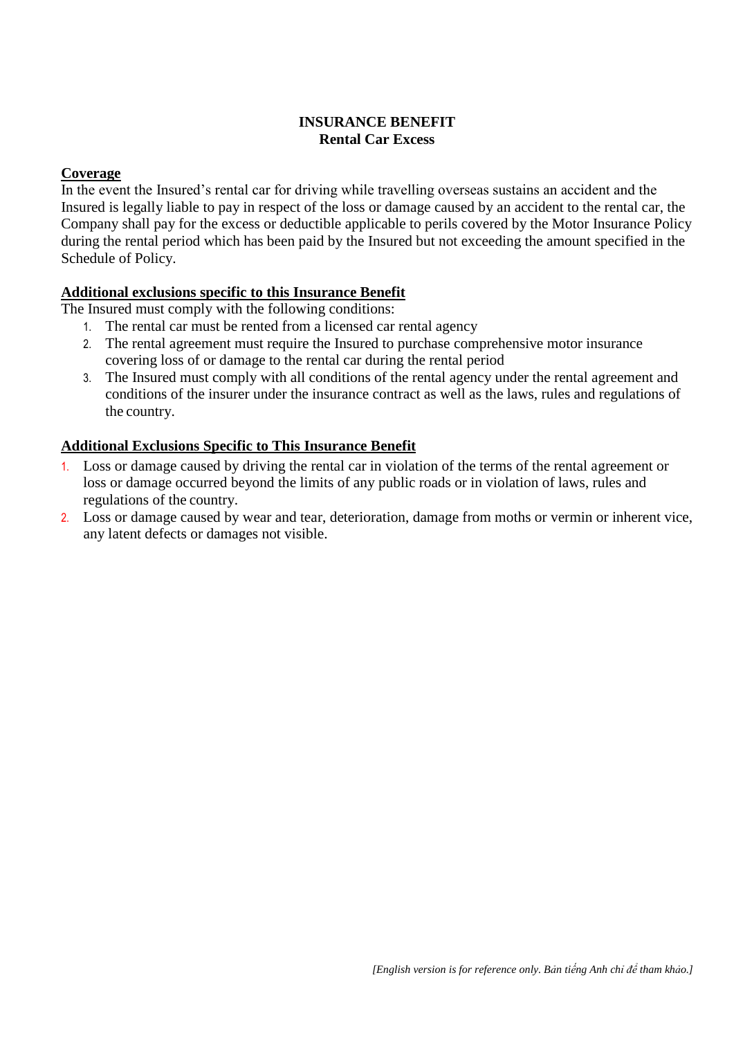**INSURANCE BENEFIT**
**Rental Car Excess**

**Coverage**

In the event the Insured's rental car for driving while travelling overseas sustains an accident and the Insured is legally liable to pay in respect of the loss or damage caused by an accident to the rental car, the Company shall pay for the excess or deductible applicable to perils covered by the Motor Insurance Policy during the rental period which has been paid by the Insured but not exceeding the amount specified in the Schedule of Policy.

**Additional exclusions specific to this Insurance Benefit**

The Insured must comply with the following conditions:

1. The rental car must be rented from a licensed car rental agency
2. The rental agreement must require the Insured to purchase comprehensive motor insurance covering loss of or damage to the rental car during the rental period
3. The Insured must comply with all conditions of the rental agency under the rental agreement and conditions of the insurer under the insurance contract as well as the laws, rules and regulations of the country.

**Additional Exclusions Specific to This Insurance Benefit**

1. Loss or damage caused by driving the rental car in violation of the terms of the rental agreement or loss or damage occurred beyond the limits of any public roads or in violation of laws, rules and regulations of the country.
2. Loss or damage caused by wear and tear, deterioration, damage from moths or vermin or inherent vice, any latent defects or damages not visible.

*[English version is for reference only. Bản tiếng Anh chỉ để tham khảo.]*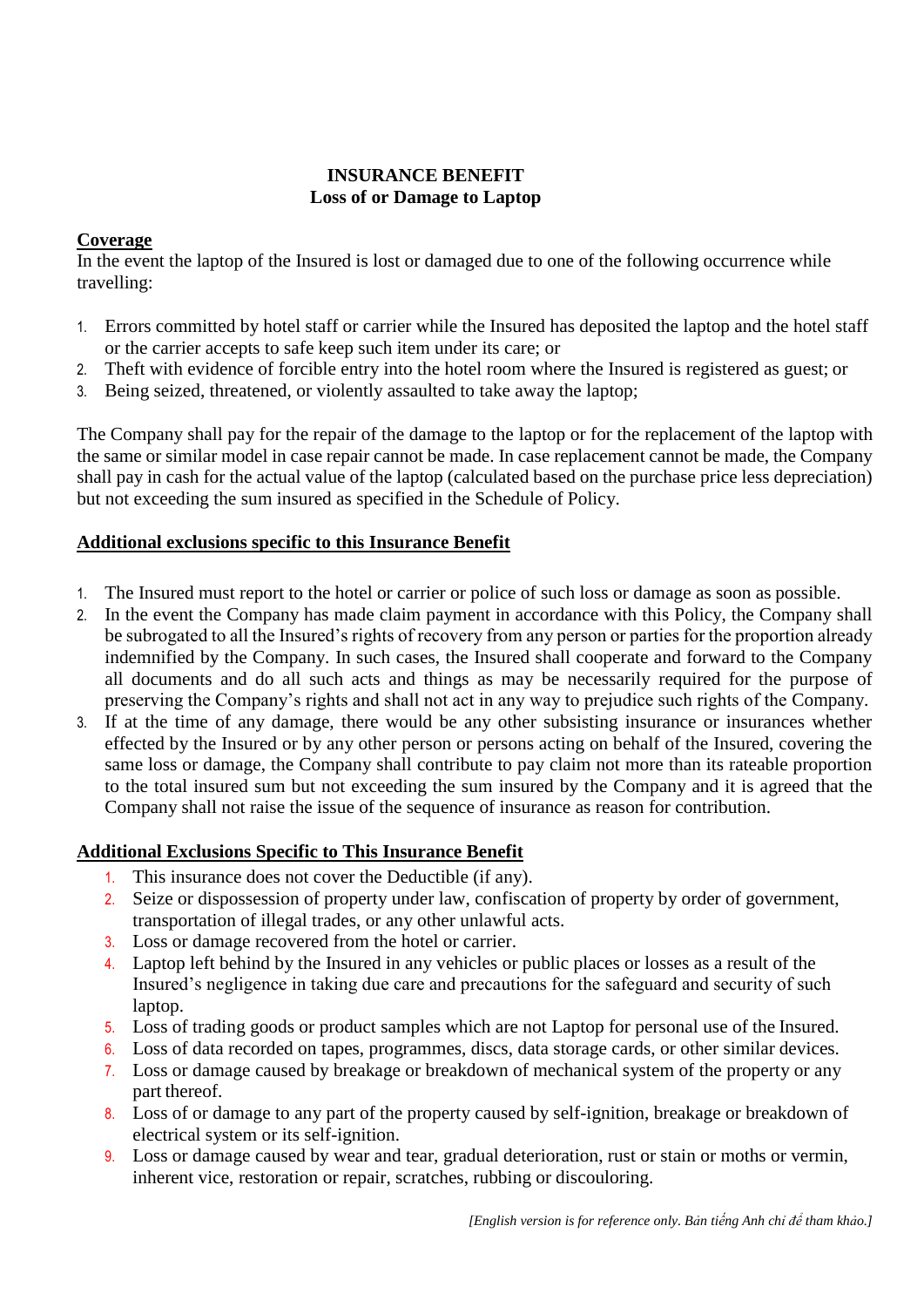**INSURANCE BENEFIT**
**Loss of or Damage to Laptop**

**Coverage**

In the event the laptop of the Insured is lost or damaged due to one of the following occurrence while travelling:

1. Errors committed by hotel staff or carrier while the Insured has deposited the laptop and the hotel staff or the carrier accepts to safe keep such item under its care; or
2. Theft with evidence of forcible entry into the hotel room where the Insured is registered as guest; or
3. Being seized, threatened, or violently assaulted to take away the laptop;

The Company shall pay for the repair of the damage to the laptop or for the replacement of the laptop with the same or similar model in case repair cannot be made. In case replacement cannot be made, the Company shall pay in cash for the actual value of the laptop (calculated based on the purchase price less depreciation) but not exceeding the sum insured as specified in the Schedule of Policy.

**Additional exclusions specific to this Insurance Benefit**

1. The Insured must report to the hotel or carrier or police of such loss or damage as soon as possible.
2. In the event the Company has made claim payment in accordance with this Policy, the Company shall be subrogated to all the Insured's rights of recovery from any person or parties for the proportion already indemnified by the Company. In such cases, the Insured shall cooperate and forward to the Company all documents and do all such acts and things as may be necessarily required for the purpose of preserving the Company's rights and shall not act in any way to prejudice such rights of the Company.
3. If at the time of any damage, there would be any other subsisting insurance or insurances whether effected by the Insured or by any other person or persons acting on behalf of the Insured, covering the same loss or damage, the Company shall contribute to pay claim not more than its rateable proportion to the total insured sum but not exceeding the sum insured by the Company and it is agreed that the Company shall not raise the issue of the sequence of insurance as reason for contribution.

**Additional Exclusions Specific to This Insurance Benefit**

1. This insurance does not cover the Deductible (if any).
2. Seize or dispossession of property under law, confiscation of property by order of government, transportation of illegal trades, or any other unlawful acts.
3. Loss or damage recovered from the hotel or carrier.
4. Laptop left behind by the Insured in any vehicles or public places or losses as a result of the Insured's negligence in taking due care and precautions for the safeguard and security of such laptop.
5. Loss of trading goods or product samples which are not Laptop for personal use of the Insured.
6. Loss of data recorded on tapes, programmes, discs, data storage cards, or other similar devices.
7. Loss or damage caused by breakage or breakdown of mechanical system of the property or any part thereof.
8. Loss of or damage to any part of the property caused by self-ignition, breakage or breakdown of electrical system or its self-ignition.
9. Loss or damage caused by wear and tear, gradual deterioration, rust or stain or moths or vermin, inherent vice, restoration or repair, scratches, rubbing or discouloring.

*[English version is for reference only. Bản tiếng Anh chỉ để tham khảo.]*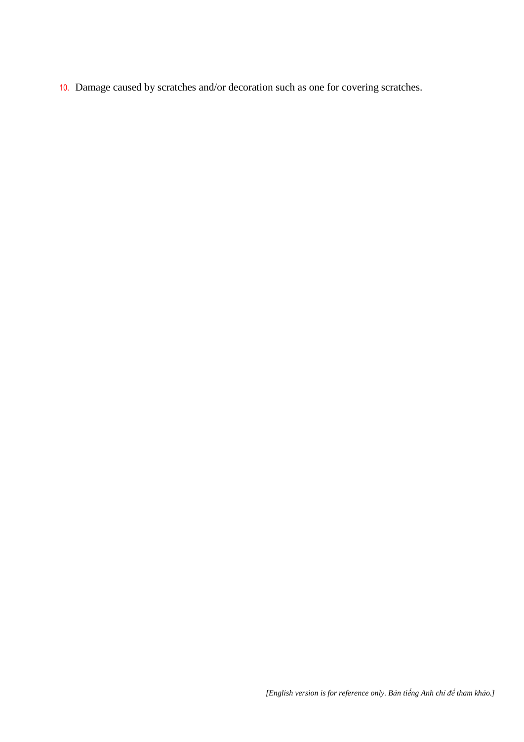10. Damage caused by scratches and/or decoration such as one for covering scratches.

*[English version is for reference only. Bản tiếng Anh chỉ để tham khảo.]*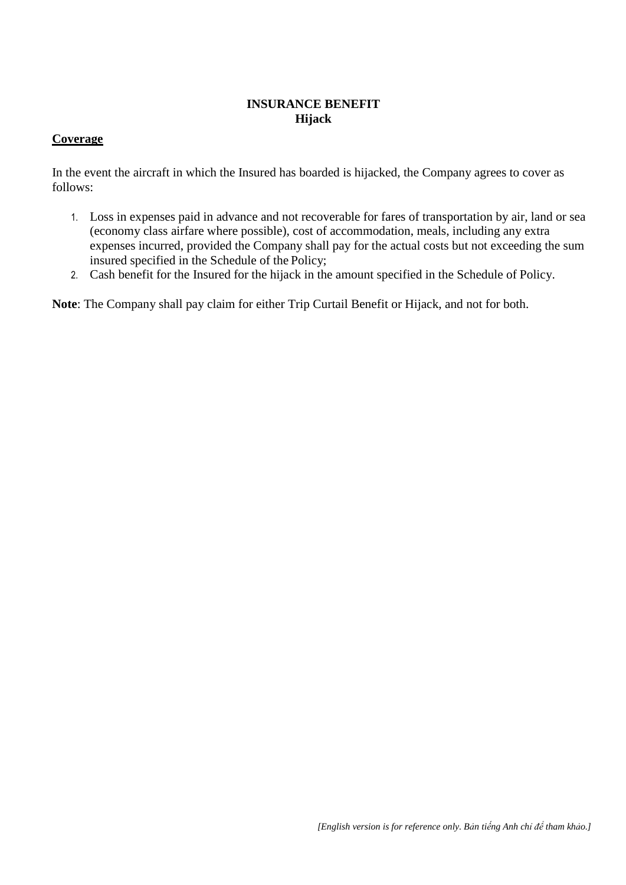**INSURANCE BENEFIT**
**Hijack**

**Coverage**

In the event the aircraft in which the Insured has boarded is hijacked, the Company agrees to cover as follows:

1. Loss in expenses paid in advance and not recoverable for fares of transportation by air, land or sea (economy class airfare where possible), cost of accommodation, meals, including any extra expenses incurred, provided the Company shall pay for the actual costs but not exceeding the sum insured specified in the Schedule of the Policy;
2. Cash benefit for the Insured for the hijack in the amount specified in the Schedule of Policy.

**Note**: The Company shall pay claim for either Trip Curtail Benefit or Hijack, and not for both.

*[English version is for reference only. Bản tiếng Anh chỉ để tham khảo.]*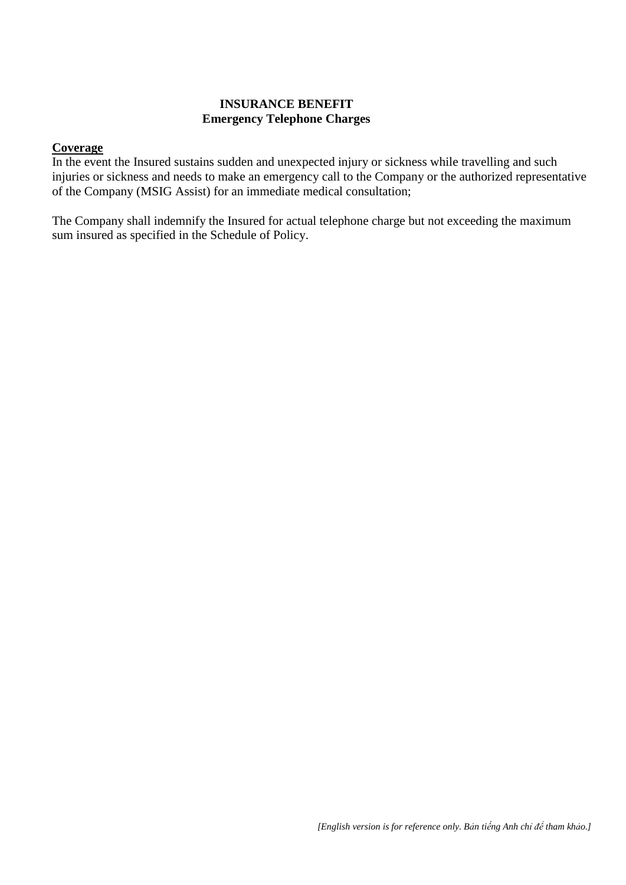**INSURANCE BENEFIT**
**Emergency Telephone Charges**

**Coverage**

In the event the Insured sustains sudden and unexpected injury or sickness while travelling and such injuries or sickness and needs to make an emergency call to the Company or the authorized representative of the Company (MSIG Assist) for an immediate medical consultation;

The Company shall indemnify the Insured for actual telephone charge but not exceeding the maximum sum insured as specified in the Schedule of Policy.

*[English version is for reference only. Bản tiếng Anh chỉ để tham khảo.]*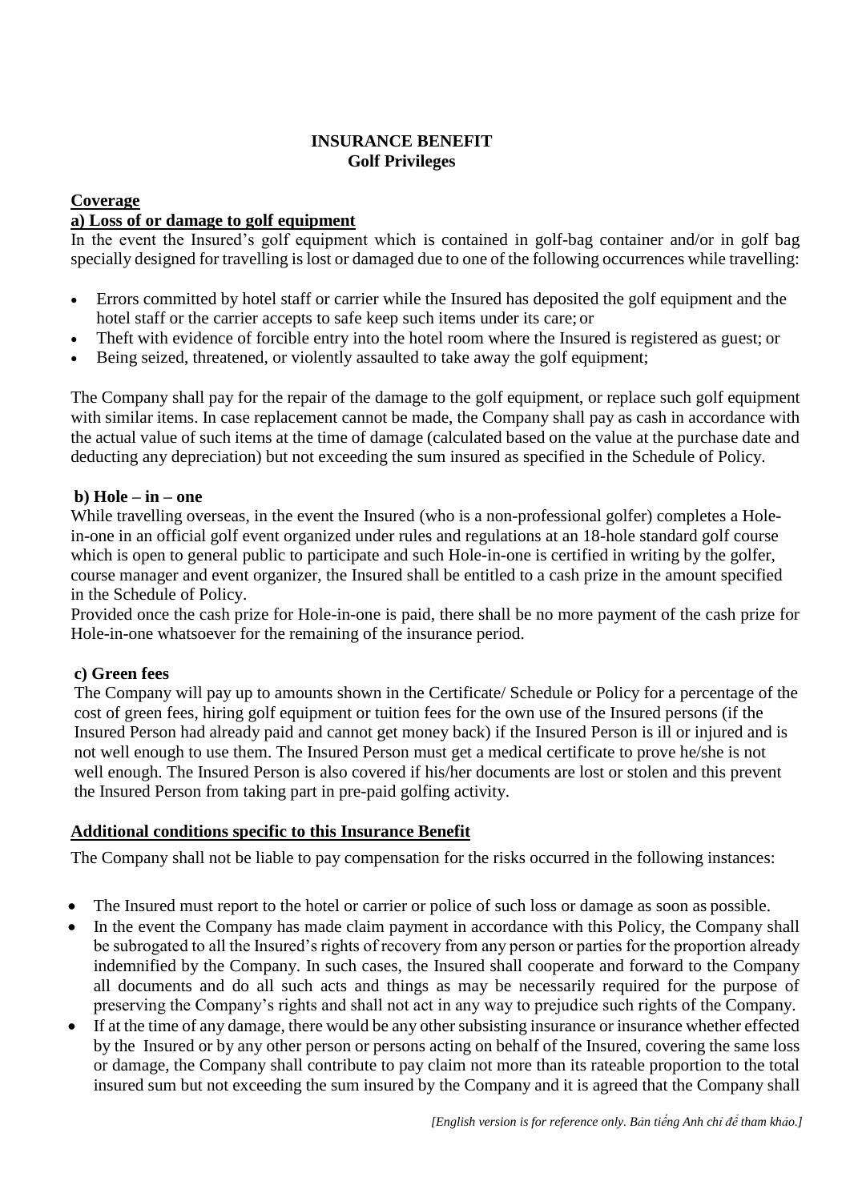**INSURANCE BENEFIT**
**Golf Privileges**

**Coverage**

**a) Loss of or damage to golf equipment**

In the event the Insured's golf equipment which is contained in golf-bag container and/or in golf bag specially designed for travelling is lost or damaged due to one of the following occurrences while travelling:

- Errors committed by hotel staff or carrier while the Insured has deposited the golf equipment and the hotel staff or the carrier accepts to safe keep such items under its care; or
- Theft with evidence of forcible entry into the hotel room where the Insured is registered as guest; or
- Being seized, threatened, or violently assaulted to take away the golf equipment;

The Company shall pay for the repair of the damage to the golf equipment, or replace such golf equipment with similar items. In case replacement cannot be made, the Company shall pay as cash in accordance with the actual value of such items at the time of damage (calculated based on the value at the purchase date and deducting any depreciation) but not exceeding the sum insured as specified in the Schedule of Policy.

**b) Hole – in – one**

While travelling overseas, in the event the Insured (who is a non-professional golfer) completes a Hole-in-one in an official golf event organized under rules and regulations at an 18-hole standard golf course which is open to general public to participate and such Hole-in-one is certified in writing by the golfer, course manager and event organizer, the Insured shall be entitled to a cash prize in the amount specified in the Schedule of Policy.

Provided once the cash prize for Hole-in-one is paid, there shall be no more payment of the cash prize for Hole-in-one whatsoever for the remaining of the insurance period.

**c) Green fees**

The Company will pay up to amounts shown in the Certificate/ Schedule or Policy for a percentage of the cost of green fees, hiring golf equipment or tuition fees for the own use of the Insured persons (if the Insured Person had already paid and cannot get money back) if the Insured Person is ill or injured and is not well enough to use them. The Insured Person must get a medical certificate to prove he/she is not well enough. The Insured Person is also covered if his/her documents are lost or stolen and this prevent the Insured Person from taking part in pre-paid golfing activity.

**Additional conditions specific to this Insurance Benefit**

The Company shall not be liable to pay compensation for the risks occurred in the following instances:

- The Insured must report to the hotel or carrier or police of such loss or damage as soon as possible.
- In the event the Company has made claim payment in accordance with this Policy, the Company shall be subrogated to all the Insured's rights of recovery from any person or parties for the proportion already indemnified by the Company. In such cases, the Insured shall cooperate and forward to the Company all documents and do all such acts and things as may be necessarily required for the purpose of preserving the Company's rights and shall not act in any way to prejudice such rights of the Company.
- If at the time of any damage, there would be any other subsisting insurance or insurance whether effected by the Insured or by any other person or persons acting on behalf of the Insured, covering the same loss or damage, the Company shall contribute to pay claim not more than its rateable proportion to the total insured sum but not exceeding the sum insured by the Company and it is agreed that the Company shall

*[English version is for reference only. Bản tiếng Anh chỉ để tham khảo.]*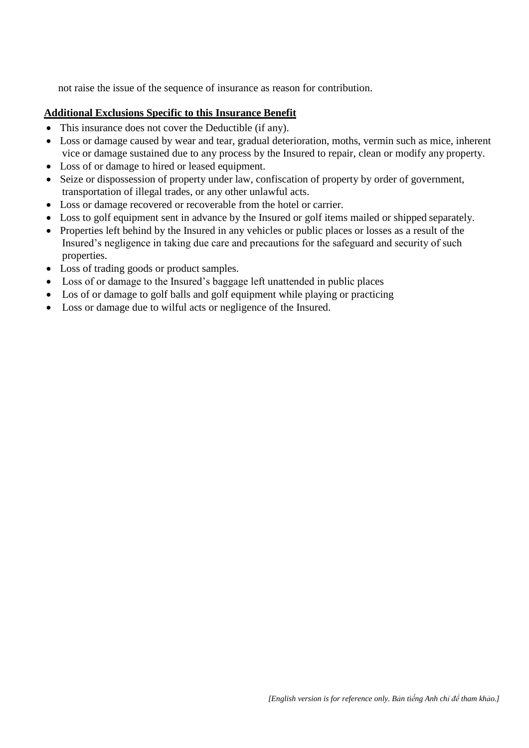not raise the issue of the sequence of insurance as reason for contribution.

**Additional Exclusions Specific to this Insurance Benefit**

- This insurance does not cover the Deductible (if any).
- Loss or damage caused by wear and tear, gradual deterioration, moths, vermin such as mice, inherent vice or damage sustained due to any process by the Insured to repair, clean or modify any property.
- Loss of or damage to hired or leased equipment.
- Seize or dispossession of property under law, confiscation of property by order of government, transportation of illegal trades, or any other unlawful acts.
- Loss or damage recovered or recoverable from the hotel or carrier.
- Loss to golf equipment sent in advance by the Insured or golf items mailed or shipped separately.
- Properties left behind by the Insured in any vehicles or public places or losses as a result of the Insured's negligence in taking due care and precautions for the safeguard and security of such properties.
- Loss of trading goods or product samples.
- Loss of or damage to the Insured's baggage left unattended in public places
- Los of or damage to golf balls and golf equipment while playing or practicing
- Loss or damage due to wilful acts or negligence of the Insured.

*[English version is for reference only. Bản tiếng Anh chỉ để tham khảo.]*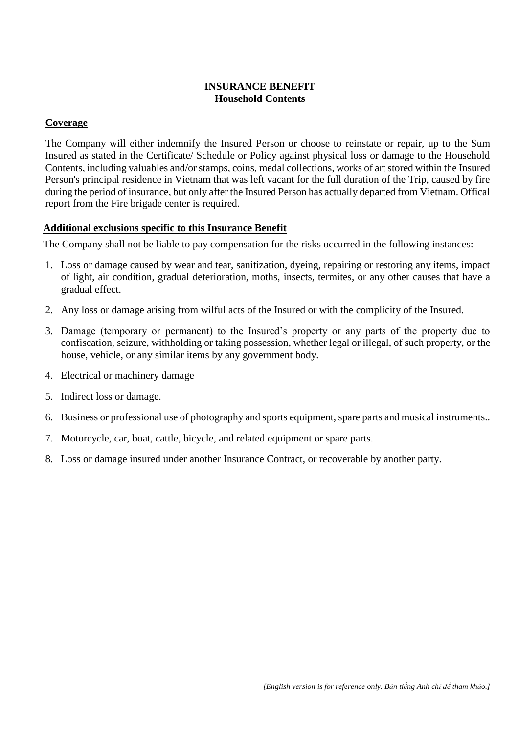**INSURANCE BENEFIT**
**Household Contents**

**Coverage**

The Company will either indemnify the Insured Person or choose to reinstate or repair, up to the Sum Insured as stated in the Certificate/ Schedule or Policy against physical loss or damage to the Household Contents, including valuables and/or stamps, coins, medal collections, works of art stored within the Insured Person's principal residence in Vietnam that was left vacant for the full duration of the Trip, caused by fire during the period of insurance, but only after the Insured Person has actually departed from Vietnam. Offical report from the Fire brigade center is required.

**Additional exclusions specific to this Insurance Benefit**

The Company shall not be liable to pay compensation for the risks occurred in the following instances:

1. Loss or damage caused by wear and tear, sanitization, dyeing, repairing or restoring any items, impact of light, air condition, gradual deterioration, moths, insects, termites, or any other causes that have a gradual effect.
2. Any loss or damage arising from wilful acts of the Insured or with the complicity of the Insured.
3. Damage (temporary or permanent) to the Insured's property or any parts of the property due to confiscation, seizure, withholding or taking possession, whether legal or illegal, of such property, or the house, vehicle, or any similar items by any government body.
4. Electrical or machinery damage
5. Indirect loss or damage.
6. Business or professional use of photography and sports equipment, spare parts and musical instruments..
7. Motorcycle, car, boat, cattle, bicycle, and related equipment or spare parts.
8. Loss or damage insured under another Insurance Contract, or recoverable by another party.

*[English version is for reference only. Bản tiếng Anh chỉ để tham khảo.]*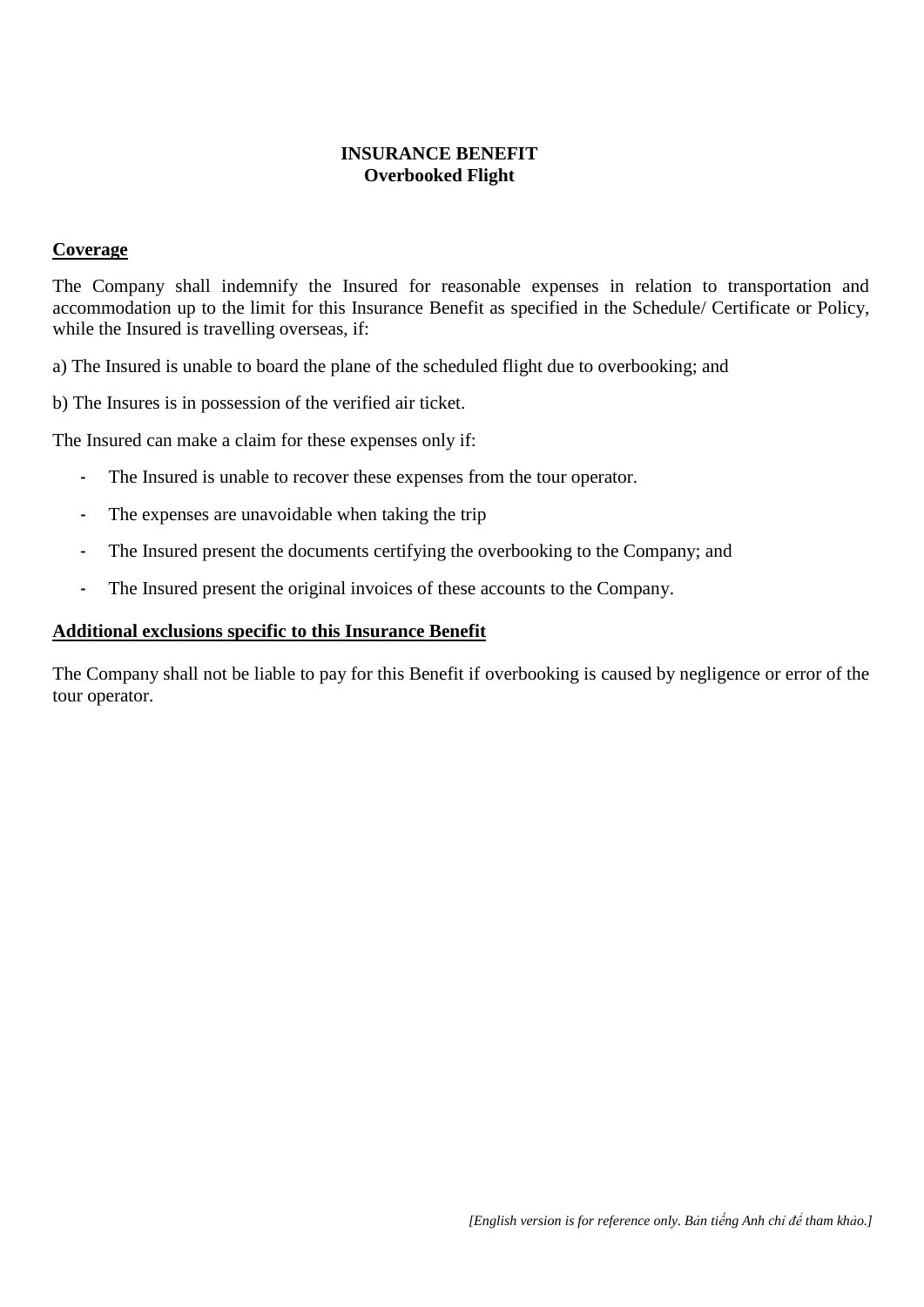# INSURANCE BENEFIT
## Overbooked Flight

**Coverage**

The Company shall indemnify the Insured for reasonable expenses in relation to transportation and accommodation up to the limit for this Insurance Benefit as specified in the Schedule/ Certificate or Policy, while the Insured is travelling overseas, if:

a) The Insured is unable to board the plane of the scheduled flight due to overbooking; and

b) The Insures is in possession of the verified air ticket.

The Insured can make a claim for these expenses only if:

- The Insured is unable to recover these expenses from the tour operator.
- The expenses are unavoidable when taking the trip
- The Insured present the documents certifying the overbooking to the Company; and
- The Insured present the original invoices of these accounts to the Company.

**Additional exclusions specific to this Insurance Benefit**

The Company shall not be liable to pay for this Benefit if overbooking is caused by negligence or error of the tour operator.

*[English version is for reference only. Bản tiếng Anh chỉ để tham khảo.]*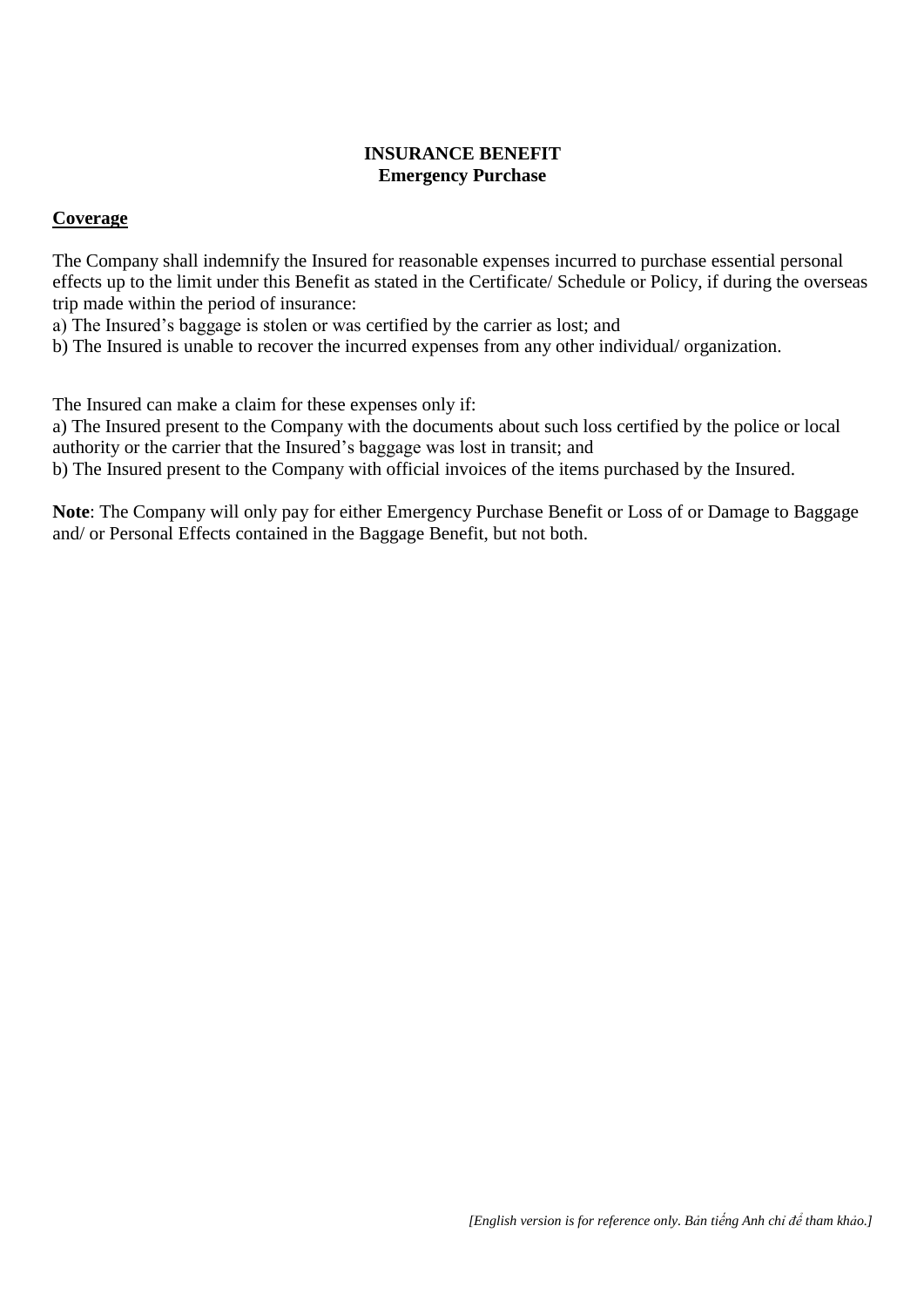**INSURANCE BENEFIT**
**Emergency Purchase**

**Coverage**

The Company shall indemnify the Insured for reasonable expenses incurred to purchase essential personal effects up to the limit under this Benefit as stated in the Certificate/ Schedule or Policy, if during the overseas trip made within the period of insurance:

a) The Insured's baggage is stolen or was certified by the carrier as lost; and
b) The Insured is unable to recover the incurred expenses from any other individual/ organization.

The Insured can make a claim for these expenses only if:

a) The Insured present to the Company with the documents about such loss certified by the police or local authority or the carrier that the Insured's baggage was lost in transit; and
b) The Insured present to the Company with official invoices of the items purchased by the Insured.

**Note**: The Company will only pay for either Emergency Purchase Benefit or Loss of or Damage to Baggage and/ or Personal Effects contained in the Baggage Benefit, but not both.

*[English version is for reference only. Bản tiếng Anh chỉ để tham khảo.]*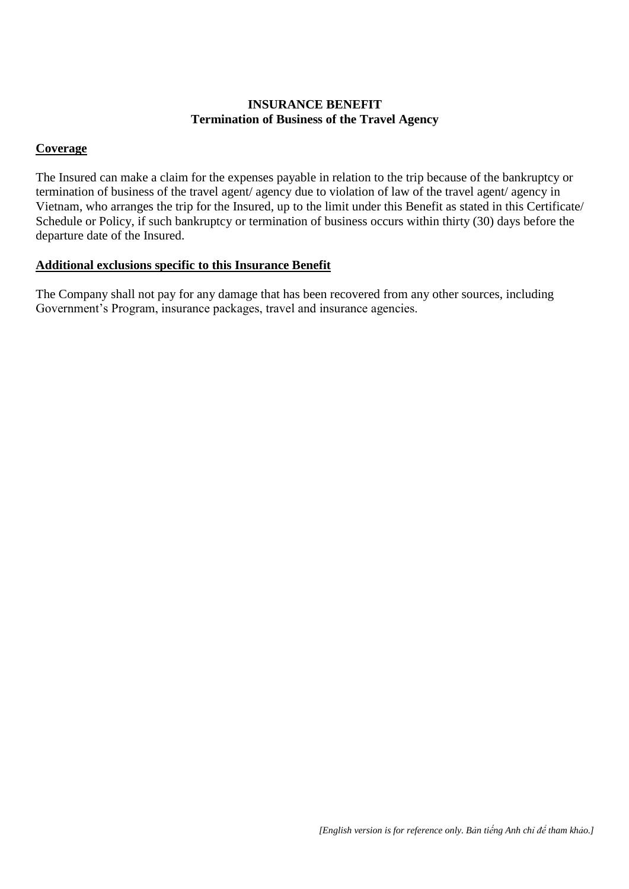**INSURANCE BENEFIT**
**Termination of Business of the Travel Agency**

**Coverage**

The Insured can make a claim for the expenses payable in relation to the trip because of the bankruptcy or termination of business of the travel agent/ agency due to violation of law of the travel agent/ agency in Vietnam, who arranges the trip for the Insured, up to the limit under this Benefit as stated in this Certificate/ Schedule or Policy, if such bankruptcy or termination of business occurs within thirty (30) days before the departure date of the Insured.

**Additional exclusions specific to this Insurance Benefit**

The Company shall not pay for any damage that has been recovered from any other sources, including Government's Program, insurance packages, travel and insurance agencies.

*[English version is for reference only. Bản tiếng Anh chỉ để tham khảo.]*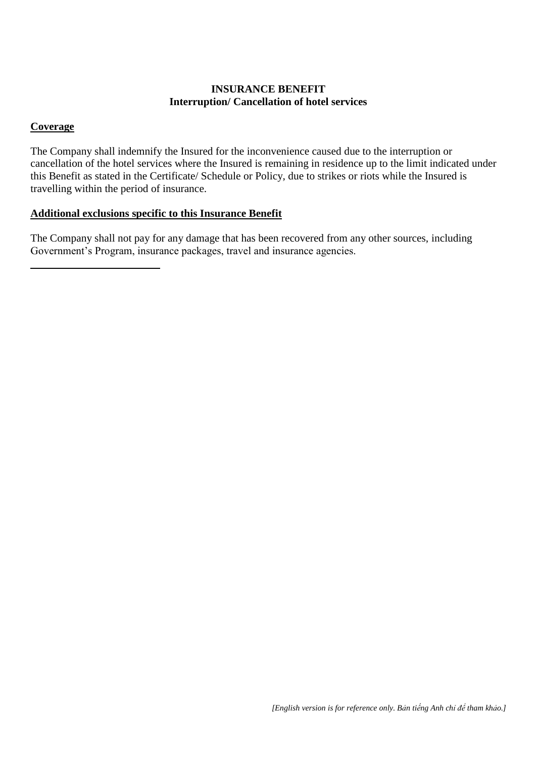**INSURANCE BENEFIT**
**Interruption/ Cancellation of hotel services**

**Coverage**

The Company shall indemnify the Insured for the inconvenience caused due to the interruption or cancellation of the hotel services where the Insured is remaining in residence up to the limit indicated under this Benefit as stated in the Certificate/ Schedule or Policy, due to strikes or riots while the Insured is travelling within the period of insurance.

**Additional exclusions specific to this Insurance Benefit**

The Company shall not pay for any damage that has been recovered from any other sources, including Government's Program, insurance packages, travel and insurance agencies.

---

*[English version is for reference only. Bản tiếng Anh chỉ để tham khảo.]*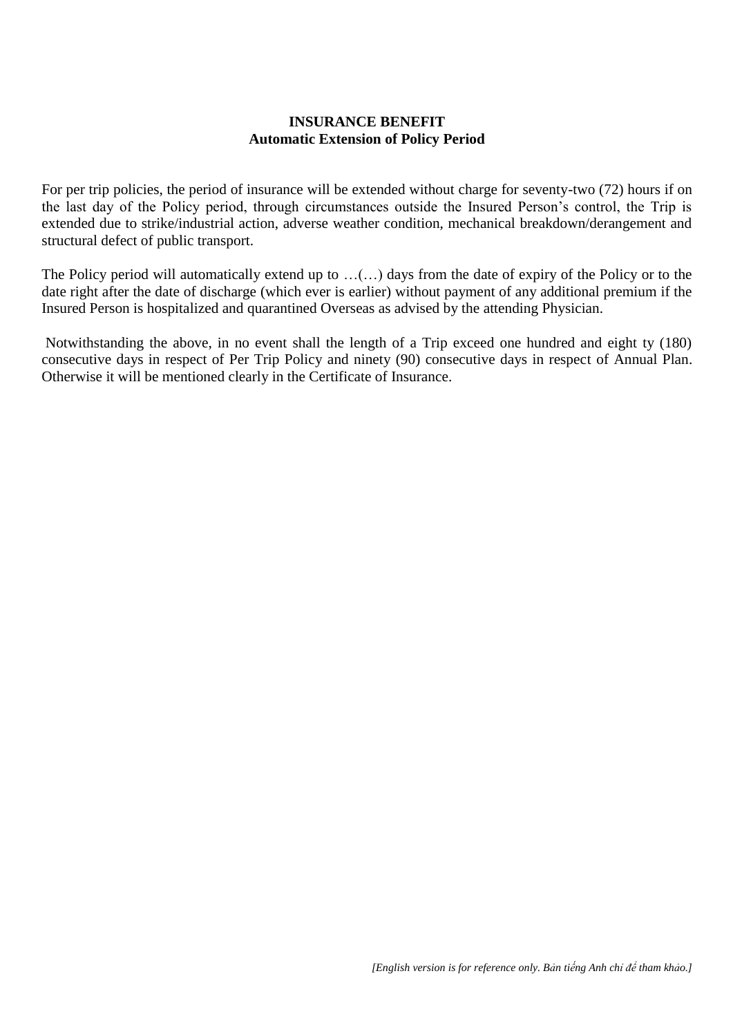**INSURANCE BENEFIT**
**Automatic Extension of Policy Period**

For per trip policies, the period of insurance will be extended without charge for seventy-two (72) hours if on the last day of the Policy period, through circumstances outside the Insured Person's control, the Trip is extended due to strike/industrial action, adverse weather condition, mechanical breakdown/derangement and structural defect of public transport.

The Policy period will automatically extend up to …(…) days from the date of expiry of the Policy or to the date right after the date of discharge (which ever is earlier) without payment of any additional premium if the Insured Person is hospitalized and quarantined Overseas as advised by the attending Physician.

Notwithstanding the above, in no event shall the length of a Trip exceed one hundred and eight ty (180) consecutive days in respect of Per Trip Policy and ninety (90) consecutive days in respect of Annual Plan. Otherwise it will be mentioned clearly in the Certificate of Insurance.

*[English version is for reference only. Bản tiếng Anh chỉ để tham khảo.]*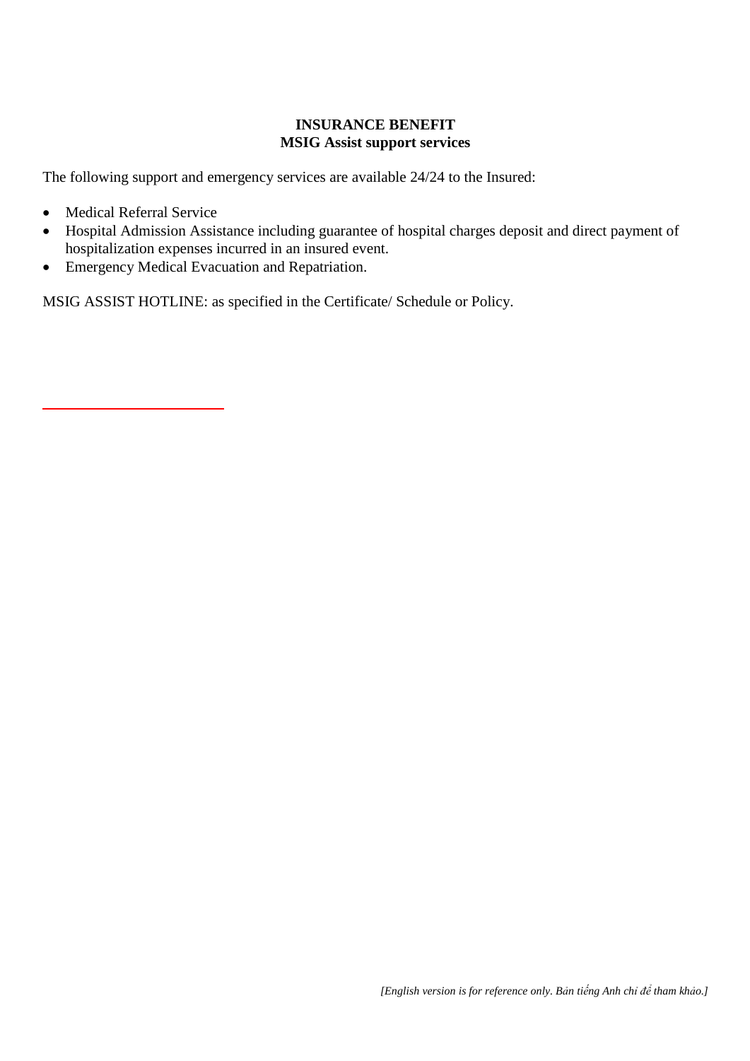**INSURANCE BENEFIT**
**MSIG Assist support services**

The following support and emergency services are available 24/24 to the Insured:

- Medical Referral Service
- Hospital Admission Assistance including guarantee of hospital charges deposit and direct payment of hospitalization expenses incurred in an insured event.
- Emergency Medical Evacuation and Repatriation.

MSIG ASSIST HOTLINE: as specified in the Certificate/ Schedule or Policy.

*[English version is for reference only. Bản tiếng Anh chỉ để tham khảo.]*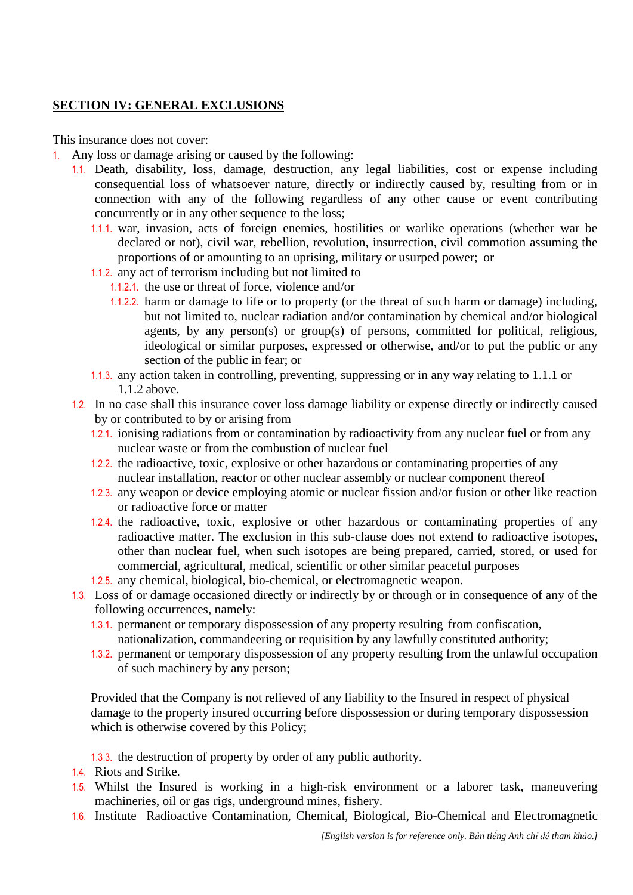## **SECTION IV: GENERAL EXCLUSIONS**

This insurance does not cover:

1. Any loss or damage arising or caused by the following:
   - 1.1. Death, disability, loss, damage, destruction, any legal liabilities, cost or expense including consequential loss of whatsoever nature, directly or indirectly caused by, resulting from or in connection with any of the following regardless of any other cause or event contributing concurrently or in any other sequence to the loss;
     - 1.1.1. war, invasion, acts of foreign enemies, hostilities or warlike operations (whether war be declared or not), civil war, rebellion, revolution, insurrection, civil commotion assuming the proportions of or amounting to an uprising, military or usurped power; or
     - 1.1.2. any act of terrorism including but not limited to
       - 1.1.2.1. the use or threat of force, violence and/or
       - 1.1.2.2. harm or damage to life or to property (or the threat of such harm or damage) including, but not limited to, nuclear radiation and/or contamination by chemical and/or biological agents, by any person(s) or group(s) of persons, committed for political, religious, ideological or similar purposes, expressed or otherwise, and/or to put the public or any section of the public in fear; or
     - 1.1.3. any action taken in controlling, preventing, suppressing or in any way relating to 1.1.1 or 1.1.2 above.
   - 1.2. In no case shall this insurance cover loss damage liability or expense directly or indirectly caused by or contributed to by or arising from
     - 1.2.1. ionising radiations from or contamination by radioactivity from any nuclear fuel or from any nuclear waste or from the combustion of nuclear fuel
     - 1.2.2. the radioactive, toxic, explosive or other hazardous or contaminating properties of any nuclear installation, reactor or other nuclear assembly or nuclear component thereof
     - 1.2.3. any weapon or device employing atomic or nuclear fission and/or fusion or other like reaction or radioactive force or matter
     - 1.2.4. the radioactive, toxic, explosive or other hazardous or contaminating properties of any radioactive matter. The exclusion in this sub-clause does not extend to radioactive isotopes, other than nuclear fuel, when such isotopes are being prepared, carried, stored, or used for commercial, agricultural, medical, scientific or other similar peaceful purposes
     - 1.2.5. any chemical, biological, bio-chemical, or electromagnetic weapon.
   - 1.3. Loss of or damage occasioned directly or indirectly by or through or in consequence of any of the following occurrences, namely:
     - 1.3.1. permanent or temporary dispossession of any property resulting from confiscation, nationalization, commandeering or requisition by any lawfully constituted authority;
     - 1.3.2. permanent or temporary dispossession of any property resulting from the unlawful occupation of such machinery by any person;

     Provided that the Company is not relieved of any liability to the Insured in respect of physical damage to the property insured occurring before dispossession or during temporary dispossession which is otherwise covered by this Policy;

     - 1.3.3. the destruction of property by order of any public authority.
   - 1.4. Riots and Strike.
   - 1.5. Whilst the Insured is working in a high-risk environment or a laborer task, maneuvering machineries, oil or gas rigs, underground mines, fishery.
   - 1.6. Institute Radioactive Contamination, Chemical, Biological, Bio-Chemical and Electromagnetic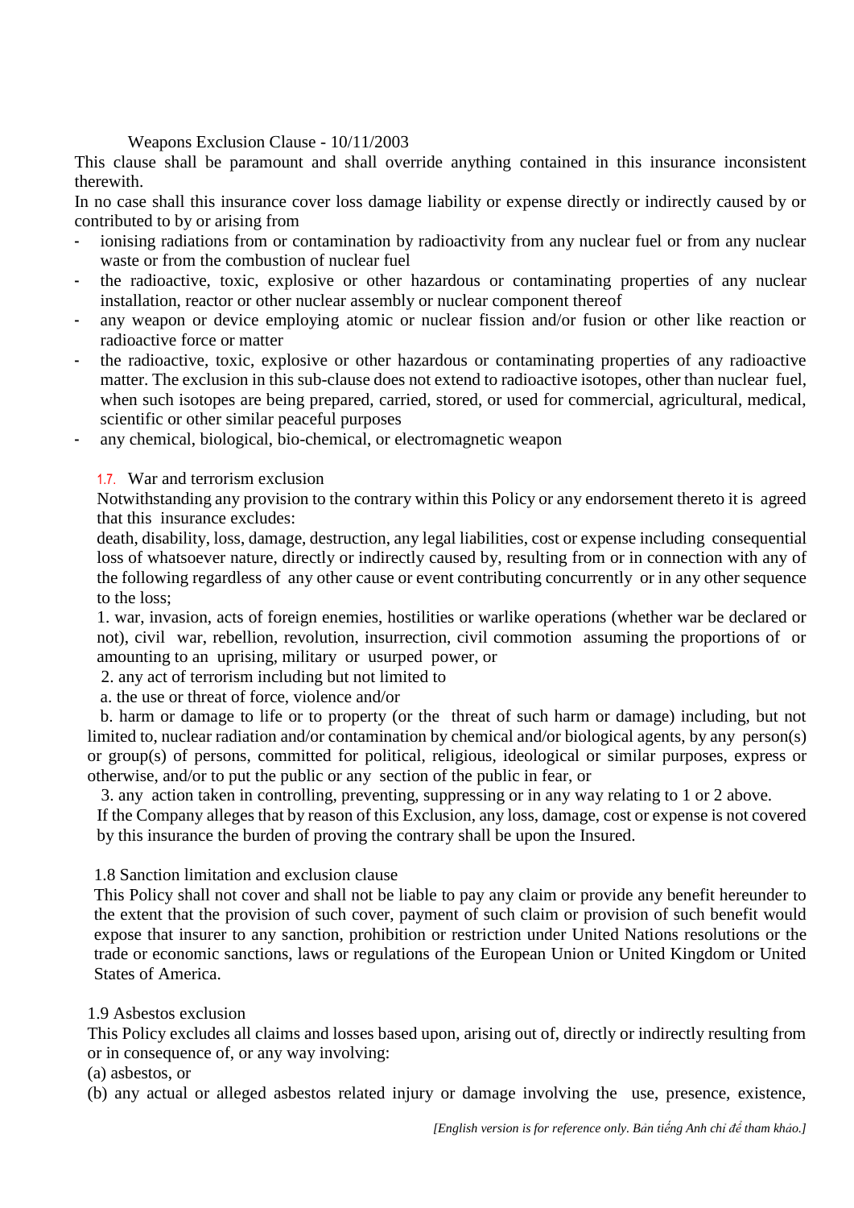Weapons Exclusion Clause - 10/11/2003

This clause shall be paramount and shall override anything contained in this insurance inconsistent therewith.

In no case shall this insurance cover loss damage liability or expense directly or indirectly caused by or contributed to by or arising from

- ionising radiations from or contamination by radioactivity from any nuclear fuel or from any nuclear waste or from the combustion of nuclear fuel
- the radioactive, toxic, explosive or other hazardous or contaminating properties of any nuclear installation, reactor or other nuclear assembly or nuclear component thereof
- any weapon or device employing atomic or nuclear fission and/or fusion or other like reaction or radioactive force or matter
- the radioactive, toxic, explosive or other hazardous or contaminating properties of any radioactive matter. The exclusion in this sub-clause does not extend to radioactive isotopes, other than nuclear fuel, when such isotopes are being prepared, carried, stored, or used for commercial, agricultural, medical, scientific or other similar peaceful purposes
- any chemical, biological, bio-chemical, or electromagnetic weapon

1.7. War and terrorism exclusion

Notwithstanding any provision to the contrary within this Policy or any endorsement thereto it is agreed that this insurance excludes:

death, disability, loss, damage, destruction, any legal liabilities, cost or expense including consequential loss of whatsoever nature, directly or indirectly caused by, resulting from or in connection with any of the following regardless of any other cause or event contributing concurrently or in any other sequence to the loss;

1. war, invasion, acts of foreign enemies, hostilities or warlike operations (whether war be declared or not), civil war, rebellion, revolution, insurrection, civil commotion assuming the proportions of or amounting to an uprising, military or usurped power, or

2. any act of terrorism including but not limited to

a. the use or threat of force, violence and/or

b. harm or damage to life or to property (or the threat of such harm or damage) including, but not limited to, nuclear radiation and/or contamination by chemical and/or biological agents, by any person(s) or group(s) of persons, committed for political, religious, ideological or similar purposes, express or otherwise, and/or to put the public or any section of the public in fear, or

3. any action taken in controlling, preventing, suppressing or in any way relating to 1 or 2 above.

If the Company alleges that by reason of this Exclusion, any loss, damage, cost or expense is not covered by this insurance the burden of proving the contrary shall be upon the Insured.

1.8 Sanction limitation and exclusion clause

This Policy shall not cover and shall not be liable to pay any claim or provide any benefit hereunder to the extent that the provision of such cover, payment of such claim or provision of such benefit would expose that insurer to any sanction, prohibition or restriction under United Nations resolutions or the trade or economic sanctions, laws or regulations of the European Union or United Kingdom or United States of America.

1.9 Asbestos exclusion

This Policy excludes all claims and losses based upon, arising out of, directly or indirectly resulting from or in consequence of, or any way involving:

(a) asbestos, or

(b) any actual or alleged asbestos related injury or damage involving the use, presence, existence,

*[English version is for reference only. Bản tiếng Anh chỉ để tham khảo.]*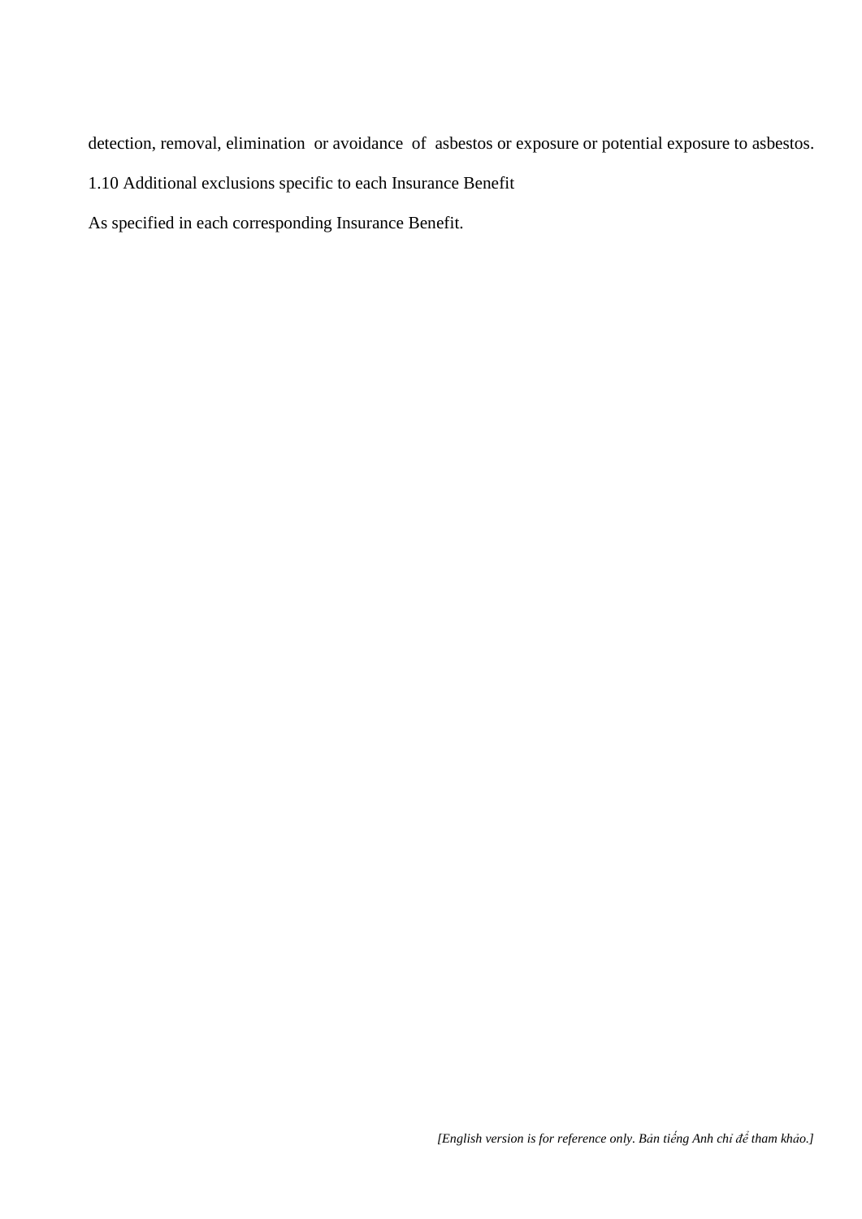detection, removal, elimination or avoidance of asbestos or exposure or potential exposure to asbestos.

1.10 Additional exclusions specific to each Insurance Benefit

As specified in each corresponding Insurance Benefit.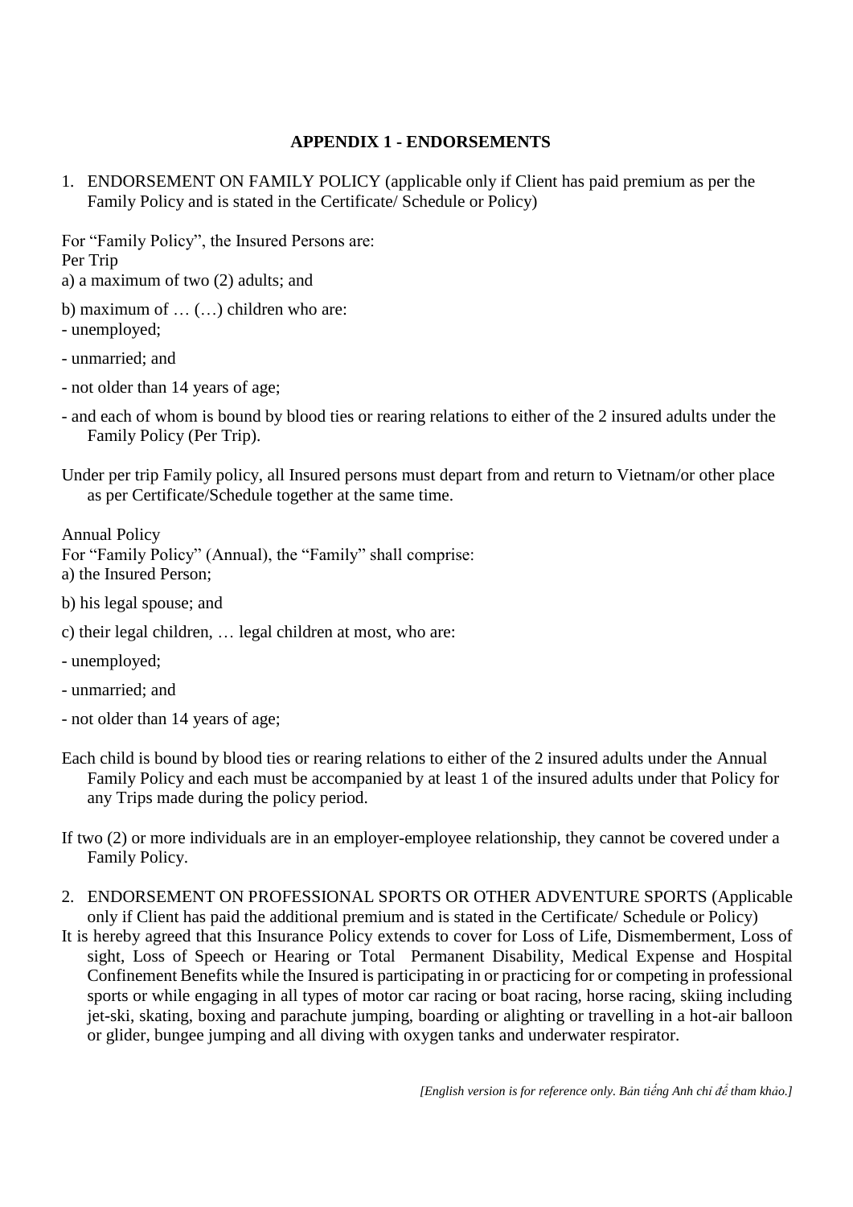## APPENDIX 1 - ENDORSEMENTS

1. ENDORSEMENT ON FAMILY POLICY (applicable only if Client has paid premium as per the Family Policy and is stated in the Certificate/ Schedule or Policy)

For "Family Policy", the Insured Persons are:
Per Trip
a) a maximum of two (2) adults; and

b) maximum of … (…) children who are:
- unemployed;
- unmarried; and
- not older than 14 years of age;
- and each of whom is bound by blood ties or rearing relations to either of the 2 insured adults under the Family Policy (Per Trip).

Under per trip Family policy, all Insured persons must depart from and return to Vietnam/or other place as per Certificate/Schedule together at the same time.

Annual Policy
For "Family Policy" (Annual), the "Family" shall comprise:
a) the Insured Person;

b) his legal spouse; and

c) their legal children, … legal children at most, who are:
- unemployed;
- unmarried; and
- not older than 14 years of age;

Each child is bound by blood ties or rearing relations to either of the 2 insured adults under the Annual Family Policy and each must be accompanied by at least 1 of the insured adults under that Policy for any Trips made during the policy period.

If two (2) or more individuals are in an employer-employee relationship, they cannot be covered under a Family Policy.

2. ENDORSEMENT ON PROFESSIONAL SPORTS OR OTHER ADVENTURE SPORTS (Applicable only if Client has paid the additional premium and is stated in the Certificate/ Schedule or Policy)

It is hereby agreed that this Insurance Policy extends to cover for Loss of Life, Dismemberment, Loss of sight, Loss of Speech or Hearing or Total Permanent Disability, Medical Expense and Hospital Confinement Benefits while the Insured is participating in or practicing for or competing in professional sports or while engaging in all types of motor car racing or boat racing, horse racing, skiing including jet-ski, skating, boxing and parachute jumping, boarding or alighting or travelling in a hot-air balloon or glider, bungee jumping and all diving with oxygen tanks and underwater respirator.

*[English version is for reference only. Bản tiếng Anh chỉ để tham khảo.]*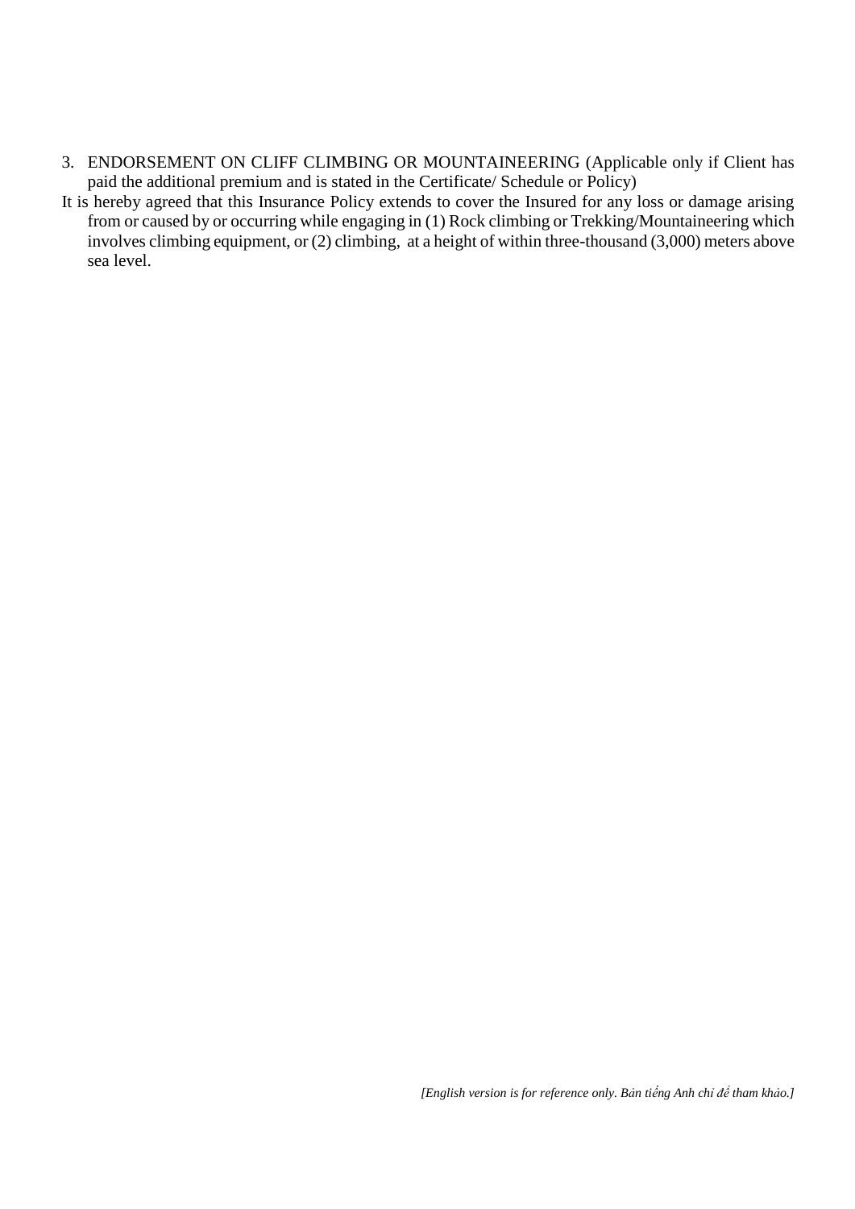3. ENDORSEMENT ON CLIFF CLIMBING OR MOUNTAINEERING (Applicable only if Client has paid the additional premium and is stated in the Certificate/ Schedule or Policy)

It is hereby agreed that this Insurance Policy extends to cover the Insured for any loss or damage arising from or caused by or occurring while engaging in (1) Rock climbing or Trekking/Mountaineering which involves climbing equipment, or (2) climbing, at a height of within three-thousand (3,000) meters above sea level.

*[English version is for reference only. Bản tiếng Anh chỉ để tham khảo.]*